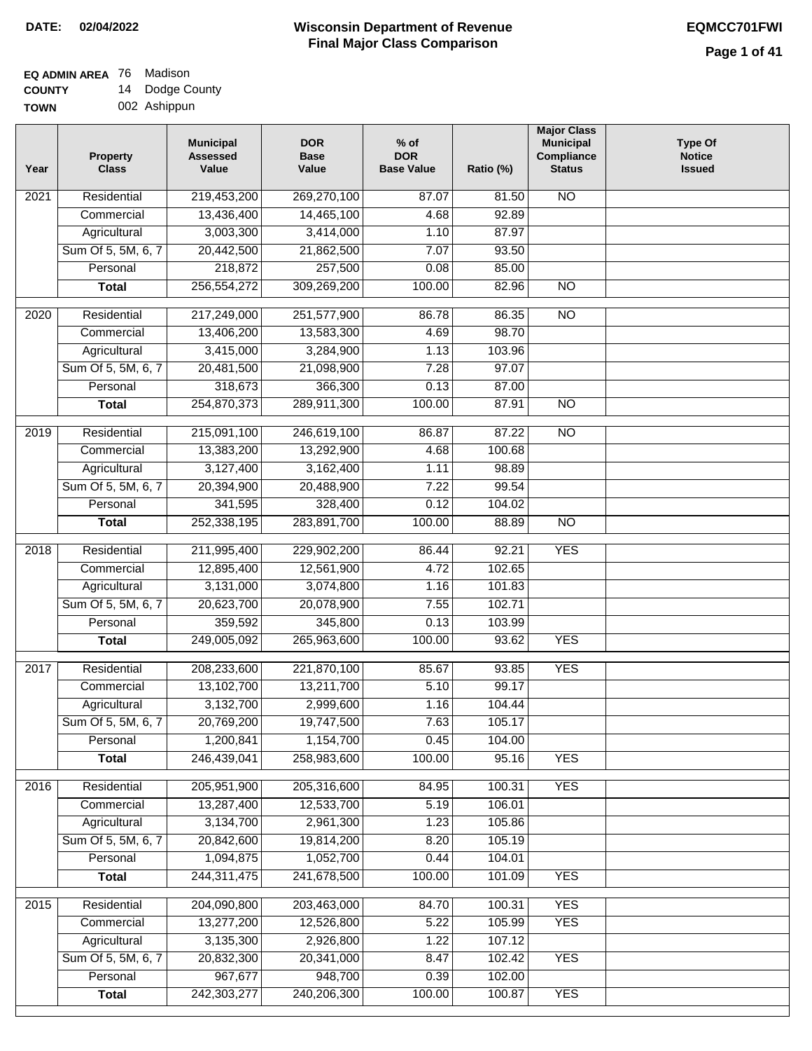DATE: 02/04/2022

# Wisconsin Department of Revenue
## Final Major Class Comparison

EQMCC701FWI

**EQ ADMIN AREA** 76 Madison
**COUNTY** 14 Dodge County
**TOWN** 002 Ashippun

| Year | Property Class | Municipal Assessed Value | DOR Base Value | % of DOR Base Value | Ratio (%) | Major Class Municipal Compliance Status | Type Of Notice Issued |
|---|---|---|---|---|---|---|---|
| 2021 | Residential | 219,453,200 | 269,270,100 | 87.07 | 81.50 | NO | |
| | Commercial | 13,436,400 | 14,465,100 | 4.68 | 92.89 | | |
| | Agricultural | 3,003,300 | 3,414,000 | 1.10 | 87.97 | | |
| | Sum Of 5, 5M, 6, 7 | 20,442,500 | 21,862,500 | 7.07 | 93.50 | | |
| | Personal | 218,872 | 257,500 | 0.08 | 85.00 | | |
| | **Total** | 256,554,272 | 309,269,200 | 100.00 | 82.96 | NO | |
| 2020 | Residential | 217,249,000 | 251,577,900 | 86.78 | 86.35 | NO | |
| | Commercial | 13,406,200 | 13,583,300 | 4.69 | 98.70 | | |
| | Agricultural | 3,415,000 | 3,284,900 | 1.13 | 103.96 | | |
| | Sum Of 5, 5M, 6, 7 | 20,481,500 | 21,098,900 | 7.28 | 97.07 | | |
| | Personal | 318,673 | 366,300 | 0.13 | 87.00 | | |
| | **Total** | 254,870,373 | 289,911,300 | 100.00 | 87.91 | NO | |
| 2019 | Residential | 215,091,100 | 246,619,100 | 86.87 | 87.22 | NO | |
| | Commercial | 13,383,200 | 13,292,900 | 4.68 | 100.68 | | |
| | Agricultural | 3,127,400 | 3,162,400 | 1.11 | 98.89 | | |
| | Sum Of 5, 5M, 6, 7 | 20,394,900 | 20,488,900 | 7.22 | 99.54 | | |
| | Personal | 341,595 | 328,400 | 0.12 | 104.02 | | |
| | **Total** | 252,338,195 | 283,891,700 | 100.00 | 88.89 | NO | |
| 2018 | Residential | 211,995,400 | 229,902,200 | 86.44 | 92.21 | YES | |
| | Commercial | 12,895,400 | 12,561,900 | 4.72 | 102.65 | | |
| | Agricultural | 3,131,000 | 3,074,800 | 1.16 | 101.83 | | |
| | Sum Of 5, 5M, 6, 7 | 20,623,700 | 20,078,900 | 7.55 | 102.71 | | |
| | Personal | 359,592 | 345,800 | 0.13 | 103.99 | | |
| | **Total** | 249,005,092 | 265,963,600 | 100.00 | 93.62 | YES | |
| 2017 | Residential | 208,233,600 | 221,870,100 | 85.67 | 93.85 | YES | |
| | Commercial | 13,102,700 | 13,211,700 | 5.10 | 99.17 | | |
| | Agricultural | 3,132,700 | 2,999,600 | 1.16 | 104.44 | | |
| | Sum Of 5, 5M, 6, 7 | 20,769,200 | 19,747,500 | 7.63 | 105.17 | | |
| | Personal | 1,200,841 | 1,154,700 | 0.45 | 104.00 | | |
| | **Total** | 246,439,041 | 258,983,600 | 100.00 | 95.16 | YES | |
| 2016 | Residential | 205,951,900 | 205,316,600 | 84.95 | 100.31 | YES | |
| | Commercial | 13,287,400 | 12,533,700 | 5.19 | 106.01 | | |
| | Agricultural | 3,134,700 | 2,961,300 | 1.23 | 105.86 | | |
| | Sum Of 5, 5M, 6, 7 | 20,842,600 | 19,814,200 | 8.20 | 105.19 | | |
| | Personal | 1,094,875 | 1,052,700 | 0.44 | 104.01 | | |
| | **Total** | 244,311,475 | 241,678,500 | 100.00 | 101.09 | YES | |
| 2015 | Residential | 204,090,800 | 203,463,000 | 84.70 | 100.31 | YES | |
| | Commercial | 13,277,200 | 12,526,800 | 5.22 | 105.99 | YES | |
| | Agricultural | 3,135,300 | 2,926,800 | 1.22 | 107.12 | | |
| | Sum Of 5, 5M, 6, 7 | 20,832,300 | 20,341,000 | 8.47 | 102.42 | YES | |
| | Personal | 967,677 | 948,700 | 0.39 | 102.00 | | |
| | **Total** | 242,303,277 | 240,206,300 | 100.00 | 100.87 | YES | |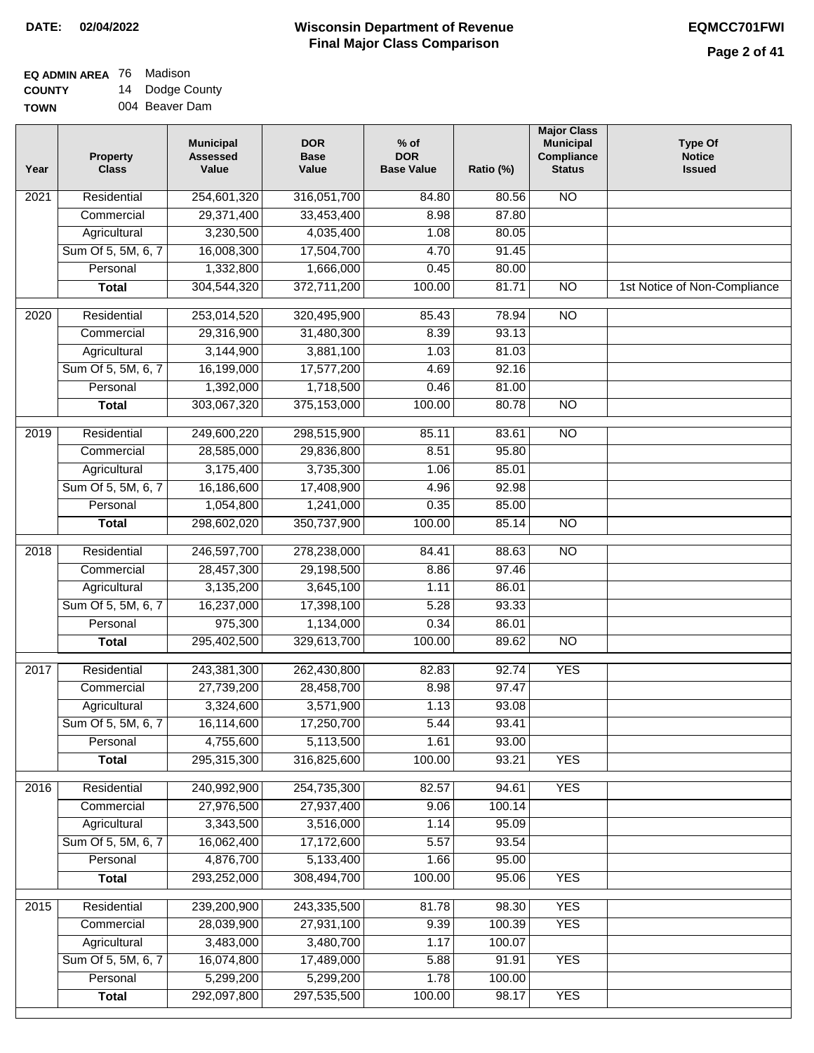**DATE: 02/04/2022**

# Wisconsin Department of Revenue
## Final Major Class Comparison

**EQMCC701FWI**

**EQ ADMIN AREA** 76 Madison
**COUNTY** 14 Dodge County
**TOWN** 004 Beaver Dam

| Year | Property Class | Municipal Assessed Value | DOR Base Value | % of DOR Base Value | Ratio (%) | Major Class Municipal Compliance Status | Type Of Notice Issued |
|---|---|---|---|---|---|---|---|
| 2021 | Residential | 254,601,320 | 316,051,700 | 84.80 | 80.56 | NO | |
| | Commercial | 29,371,400 | 33,453,400 | 8.98 | 87.80 | | |
| | Agricultural | 3,230,500 | 4,035,400 | 1.08 | 80.05 | | |
| | Sum Of 5, 5M, 6, 7 | 16,008,300 | 17,504,700 | 4.70 | 91.45 | | |
| | Personal | 1,332,800 | 1,666,000 | 0.45 | 80.00 | | |
| | **Total** | 304,544,320 | 372,711,200 | 100.00 | 81.71 | NO | 1st Notice of Non-Compliance |
| 2020 | Residential | 253,014,520 | 320,495,900 | 85.43 | 78.94 | NO | |
| | Commercial | 29,316,900 | 31,480,300 | 8.39 | 93.13 | | |
| | Agricultural | 3,144,900 | 3,881,100 | 1.03 | 81.03 | | |
| | Sum Of 5, 5M, 6, 7 | 16,199,000 | 17,577,200 | 4.69 | 92.16 | | |
| | Personal | 1,392,000 | 1,718,500 | 0.46 | 81.00 | | |
| | **Total** | 303,067,320 | 375,153,000 | 100.00 | 80.78 | NO | |
| 2019 | Residential | 249,600,220 | 298,515,900 | 85.11 | 83.61 | NO | |
| | Commercial | 28,585,000 | 29,836,800 | 8.51 | 95.80 | | |
| | Agricultural | 3,175,400 | 3,735,300 | 1.06 | 85.01 | | |
| | Sum Of 5, 5M, 6, 7 | 16,186,600 | 17,408,900 | 4.96 | 92.98 | | |
| | Personal | 1,054,800 | 1,241,000 | 0.35 | 85.00 | | |
| | **Total** | 298,602,020 | 350,737,900 | 100.00 | 85.14 | NO | |
| 2018 | Residential | 246,597,700 | 278,238,000 | 84.41 | 88.63 | NO | |
| | Commercial | 28,457,300 | 29,198,500 | 8.86 | 97.46 | | |
| | Agricultural | 3,135,200 | 3,645,100 | 1.11 | 86.01 | | |
| | Sum Of 5, 5M, 6, 7 | 16,237,000 | 17,398,100 | 5.28 | 93.33 | | |
| | Personal | 975,300 | 1,134,000 | 0.34 | 86.01 | | |
| | **Total** | 295,402,500 | 329,613,700 | 100.00 | 89.62 | NO | |
| 2017 | Residential | 243,381,300 | 262,430,800 | 82.83 | 92.74 | YES | |
| | Commercial | 27,739,200 | 28,458,700 | 8.98 | 97.47 | | |
| | Agricultural | 3,324,600 | 3,571,900 | 1.13 | 93.08 | | |
| | Sum Of 5, 5M, 6, 7 | 16,114,600 | 17,250,700 | 5.44 | 93.41 | | |
| | Personal | 4,755,600 | 5,113,500 | 1.61 | 93.00 | | |
| | **Total** | 295,315,300 | 316,825,600 | 100.00 | 93.21 | YES | |
| 2016 | Residential | 240,992,900 | 254,735,300 | 82.57 | 94.61 | YES | |
| | Commercial | 27,976,500 | 27,937,400 | 9.06 | 100.14 | | |
| | Agricultural | 3,343,500 | 3,516,000 | 1.14 | 95.09 | | |
| | Sum Of 5, 5M, 6, 7 | 16,062,400 | 17,172,600 | 5.57 | 93.54 | | |
| | Personal | 4,876,700 | 5,133,400 | 1.66 | 95.00 | | |
| | **Total** | 293,252,000 | 308,494,700 | 100.00 | 95.06 | YES | |
| 2015 | Residential | 239,200,900 | 243,335,500 | 81.78 | 98.30 | YES | |
| | Commercial | 28,039,900 | 27,931,100 | 9.39 | 100.39 | YES | |
| | Agricultural | 3,483,000 | 3,480,700 | 1.17 | 100.07 | | |
| | Sum Of 5, 5M, 6, 7 | 16,074,800 | 17,489,000 | 5.88 | 91.91 | YES | |
| | Personal | 5,299,200 | 5,299,200 | 1.78 | 100.00 | | |
| | **Total** | 292,097,800 | 297,535,500 | 100.00 | 98.17 | YES | |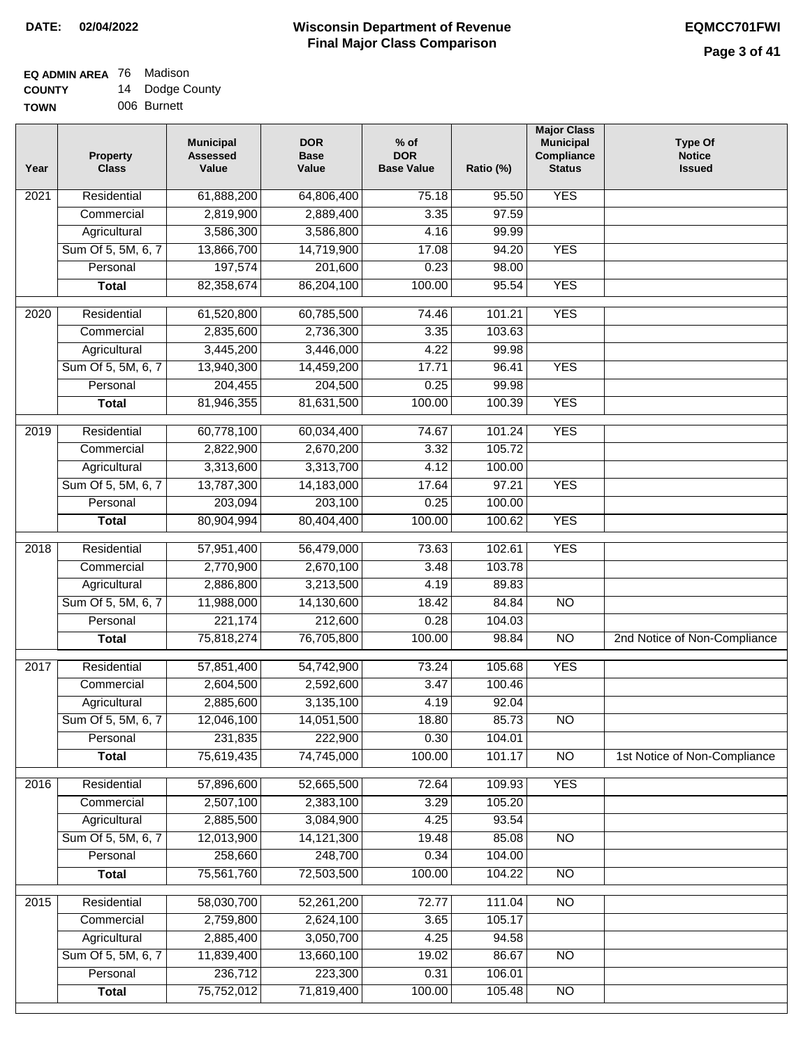**DATE: 02/04/2022**

# Wisconsin Department of Revenue
## Final Major Class Comparison

**EQMCC701FWI**

**EQ ADMIN AREA** 76 Madison
**COUNTY** 14 Dodge County
**TOWN** 006 Burnett

| Year | Property Class | Municipal Assessed Value | DOR Base Value | % of DOR Base Value | Ratio (%) | Major Class Municipal Compliance Status | Type Of Notice Issued |
|---|---|---|---|---|---|---|---|
| 2021 | Residential | 61,888,200 | 64,806,400 | 75.18 | 95.50 | YES | |
| | Commercial | 2,819,900 | 2,889,400 | 3.35 | 97.59 | | |
| | Agricultural | 3,586,300 | 3,586,800 | 4.16 | 99.99 | | |
| | Sum Of 5, 5M, 6, 7 | 13,866,700 | 14,719,900 | 17.08 | 94.20 | YES | |
| | Personal | 197,574 | 201,600 | 0.23 | 98.00 | | |
| | **Total** | 82,358,674 | 86,204,100 | 100.00 | 95.54 | YES | |
| 2020 | Residential | 61,520,800 | 60,785,500 | 74.46 | 101.21 | YES | |
| | Commercial | 2,835,600 | 2,736,300 | 3.35 | 103.63 | | |
| | Agricultural | 3,445,200 | 3,446,000 | 4.22 | 99.98 | | |
| | Sum Of 5, 5M, 6, 7 | 13,940,300 | 14,459,200 | 17.71 | 96.41 | YES | |
| | Personal | 204,455 | 204,500 | 0.25 | 99.98 | | |
| | **Total** | 81,946,355 | 81,631,500 | 100.00 | 100.39 | YES | |
| 2019 | Residential | 60,778,100 | 60,034,400 | 74.67 | 101.24 | YES | |
| | Commercial | 2,822,900 | 2,670,200 | 3.32 | 105.72 | | |
| | Agricultural | 3,313,600 | 3,313,700 | 4.12 | 100.00 | | |
| | Sum Of 5, 5M, 6, 7 | 13,787,300 | 14,183,000 | 17.64 | 97.21 | YES | |
| | Personal | 203,094 | 203,100 | 0.25 | 100.00 | | |
| | **Total** | 80,904,994 | 80,404,400 | 100.00 | 100.62 | YES | |
| 2018 | Residential | 57,951,400 | 56,479,000 | 73.63 | 102.61 | YES | |
| | Commercial | 2,770,900 | 2,670,100 | 3.48 | 103.78 | | |
| | Agricultural | 2,886,800 | 3,213,500 | 4.19 | 89.83 | | |
| | Sum Of 5, 5M, 6, 7 | 11,988,000 | 14,130,600 | 18.42 | 84.84 | NO | |
| | Personal | 221,174 | 212,600 | 0.28 | 104.03 | | |
| | **Total** | 75,818,274 | 76,705,800 | 100.00 | 98.84 | NO | 2nd Notice of Non-Compliance |
| 2017 | Residential | 57,851,400 | 54,742,900 | 73.24 | 105.68 | YES | |
| | Commercial | 2,604,500 | 2,592,600 | 3.47 | 100.46 | | |
| | Agricultural | 2,885,600 | 3,135,100 | 4.19 | 92.04 | | |
| | Sum Of 5, 5M, 6, 7 | 12,046,100 | 14,051,500 | 18.80 | 85.73 | NO | |
| | Personal | 231,835 | 222,900 | 0.30 | 104.01 | | |
| | **Total** | 75,619,435 | 74,745,000 | 100.00 | 101.17 | NO | 1st Notice of Non-Compliance |
| 2016 | Residential | 57,896,600 | 52,665,500 | 72.64 | 109.93 | YES | |
| | Commercial | 2,507,100 | 2,383,100 | 3.29 | 105.20 | | |
| | Agricultural | 2,885,500 | 3,084,900 | 4.25 | 93.54 | | |
| | Sum Of 5, 5M, 6, 7 | 12,013,900 | 14,121,300 | 19.48 | 85.08 | NO | |
| | Personal | 258,660 | 248,700 | 0.34 | 104.00 | | |
| | **Total** | 75,561,760 | 72,503,500 | 100.00 | 104.22 | NO | |
| 2015 | Residential | 58,030,700 | 52,261,200 | 72.77 | 111.04 | NO | |
| | Commercial | 2,759,800 | 2,624,100 | 3.65 | 105.17 | | |
| | Agricultural | 2,885,400 | 3,050,700 | 4.25 | 94.58 | | |
| | Sum Of 5, 5M, 6, 7 | 11,839,400 | 13,660,100 | 19.02 | 86.67 | NO | |
| | Personal | 236,712 | 223,300 | 0.31 | 106.01 | | |
| | **Total** | 75,752,012 | 71,819,400 | 100.00 | 105.48 | NO | |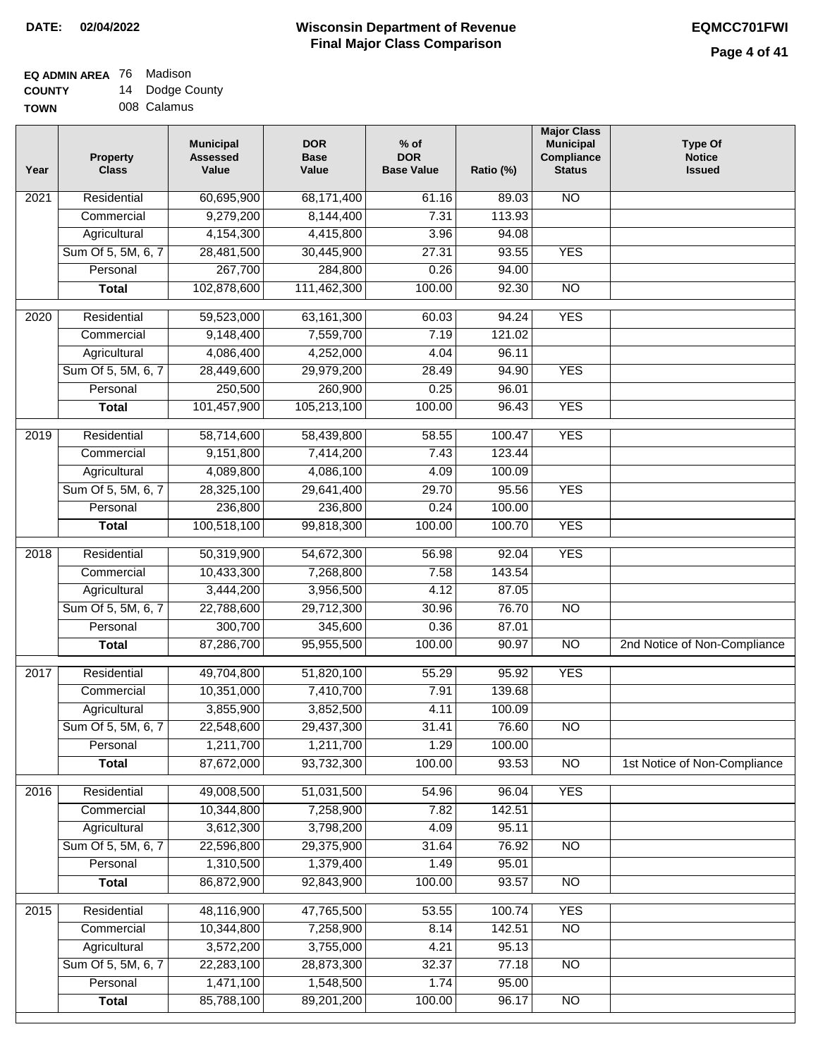**DATE:** 02/04/2022

# Wisconsin Department of Revenue
## Final Major Class Comparison

**EQMCC701FWI**

**EQ ADMIN AREA** 76 Madison
**COUNTY** 14 Dodge County
**TOWN** 008 Calamus

| Year | Property Class | Municipal Assessed Value | DOR Base Value | % of DOR Base Value | Ratio (%) | Major Class Municipal Compliance Status | Type Of Notice Issued |
|---|---|---|---|---|---|---|---|
| 2021 | Residential | 60,695,900 | 68,171,400 | 61.16 | 89.03 | NO | |
| | Commercial | 9,279,200 | 8,144,400 | 7.31 | 113.93 | | |
| | Agricultural | 4,154,300 | 4,415,800 | 3.96 | 94.08 | | |
| | Sum Of 5, 5M, 6, 7 | 28,481,500 | 30,445,900 | 27.31 | 93.55 | YES | |
| | Personal | 267,700 | 284,800 | 0.26 | 94.00 | | |
| | **Total** | 102,878,600 | 111,462,300 | 100.00 | 92.30 | NO | |
| 2020 | Residential | 59,523,000 | 63,161,300 | 60.03 | 94.24 | YES | |
| | Commercial | 9,148,400 | 7,559,700 | 7.19 | 121.02 | | |
| | Agricultural | 4,086,400 | 4,252,000 | 4.04 | 96.11 | | |
| | Sum Of 5, 5M, 6, 7 | 28,449,600 | 29,979,200 | 28.49 | 94.90 | YES | |
| | Personal | 250,500 | 260,900 | 0.25 | 96.01 | | |
| | **Total** | 101,457,900 | 105,213,100 | 100.00 | 96.43 | YES | |
| 2019 | Residential | 58,714,600 | 58,439,800 | 58.55 | 100.47 | YES | |
| | Commercial | 9,151,800 | 7,414,200 | 7.43 | 123.44 | | |
| | Agricultural | 4,089,800 | 4,086,100 | 4.09 | 100.09 | | |
| | Sum Of 5, 5M, 6, 7 | 28,325,100 | 29,641,400 | 29.70 | 95.56 | YES | |
| | Personal | 236,800 | 236,800 | 0.24 | 100.00 | | |
| | **Total** | 100,518,100 | 99,818,300 | 100.00 | 100.70 | YES | |
| 2018 | Residential | 50,319,900 | 54,672,300 | 56.98 | 92.04 | YES | |
| | Commercial | 10,433,300 | 7,268,800 | 7.58 | 143.54 | | |
| | Agricultural | 3,444,200 | 3,956,500 | 4.12 | 87.05 | | |
| | Sum Of 5, 5M, 6, 7 | 22,788,600 | 29,712,300 | 30.96 | 76.70 | NO | |
| | Personal | 300,700 | 345,600 | 0.36 | 87.01 | | |
| | **Total** | 87,286,700 | 95,955,500 | 100.00 | 90.97 | NO | 2nd Notice of Non-Compliance |
| 2017 | Residential | 49,704,800 | 51,820,100 | 55.29 | 95.92 | YES | |
| | Commercial | 10,351,000 | 7,410,700 | 7.91 | 139.68 | | |
| | Agricultural | 3,855,900 | 3,852,500 | 4.11 | 100.09 | | |
| | Sum Of 5, 5M, 6, 7 | 22,548,600 | 29,437,300 | 31.41 | 76.60 | NO | |
| | Personal | 1,211,700 | 1,211,700 | 1.29 | 100.00 | | |
| | **Total** | 87,672,000 | 93,732,300 | 100.00 | 93.53 | NO | 1st Notice of Non-Compliance |
| 2016 | Residential | 49,008,500 | 51,031,500 | 54.96 | 96.04 | YES | |
| | Commercial | 10,344,800 | 7,258,900 | 7.82 | 142.51 | | |
| | Agricultural | 3,612,300 | 3,798,200 | 4.09 | 95.11 | | |
| | Sum Of 5, 5M, 6, 7 | 22,596,800 | 29,375,900 | 31.64 | 76.92 | NO | |
| | Personal | 1,310,500 | 1,379,400 | 1.49 | 95.01 | | |
| | **Total** | 86,872,900 | 92,843,900 | 100.00 | 93.57 | NO | |
| 2015 | Residential | 48,116,900 | 47,765,500 | 53.55 | 100.74 | YES | |
| | Commercial | 10,344,800 | 7,258,900 | 8.14 | 142.51 | NO | |
| | Agricultural | 3,572,200 | 3,755,000 | 4.21 | 95.13 | | |
| | Sum Of 5, 5M, 6, 7 | 22,283,100 | 28,873,300 | 32.37 | 77.18 | NO | |
| | Personal | 1,471,100 | 1,548,500 | 1.74 | 95.00 | | |
| | **Total** | 85,788,100 | 89,201,200 | 100.00 | 96.17 | NO | |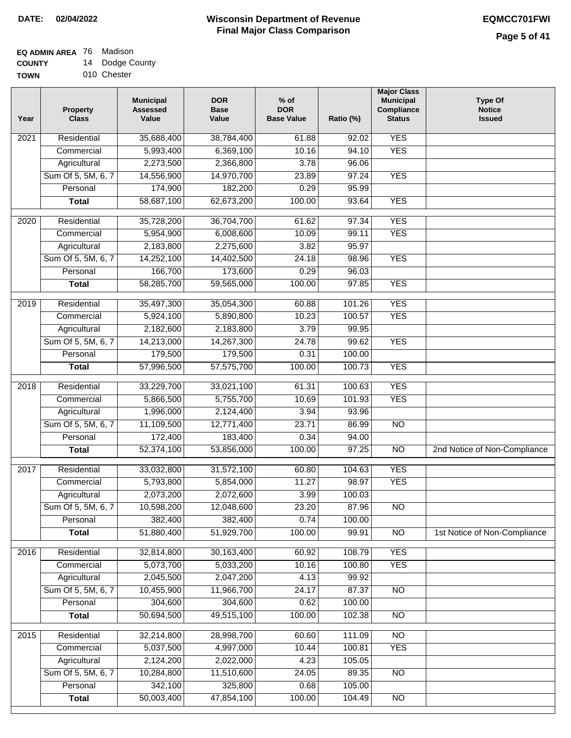**DATE: 02/04/2022**

# Wisconsin Department of Revenue
## Final Major Class Comparison

**EQMCC701FWI**

**EQ ADMIN AREA** 76 Madison
**COUNTY** 14 Dodge County
**TOWN** 010 Chester

| Year | Property Class | Municipal Assessed Value | DOR Base Value | % of DOR Base Value | Ratio (%) | Major Class Municipal Compliance Status | Type Of Notice Issued |
|---|---|---|---|---|---|---|---|
| 2021 | Residential | 35,688,400 | 38,784,400 | 61.88 | 92.02 | YES | |
| | Commercial | 5,993,400 | 6,369,100 | 10.16 | 94.10 | YES | |
| | Agricultural | 2,273,500 | 2,366,800 | 3.78 | 96.06 | | |
| | Sum Of 5, 5M, 6, 7 | 14,556,900 | 14,970,700 | 23.89 | 97.24 | YES | |
| | Personal | 174,900 | 182,200 | 0.29 | 95.99 | | |
| | **Total** | 58,687,100 | 62,673,200 | 100.00 | 93.64 | YES | |
| 2020 | Residential | 35,728,200 | 36,704,700 | 61.62 | 97.34 | YES | |
| | Commercial | 5,954,900 | 6,008,600 | 10.09 | 99.11 | YES | |
| | Agricultural | 2,183,800 | 2,275,600 | 3.82 | 95.97 | | |
| | Sum Of 5, 5M, 6, 7 | 14,252,100 | 14,402,500 | 24.18 | 98.96 | YES | |
| | Personal | 166,700 | 173,600 | 0.29 | 96.03 | | |
| | **Total** | 58,285,700 | 59,565,000 | 100.00 | 97.85 | YES | |
| 2019 | Residential | 35,497,300 | 35,054,300 | 60.88 | 101.26 | YES | |
| | Commercial | 5,924,100 | 5,890,800 | 10.23 | 100.57 | YES | |
| | Agricultural | 2,182,600 | 2,183,800 | 3.79 | 99.95 | | |
| | Sum Of 5, 5M, 6, 7 | 14,213,000 | 14,267,300 | 24.78 | 99.62 | YES | |
| | Personal | 179,500 | 179,500 | 0.31 | 100.00 | | |
| | **Total** | 57,996,500 | 57,575,700 | 100.00 | 100.73 | YES | |
| 2018 | Residential | 33,229,700 | 33,021,100 | 61.31 | 100.63 | YES | |
| | Commercial | 5,866,500 | 5,755,700 | 10.69 | 101.93 | YES | |
| | Agricultural | 1,996,000 | 2,124,400 | 3.94 | 93.96 | | |
| | Sum Of 5, 5M, 6, 7 | 11,109,500 | 12,771,400 | 23.71 | 86.99 | NO | |
| | Personal | 172,400 | 183,400 | 0.34 | 94.00 | | |
| | **Total** | 52,374,100 | 53,856,000 | 100.00 | 97.25 | NO | 2nd Notice of Non-Compliance |
| 2017 | Residential | 33,032,800 | 31,572,100 | 60.80 | 104.63 | YES | |
| | Commercial | 5,793,800 | 5,854,000 | 11.27 | 98.97 | YES | |
| | Agricultural | 2,073,200 | 2,072,600 | 3.99 | 100.03 | | |
| | Sum Of 5, 5M, 6, 7 | 10,598,200 | 12,048,600 | 23.20 | 87.96 | NO | |
| | Personal | 382,400 | 382,400 | 0.74 | 100.00 | | |
| | **Total** | 51,880,400 | 51,929,700 | 100.00 | 99.91 | NO | 1st Notice of Non-Compliance |
| 2016 | Residential | 32,814,800 | 30,163,400 | 60.92 | 108.79 | YES | |
| | Commercial | 5,073,700 | 5,033,200 | 10.16 | 100.80 | YES | |
| | Agricultural | 2,045,500 | 2,047,200 | 4.13 | 99.92 | | |
| | Sum Of 5, 5M, 6, 7 | 10,455,900 | 11,966,700 | 24.17 | 87.37 | NO | |
| | Personal | 304,600 | 304,600 | 0.62 | 100.00 | | |
| | **Total** | 50,694,500 | 49,515,100 | 100.00 | 102.38 | NO | |
| 2015 | Residential | 32,214,800 | 28,998,700 | 60.60 | 111.09 | NO | |
| | Commercial | 5,037,500 | 4,997,000 | 10.44 | 100.81 | YES | |
| | Agricultural | 2,124,200 | 2,022,000 | 4.23 | 105.05 | | |
| | Sum Of 5, 5M, 6, 7 | 10,284,800 | 11,510,600 | 24.05 | 89.35 | NO | |
| | Personal | 342,100 | 325,800 | 0.68 | 105.00 | | |
| | **Total** | 50,003,400 | 47,854,100 | 100.00 | 104.49 | NO | |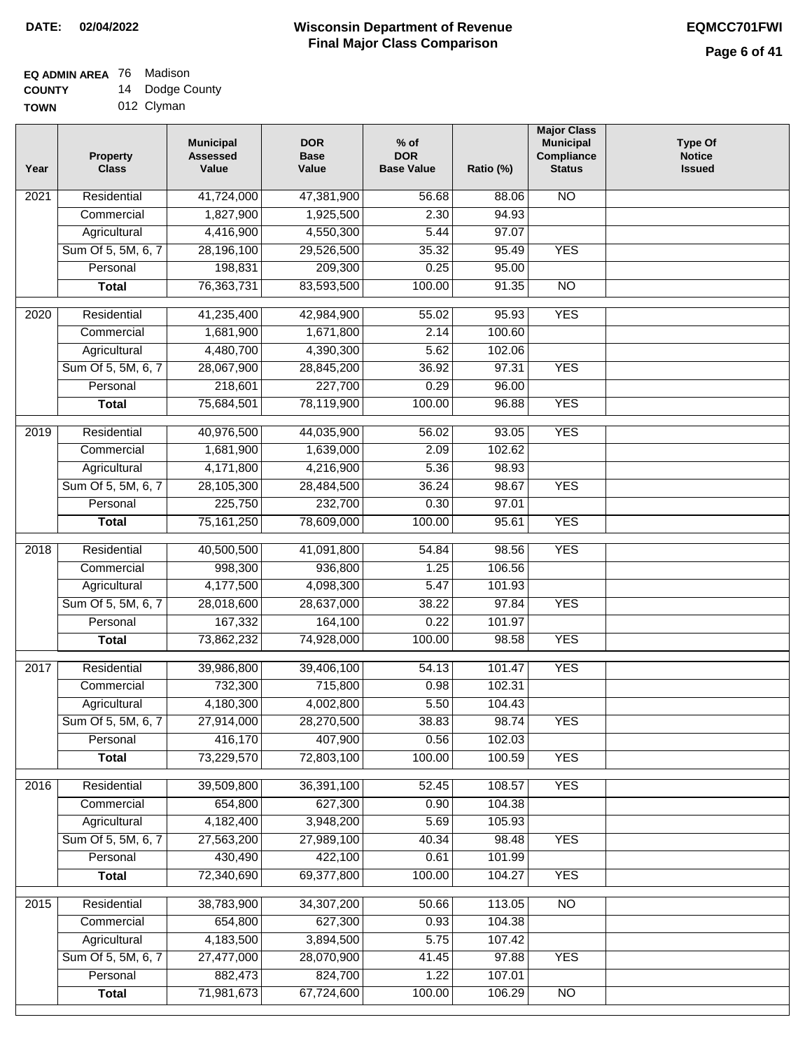**DATE:** 02/04/2022

# Wisconsin Department of Revenue
## Final Major Class Comparison

**EQMCC701FWI**

**EQ ADMIN AREA** 76 Madison
**COUNTY** 14 Dodge County
**TOWN** 012 Clyman

| Year | Property Class | Municipal Assessed Value | DOR Base Value | % of DOR Base Value | Ratio (%) | Major Class Municipal Compliance Status | Type Of Notice Issued |
|---|---|---|---|---|---|---|---|
| 2021 | Residential | 41,724,000 | 47,381,900 | 56.68 | 88.06 | NO | |
| | Commercial | 1,827,900 | 1,925,500 | 2.30 | 94.93 | | |
| | Agricultural | 4,416,900 | 4,550,300 | 5.44 | 97.07 | | |
| | Sum Of 5, 5M, 6, 7 | 28,196,100 | 29,526,500 | 35.32 | 95.49 | YES | |
| | Personal | 198,831 | 209,300 | 0.25 | 95.00 | | |
| | **Total** | 76,363,731 | 83,593,500 | 100.00 | 91.35 | NO | |
| 2020 | Residential | 41,235,400 | 42,984,900 | 55.02 | 95.93 | YES | |
| | Commercial | 1,681,900 | 1,671,800 | 2.14 | 100.60 | | |
| | Agricultural | 4,480,700 | 4,390,300 | 5.62 | 102.06 | | |
| | Sum Of 5, 5M, 6, 7 | 28,067,900 | 28,845,200 | 36.92 | 97.31 | YES | |
| | Personal | 218,601 | 227,700 | 0.29 | 96.00 | | |
| | **Total** | 75,684,501 | 78,119,900 | 100.00 | 96.88 | YES | |
| 2019 | Residential | 40,976,500 | 44,035,900 | 56.02 | 93.05 | YES | |
| | Commercial | 1,681,900 | 1,639,000 | 2.09 | 102.62 | | |
| | Agricultural | 4,171,800 | 4,216,900 | 5.36 | 98.93 | | |
| | Sum Of 5, 5M, 6, 7 | 28,105,300 | 28,484,500 | 36.24 | 98.67 | YES | |
| | Personal | 225,750 | 232,700 | 0.30 | 97.01 | | |
| | **Total** | 75,161,250 | 78,609,000 | 100.00 | 95.61 | YES | |
| 2018 | Residential | 40,500,500 | 41,091,800 | 54.84 | 98.56 | YES | |
| | Commercial | 998,300 | 936,800 | 1.25 | 106.56 | | |
| | Agricultural | 4,177,500 | 4,098,300 | 5.47 | 101.93 | | |
| | Sum Of 5, 5M, 6, 7 | 28,018,600 | 28,637,000 | 38.22 | 97.84 | YES | |
| | Personal | 167,332 | 164,100 | 0.22 | 101.97 | | |
| | **Total** | 73,862,232 | 74,928,000 | 100.00 | 98.58 | YES | |
| 2017 | Residential | 39,986,800 | 39,406,100 | 54.13 | 101.47 | YES | |
| | Commercial | 732,300 | 715,800 | 0.98 | 102.31 | | |
| | Agricultural | 4,180,300 | 4,002,800 | 5.50 | 104.43 | | |
| | Sum Of 5, 5M, 6, 7 | 27,914,000 | 28,270,500 | 38.83 | 98.74 | YES | |
| | Personal | 416,170 | 407,900 | 0.56 | 102.03 | | |
| | **Total** | 73,229,570 | 72,803,100 | 100.00 | 100.59 | YES | |
| 2016 | Residential | 39,509,800 | 36,391,100 | 52.45 | 108.57 | YES | |
| | Commercial | 654,800 | 627,300 | 0.90 | 104.38 | | |
| | Agricultural | 4,182,400 | 3,948,200 | 5.69 | 105.93 | | |
| | Sum Of 5, 5M, 6, 7 | 27,563,200 | 27,989,100 | 40.34 | 98.48 | YES | |
| | Personal | 430,490 | 422,100 | 0.61 | 101.99 | | |
| | **Total** | 72,340,690 | 69,377,800 | 100.00 | 104.27 | YES | |
| 2015 | Residential | 38,783,900 | 34,307,200 | 50.66 | 113.05 | NO | |
| | Commercial | 654,800 | 627,300 | 0.93 | 104.38 | | |
| | Agricultural | 4,183,500 | 3,894,500 | 5.75 | 107.42 | | |
| | Sum Of 5, 5M, 6, 7 | 27,477,000 | 28,070,900 | 41.45 | 97.88 | YES | |
| | Personal | 882,473 | 824,700 | 1.22 | 107.01 | | |
| | **Total** | 71,981,673 | 67,724,600 | 100.00 | 106.29 | NO | |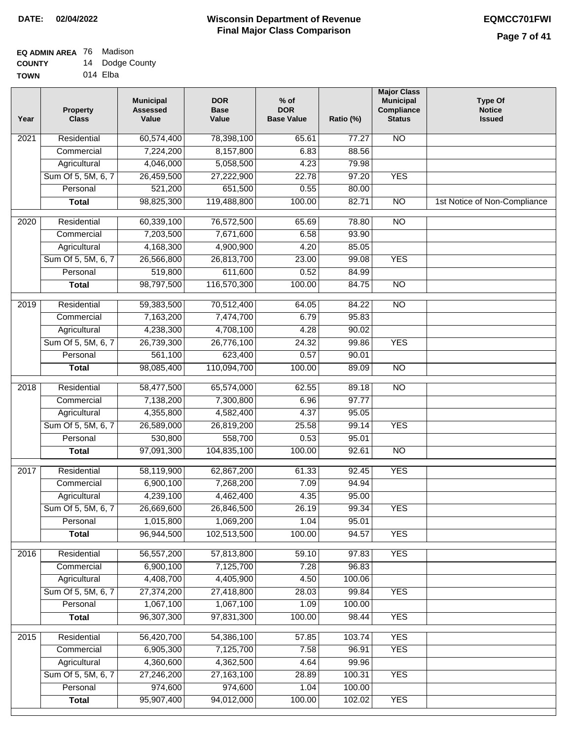**DATE: 02/04/2022**

# Wisconsin Department of Revenue
## Final Major Class Comparison

**EQMCC701FWI**

**EQ ADMIN AREA** 76 Madison
**COUNTY** 14 Dodge County
**TOWN** 014 Elba

| Year | Property Class | Municipal Assessed Value | DOR Base Value | % of DOR Base Value | Ratio (%) | Major Class Municipal Compliance Status | Type Of Notice Issued |
|---|---|---|---|---|---|---|---|
| 2021 | Residential | 60,574,400 | 78,398,100 | 65.61 | 77.27 | NO | |
| | Commercial | 7,224,200 | 8,157,800 | 6.83 | 88.56 | | |
| | Agricultural | 4,046,000 | 5,058,500 | 4.23 | 79.98 | | |
| | Sum Of 5, 5M, 6, 7 | 26,459,500 | 27,222,900 | 22.78 | 97.20 | YES | |
| | Personal | 521,200 | 651,500 | 0.55 | 80.00 | | |
| | **Total** | 98,825,300 | 119,488,800 | 100.00 | 82.71 | NO | 1st Notice of Non-Compliance |
| 2020 | Residential | 60,339,100 | 76,572,500 | 65.69 | 78.80 | NO | |
| | Commercial | 7,203,500 | 7,671,600 | 6.58 | 93.90 | | |
| | Agricultural | 4,168,300 | 4,900,900 | 4.20 | 85.05 | | |
| | Sum Of 5, 5M, 6, 7 | 26,566,800 | 26,813,700 | 23.00 | 99.08 | YES | |
| | Personal | 519,800 | 611,600 | 0.52 | 84.99 | | |
| | **Total** | 98,797,500 | 116,570,300 | 100.00 | 84.75 | NO | |
| 2019 | Residential | 59,383,500 | 70,512,400 | 64.05 | 84.22 | NO | |
| | Commercial | 7,163,200 | 7,474,700 | 6.79 | 95.83 | | |
| | Agricultural | 4,238,300 | 4,708,100 | 4.28 | 90.02 | | |
| | Sum Of 5, 5M, 6, 7 | 26,739,300 | 26,776,100 | 24.32 | 99.86 | YES | |
| | Personal | 561,100 | 623,400 | 0.57 | 90.01 | | |
| | **Total** | 98,085,400 | 110,094,700 | 100.00 | 89.09 | NO | |
| 2018 | Residential | 58,477,500 | 65,574,000 | 62.55 | 89.18 | NO | |
| | Commercial | 7,138,200 | 7,300,800 | 6.96 | 97.77 | | |
| | Agricultural | 4,355,800 | 4,582,400 | 4.37 | 95.05 | | |
| | Sum Of 5, 5M, 6, 7 | 26,589,000 | 26,819,200 | 25.58 | 99.14 | YES | |
| | Personal | 530,800 | 558,700 | 0.53 | 95.01 | | |
| | **Total** | 97,091,300 | 104,835,100 | 100.00 | 92.61 | NO | |
| 2017 | Residential | 58,119,900 | 62,867,200 | 61.33 | 92.45 | YES | |
| | Commercial | 6,900,100 | 7,268,200 | 7.09 | 94.94 | | |
| | Agricultural | 4,239,100 | 4,462,400 | 4.35 | 95.00 | | |
| | Sum Of 5, 5M, 6, 7 | 26,669,600 | 26,846,500 | 26.19 | 99.34 | YES | |
| | Personal | 1,015,800 | 1,069,200 | 1.04 | 95.01 | | |
| | **Total** | 96,944,500 | 102,513,500 | 100.00 | 94.57 | YES | |
| 2016 | Residential | 56,557,200 | 57,813,800 | 59.10 | 97.83 | YES | |
| | Commercial | 6,900,100 | 7,125,700 | 7.28 | 96.83 | | |
| | Agricultural | 4,408,700 | 4,405,900 | 4.50 | 100.06 | | |
| | Sum Of 5, 5M, 6, 7 | 27,374,200 | 27,418,800 | 28.03 | 99.84 | YES | |
| | Personal | 1,067,100 | 1,067,100 | 1.09 | 100.00 | | |
| | **Total** | 96,307,300 | 97,831,300 | 100.00 | 98.44 | YES | |
| 2015 | Residential | 56,420,700 | 54,386,100 | 57.85 | 103.74 | YES | |
| | Commercial | 6,905,300 | 7,125,700 | 7.58 | 96.91 | YES | |
| | Agricultural | 4,360,600 | 4,362,500 | 4.64 | 99.96 | | |
| | Sum Of 5, 5M, 6, 7 | 27,246,200 | 27,163,100 | 28.89 | 100.31 | YES | |
| | Personal | 974,600 | 974,600 | 1.04 | 100.00 | | |
| | **Total** | 95,907,400 | 94,012,000 | 100.00 | 102.02 | YES | |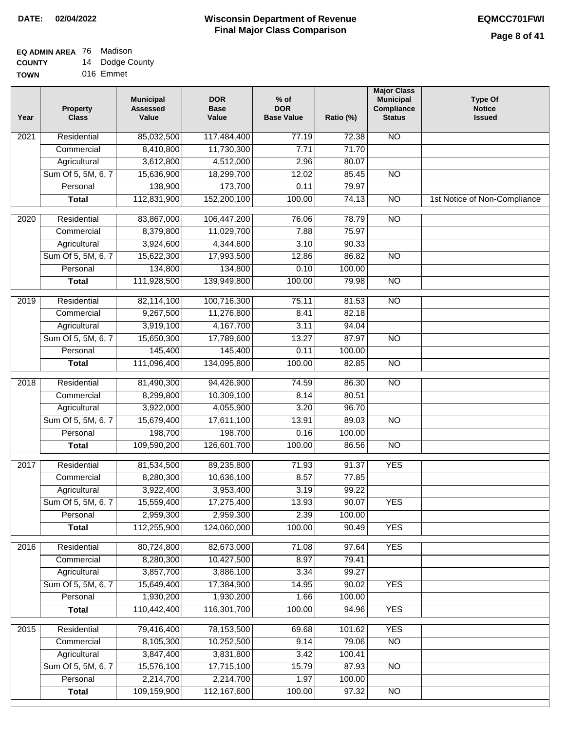**DATE:** 02/04/2022

# Wisconsin Department of Revenue
## Final Major Class Comparison

**EQMCC701FWI**

**EQ ADMIN AREA** 76 Madison
**COUNTY** 14 Dodge County
**TOWN** 016 Emmet

| Year | Property Class | Municipal Assessed Value | DOR Base Value | % of DOR Base Value | Ratio (%) | Major Class Municipal Compliance Status | Type Of Notice Issued |
|---|---|---|---|---|---|---|---|
| 2021 | Residential | 85,032,500 | 117,484,400 | 77.19 | 72.38 | NO | |
| | Commercial | 8,410,800 | 11,730,300 | 7.71 | 71.70 | | |
| | Agricultural | 3,612,800 | 4,512,000 | 2.96 | 80.07 | | |
| | Sum Of 5, 5M, 6, 7 | 15,636,900 | 18,299,700 | 12.02 | 85.45 | NO | |
| | Personal | 138,900 | 173,700 | 0.11 | 79.97 | | |
| | **Total** | 112,831,900 | 152,200,100 | 100.00 | 74.13 | NO | 1st Notice of Non-Compliance |
| 2020 | Residential | 83,867,000 | 106,447,200 | 76.06 | 78.79 | NO | |
| | Commercial | 8,379,800 | 11,029,700 | 7.88 | 75.97 | | |
| | Agricultural | 3,924,600 | 4,344,600 | 3.10 | 90.33 | | |
| | Sum Of 5, 5M, 6, 7 | 15,622,300 | 17,993,500 | 12.86 | 86.82 | NO | |
| | Personal | 134,800 | 134,800 | 0.10 | 100.00 | | |
| | **Total** | 111,928,500 | 139,949,800 | 100.00 | 79.98 | NO | |
| 2019 | Residential | 82,114,100 | 100,716,300 | 75.11 | 81.53 | NO | |
| | Commercial | 9,267,500 | 11,276,800 | 8.41 | 82.18 | | |
| | Agricultural | 3,919,100 | 4,167,700 | 3.11 | 94.04 | | |
| | Sum Of 5, 5M, 6, 7 | 15,650,300 | 17,789,600 | 13.27 | 87.97 | NO | |
| | Personal | 145,400 | 145,400 | 0.11 | 100.00 | | |
| | **Total** | 111,096,400 | 134,095,800 | 100.00 | 82.85 | NO | |
| 2018 | Residential | 81,490,300 | 94,426,900 | 74.59 | 86.30 | NO | |
| | Commercial | 8,299,800 | 10,309,100 | 8.14 | 80.51 | | |
| | Agricultural | 3,922,000 | 4,055,900 | 3.20 | 96.70 | | |
| | Sum Of 5, 5M, 6, 7 | 15,679,400 | 17,611,100 | 13.91 | 89.03 | NO | |
| | Personal | 198,700 | 198,700 | 0.16 | 100.00 | | |
| | **Total** | 109,590,200 | 126,601,700 | 100.00 | 86.56 | NO | |
| 2017 | Residential | 81,534,500 | 89,235,800 | 71.93 | 91.37 | YES | |
| | Commercial | 8,280,300 | 10,636,100 | 8.57 | 77.85 | | |
| | Agricultural | 3,922,400 | 3,953,400 | 3.19 | 99.22 | | |
| | Sum Of 5, 5M, 6, 7 | 15,559,400 | 17,275,400 | 13.93 | 90.07 | YES | |
| | Personal | 2,959,300 | 2,959,300 | 2.39 | 100.00 | | |
| | **Total** | 112,255,900 | 124,060,000 | 100.00 | 90.49 | YES | |
| 2016 | Residential | 80,724,800 | 82,673,000 | 71.08 | 97.64 | YES | |
| | Commercial | 8,280,300 | 10,427,500 | 8.97 | 79.41 | | |
| | Agricultural | 3,857,700 | 3,886,100 | 3.34 | 99.27 | | |
| | Sum Of 5, 5M, 6, 7 | 15,649,400 | 17,384,900 | 14.95 | 90.02 | YES | |
| | Personal | 1,930,200 | 1,930,200 | 1.66 | 100.00 | | |
| | **Total** | 110,442,400 | 116,301,700 | 100.00 | 94.96 | YES | |
| 2015 | Residential | 79,416,400 | 78,153,500 | 69.68 | 101.62 | YES | |
| | Commercial | 8,105,300 | 10,252,500 | 9.14 | 79.06 | NO | |
| | Agricultural | 3,847,400 | 3,831,800 | 3.42 | 100.41 | | |
| | Sum Of 5, 5M, 6, 7 | 15,576,100 | 17,715,100 | 15.79 | 87.93 | NO | |
| | Personal | 2,214,700 | 2,214,700 | 1.97 | 100.00 | | |
| | **Total** | 109,159,900 | 112,167,600 | 100.00 | 97.32 | NO | |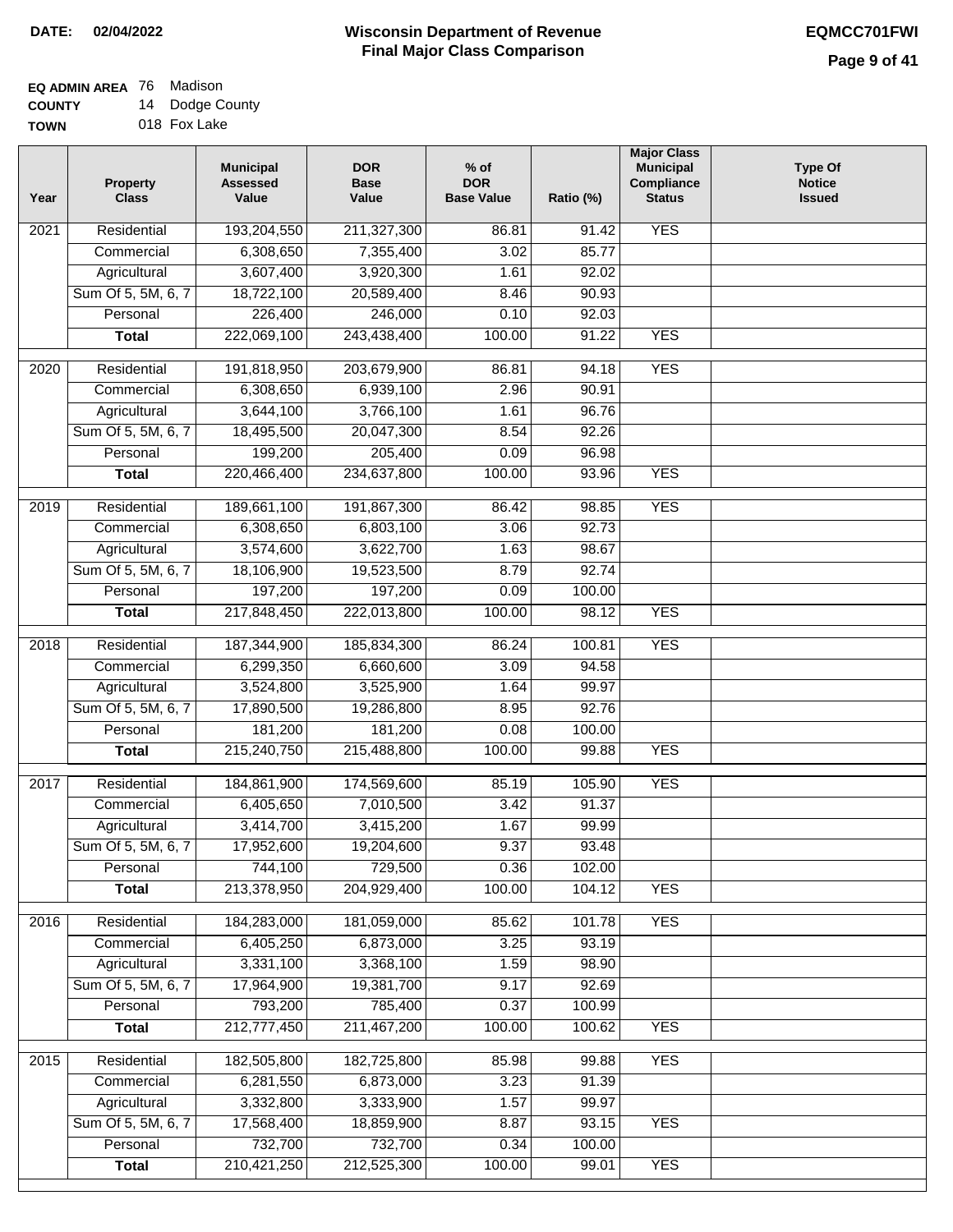**DATE:** 02/04/2022

# Wisconsin Department of Revenue
## Final Major Class Comparison

**EQMCC701FWI**

**EQ ADMIN AREA** 76 Madison
**COUNTY** 14 Dodge County
**TOWN** 018 Fox Lake

| Year | Property Class | Municipal Assessed Value | DOR Base Value | % of DOR Base Value | Ratio (%) | Major Class Municipal Compliance Status | Type Of Notice Issued |
|---|---|---|---|---|---|---|---|
| 2021 | Residential | 193,204,550 | 211,327,300 | 86.81 | 91.42 | YES | |
| | Commercial | 6,308,650 | 7,355,400 | 3.02 | 85.77 | | |
| | Agricultural | 3,607,400 | 3,920,300 | 1.61 | 92.02 | | |
| | Sum Of 5, 5M, 6, 7 | 18,722,100 | 20,589,400 | 8.46 | 90.93 | | |
| | Personal | 226,400 | 246,000 | 0.10 | 92.03 | | |
| | **Total** | 222,069,100 | 243,438,400 | 100.00 | 91.22 | YES | |
| 2020 | Residential | 191,818,950 | 203,679,900 | 86.81 | 94.18 | YES | |
| | Commercial | 6,308,650 | 6,939,100 | 2.96 | 90.91 | | |
| | Agricultural | 3,644,100 | 3,766,100 | 1.61 | 96.76 | | |
| | Sum Of 5, 5M, 6, 7 | 18,495,500 | 20,047,300 | 8.54 | 92.26 | | |
| | Personal | 199,200 | 205,400 | 0.09 | 96.98 | | |
| | **Total** | 220,466,400 | 234,637,800 | 100.00 | 93.96 | YES | |
| 2019 | Residential | 189,661,100 | 191,867,300 | 86.42 | 98.85 | YES | |
| | Commercial | 6,308,650 | 6,803,100 | 3.06 | 92.73 | | |
| | Agricultural | 3,574,600 | 3,622,700 | 1.63 | 98.67 | | |
| | Sum Of 5, 5M, 6, 7 | 18,106,900 | 19,523,500 | 8.79 | 92.74 | | |
| | Personal | 197,200 | 197,200 | 0.09 | 100.00 | | |
| | **Total** | 217,848,450 | 222,013,800 | 100.00 | 98.12 | YES | |
| 2018 | Residential | 187,344,900 | 185,834,300 | 86.24 | 100.81 | YES | |
| | Commercial | 6,299,350 | 6,660,600 | 3.09 | 94.58 | | |
| | Agricultural | 3,524,800 | 3,525,900 | 1.64 | 99.97 | | |
| | Sum Of 5, 5M, 6, 7 | 17,890,500 | 19,286,800 | 8.95 | 92.76 | | |
| | Personal | 181,200 | 181,200 | 0.08 | 100.00 | | |
| | **Total** | 215,240,750 | 215,488,800 | 100.00 | 99.88 | YES | |
| 2017 | Residential | 184,861,900 | 174,569,600 | 85.19 | 105.90 | YES | |
| | Commercial | 6,405,650 | 7,010,500 | 3.42 | 91.37 | | |
| | Agricultural | 3,414,700 | 3,415,200 | 1.67 | 99.99 | | |
| | Sum Of 5, 5M, 6, 7 | 17,952,600 | 19,204,600 | 9.37 | 93.48 | | |
| | Personal | 744,100 | 729,500 | 0.36 | 102.00 | | |
| | **Total** | 213,378,950 | 204,929,400 | 100.00 | 104.12 | YES | |
| 2016 | Residential | 184,283,000 | 181,059,000 | 85.62 | 101.78 | YES | |
| | Commercial | 6,405,250 | 6,873,000 | 3.25 | 93.19 | | |
| | Agricultural | 3,331,100 | 3,368,100 | 1.59 | 98.90 | | |
| | Sum Of 5, 5M, 6, 7 | 17,964,900 | 19,381,700 | 9.17 | 92.69 | | |
| | Personal | 793,200 | 785,400 | 0.37 | 100.99 | | |
| | **Total** | 212,777,450 | 211,467,200 | 100.00 | 100.62 | YES | |
| 2015 | Residential | 182,505,800 | 182,725,800 | 85.98 | 99.88 | YES | |
| | Commercial | 6,281,550 | 6,873,000 | 3.23 | 91.39 | | |
| | Agricultural | 3,332,800 | 3,333,900 | 1.57 | 99.97 | | |
| | Sum Of 5, 5M, 6, 7 | 17,568,400 | 18,859,900 | 8.87 | 93.15 | YES | |
| | Personal | 732,700 | 732,700 | 0.34 | 100.00 | | |
| | **Total** | 210,421,250 | 212,525,300 | 100.00 | 99.01 | YES | |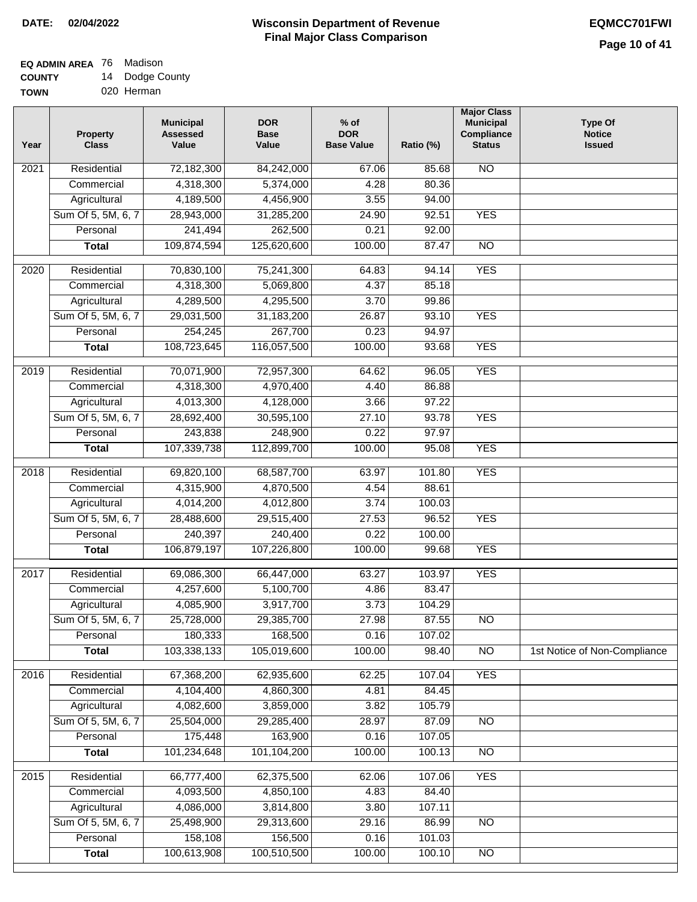**DATE:** 02/04/2022

# Wisconsin Department of Revenue
## Final Major Class Comparison

**EQMCC701FWI**

**EQ ADMIN AREA** 76 Madison
**COUNTY** 14 Dodge County
**TOWN** 020 Herman

| Year | Property Class | Municipal Assessed Value | DOR Base Value | % of DOR Base Value | Ratio (%) | Major Class Municipal Compliance Status | Type Of Notice Issued |
|---|---|---|---|---|---|---|---|
| 2021 | Residential | 72,182,300 | 84,242,000 | 67.06 | 85.68 | NO | |
| | Commercial | 4,318,300 | 5,374,000 | 4.28 | 80.36 | | |
| | Agricultural | 4,189,500 | 4,456,900 | 3.55 | 94.00 | | |
| | Sum Of 5, 5M, 6, 7 | 28,943,000 | 31,285,200 | 24.90 | 92.51 | YES | |
| | Personal | 241,494 | 262,500 | 0.21 | 92.00 | | |
| | **Total** | 109,874,594 | 125,620,600 | 100.00 | 87.47 | NO | |
| 2020 | Residential | 70,830,100 | 75,241,300 | 64.83 | 94.14 | YES | |
| | Commercial | 4,318,300 | 5,069,800 | 4.37 | 85.18 | | |
| | Agricultural | 4,289,500 | 4,295,500 | 3.70 | 99.86 | | |
| | Sum Of 5, 5M, 6, 7 | 29,031,500 | 31,183,200 | 26.87 | 93.10 | YES | |
| | Personal | 254,245 | 267,700 | 0.23 | 94.97 | | |
| | **Total** | 108,723,645 | 116,057,500 | 100.00 | 93.68 | YES | |
| 2019 | Residential | 70,071,900 | 72,957,300 | 64.62 | 96.05 | YES | |
| | Commercial | 4,318,300 | 4,970,400 | 4.40 | 86.88 | | |
| | Agricultural | 4,013,300 | 4,128,000 | 3.66 | 97.22 | | |
| | Sum Of 5, 5M, 6, 7 | 28,692,400 | 30,595,100 | 27.10 | 93.78 | YES | |
| | Personal | 243,838 | 248,900 | 0.22 | 97.97 | | |
| | **Total** | 107,339,738 | 112,899,700 | 100.00 | 95.08 | YES | |
| 2018 | Residential | 69,820,100 | 68,587,700 | 63.97 | 101.80 | YES | |
| | Commercial | 4,315,900 | 4,870,500 | 4.54 | 88.61 | | |
| | Agricultural | 4,014,200 | 4,012,800 | 3.74 | 100.03 | | |
| | Sum Of 5, 5M, 6, 7 | 28,488,600 | 29,515,400 | 27.53 | 96.52 | YES | |
| | Personal | 240,397 | 240,400 | 0.22 | 100.00 | | |
| | **Total** | 106,879,197 | 107,226,800 | 100.00 | 99.68 | YES | |
| 2017 | Residential | 69,086,300 | 66,447,000 | 63.27 | 103.97 | YES | |
| | Commercial | 4,257,600 | 5,100,700 | 4.86 | 83.47 | | |
| | Agricultural | 4,085,900 | 3,917,700 | 3.73 | 104.29 | | |
| | Sum Of 5, 5M, 6, 7 | 25,728,000 | 29,385,700 | 27.98 | 87.55 | NO | |
| | Personal | 180,333 | 168,500 | 0.16 | 107.02 | | |
| | **Total** | 103,338,133 | 105,019,600 | 100.00 | 98.40 | NO | 1st Notice of Non-Compliance |
| 2016 | Residential | 67,368,200 | 62,935,600 | 62.25 | 107.04 | YES | |
| | Commercial | 4,104,400 | 4,860,300 | 4.81 | 84.45 | | |
| | Agricultural | 4,082,600 | 3,859,000 | 3.82 | 105.79 | | |
| | Sum Of 5, 5M, 6, 7 | 25,504,000 | 29,285,400 | 28.97 | 87.09 | NO | |
| | Personal | 175,448 | 163,900 | 0.16 | 107.05 | | |
| | **Total** | 101,234,648 | 101,104,200 | 100.00 | 100.13 | NO | |
| 2015 | Residential | 66,777,400 | 62,375,500 | 62.06 | 107.06 | YES | |
| | Commercial | 4,093,500 | 4,850,100 | 4.83 | 84.40 | | |
| | Agricultural | 4,086,000 | 3,814,800 | 3.80 | 107.11 | | |
| | Sum Of 5, 5M, 6, 7 | 25,498,900 | 29,313,600 | 29.16 | 86.99 | NO | |
| | Personal | 158,108 | 156,500 | 0.16 | 101.03 | | |
| | **Total** | 100,613,908 | 100,510,500 | 100.00 | 100.10 | NO | |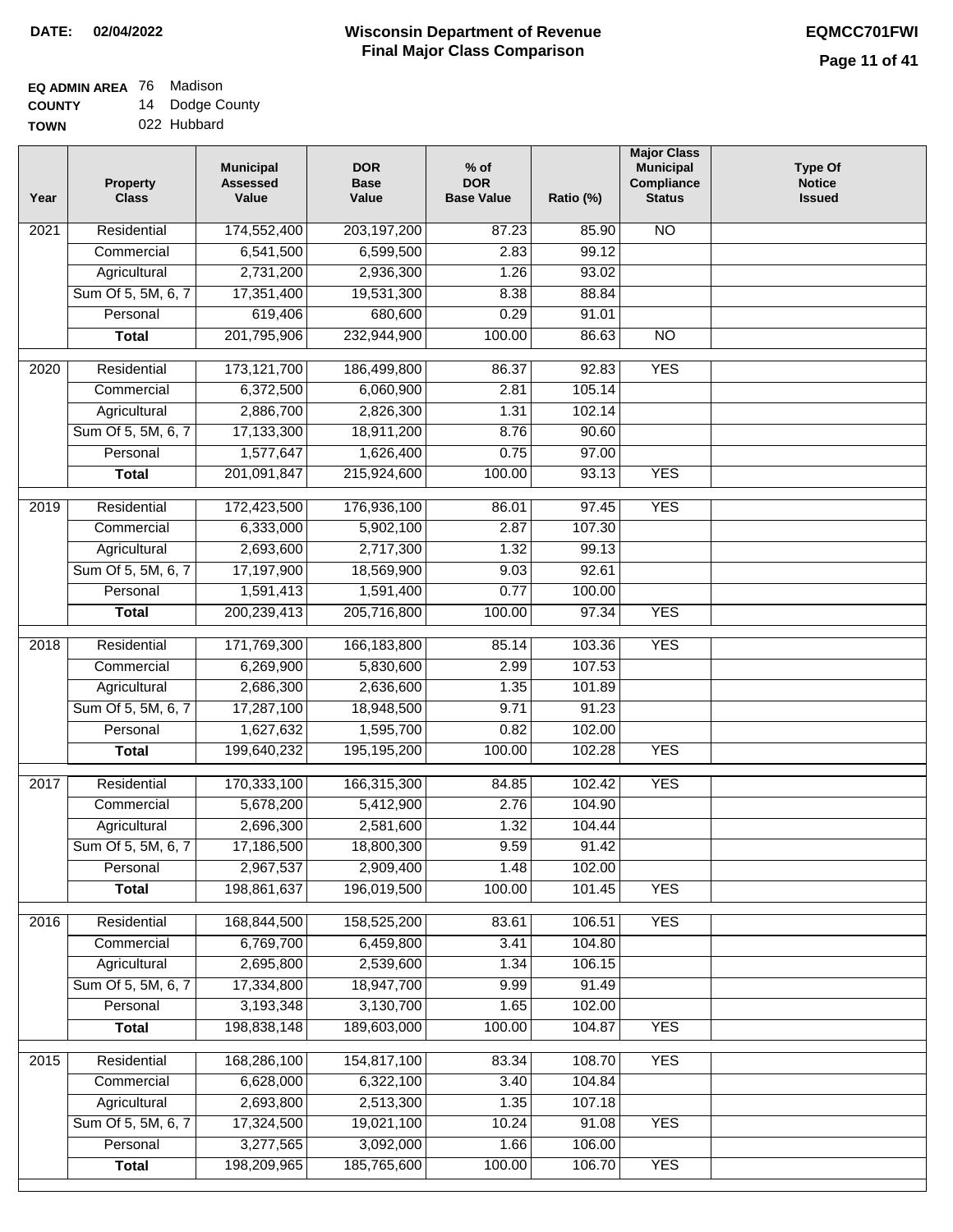**DATE:** 02/04/2022

# Wisconsin Department of Revenue
## Final Major Class Comparison

**EQMCC701FWI**

**EQ ADMIN AREA** 76 Madison
**COUNTY** 14 Dodge County
**TOWN** 022 Hubbard

| Year | Property Class | Municipal Assessed Value | DOR Base Value | % of DOR Base Value | Ratio (%) | Major Class Municipal Compliance Status | Type Of Notice Issued |
|---|---|---|---|---|---|---|---|
| 2021 | Residential | 174,552,400 | 203,197,200 | 87.23 | 85.90 | NO | |
| | Commercial | 6,541,500 | 6,599,500 | 2.83 | 99.12 | | |
| | Agricultural | 2,731,200 | 2,936,300 | 1.26 | 93.02 | | |
| | Sum Of 5, 5M, 6, 7 | 17,351,400 | 19,531,300 | 8.38 | 88.84 | | |
| | Personal | 619,406 | 680,600 | 0.29 | 91.01 | | |
| | **Total** | 201,795,906 | 232,944,900 | 100.00 | 86.63 | NO | |
| 2020 | Residential | 173,121,700 | 186,499,800 | 86.37 | 92.83 | YES | |
| | Commercial | 6,372,500 | 6,060,900 | 2.81 | 105.14 | | |
| | Agricultural | 2,886,700 | 2,826,300 | 1.31 | 102.14 | | |
| | Sum Of 5, 5M, 6, 7 | 17,133,300 | 18,911,200 | 8.76 | 90.60 | | |
| | Personal | 1,577,647 | 1,626,400 | 0.75 | 97.00 | | |
| | **Total** | 201,091,847 | 215,924,600 | 100.00 | 93.13 | YES | |
| 2019 | Residential | 172,423,500 | 176,936,100 | 86.01 | 97.45 | YES | |
| | Commercial | 6,333,000 | 5,902,100 | 2.87 | 107.30 | | |
| | Agricultural | 2,693,600 | 2,717,300 | 1.32 | 99.13 | | |
| | Sum Of 5, 5M, 6, 7 | 17,197,900 | 18,569,900 | 9.03 | 92.61 | | |
| | Personal | 1,591,413 | 1,591,400 | 0.77 | 100.00 | | |
| | **Total** | 200,239,413 | 205,716,800 | 100.00 | 97.34 | YES | |
| 2018 | Residential | 171,769,300 | 166,183,800 | 85.14 | 103.36 | YES | |
| | Commercial | 6,269,900 | 5,830,600 | 2.99 | 107.53 | | |
| | Agricultural | 2,686,300 | 2,636,600 | 1.35 | 101.89 | | |
| | Sum Of 5, 5M, 6, 7 | 17,287,100 | 18,948,500 | 9.71 | 91.23 | | |
| | Personal | 1,627,632 | 1,595,700 | 0.82 | 102.00 | | |
| | **Total** | 199,640,232 | 195,195,200 | 100.00 | 102.28 | YES | |
| 2017 | Residential | 170,333,100 | 166,315,300 | 84.85 | 102.42 | YES | |
| | Commercial | 5,678,200 | 5,412,900 | 2.76 | 104.90 | | |
| | Agricultural | 2,696,300 | 2,581,600 | 1.32 | 104.44 | | |
| | Sum Of 5, 5M, 6, 7 | 17,186,500 | 18,800,300 | 9.59 | 91.42 | | |
| | Personal | 2,967,537 | 2,909,400 | 1.48 | 102.00 | | |
| | **Total** | 198,861,637 | 196,019,500 | 100.00 | 101.45 | YES | |
| 2016 | Residential | 168,844,500 | 158,525,200 | 83.61 | 106.51 | YES | |
| | Commercial | 6,769,700 | 6,459,800 | 3.41 | 104.80 | | |
| | Agricultural | 2,695,800 | 2,539,600 | 1.34 | 106.15 | | |
| | Sum Of 5, 5M, 6, 7 | 17,334,800 | 18,947,700 | 9.99 | 91.49 | | |
| | Personal | 3,193,348 | 3,130,700 | 1.65 | 102.00 | | |
| | **Total** | 198,838,148 | 189,603,000 | 100.00 | 104.87 | YES | |
| 2015 | Residential | 168,286,100 | 154,817,100 | 83.34 | 108.70 | YES | |
| | Commercial | 6,628,000 | 6,322,100 | 3.40 | 104.84 | | |
| | Agricultural | 2,693,800 | 2,513,300 | 1.35 | 107.18 | | |
| | Sum Of 5, 5M, 6, 7 | 17,324,500 | 19,021,100 | 10.24 | 91.08 | YES | |
| | Personal | 3,277,565 | 3,092,000 | 1.66 | 106.00 | | |
| | **Total** | 198,209,965 | 185,765,600 | 100.00 | 106.70 | YES | |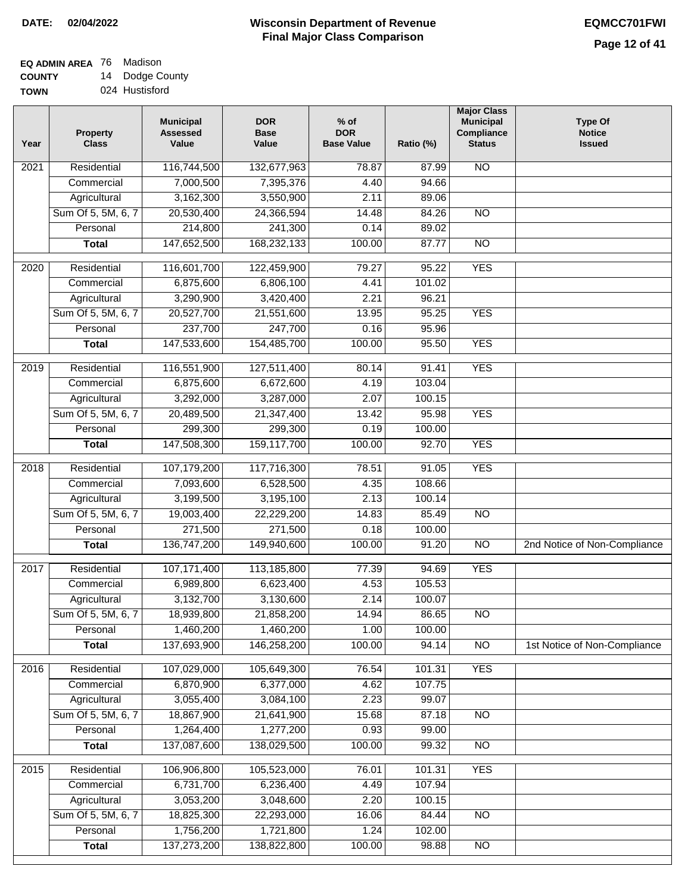**DATE:** 02/04/2022

# Wisconsin Department of Revenue
## Final Major Class Comparison

**EQMCC701FWI**

**EQ ADMIN AREA** 76 Madison
**COUNTY** 14 Dodge County
**TOWN** 024 Hustisford

| Year | Property Class | Municipal Assessed Value | DOR Base Value | % of DOR Base Value | Ratio (%) | Major Class Municipal Compliance Status | Type Of Notice Issued |
|---|---|---|---|---|---|---|---|
| 2021 | Residential | 116,744,500 | 132,677,963 | 78.87 | 87.99 | NO | |
| | Commercial | 7,000,500 | 7,395,376 | 4.40 | 94.66 | | |
| | Agricultural | 3,162,300 | 3,550,900 | 2.11 | 89.06 | | |
| | Sum Of 5, 5M, 6, 7 | 20,530,400 | 24,366,594 | 14.48 | 84.26 | NO | |
| | Personal | 214,800 | 241,300 | 0.14 | 89.02 | | |
| | **Total** | 147,652,500 | 168,232,133 | 100.00 | 87.77 | NO | |
| 2020 | Residential | 116,601,700 | 122,459,900 | 79.27 | 95.22 | YES | |
| | Commercial | 6,875,600 | 6,806,100 | 4.41 | 101.02 | | |
| | Agricultural | 3,290,900 | 3,420,400 | 2.21 | 96.21 | | |
| | Sum Of 5, 5M, 6, 7 | 20,527,700 | 21,551,600 | 13.95 | 95.25 | YES | |
| | Personal | 237,700 | 247,700 | 0.16 | 95.96 | | |
| | **Total** | 147,533,600 | 154,485,700 | 100.00 | 95.50 | YES | |
| 2019 | Residential | 116,551,900 | 127,511,400 | 80.14 | 91.41 | YES | |
| | Commercial | 6,875,600 | 6,672,600 | 4.19 | 103.04 | | |
| | Agricultural | 3,292,000 | 3,287,000 | 2.07 | 100.15 | | |
| | Sum Of 5, 5M, 6, 7 | 20,489,500 | 21,347,400 | 13.42 | 95.98 | YES | |
| | Personal | 299,300 | 299,300 | 0.19 | 100.00 | | |
| | **Total** | 147,508,300 | 159,117,700 | 100.00 | 92.70 | YES | |
| 2018 | Residential | 107,179,200 | 117,716,300 | 78.51 | 91.05 | YES | |
| | Commercial | 7,093,600 | 6,528,500 | 4.35 | 108.66 | | |
| | Agricultural | 3,199,500 | 3,195,100 | 2.13 | 100.14 | | |
| | Sum Of 5, 5M, 6, 7 | 19,003,400 | 22,229,200 | 14.83 | 85.49 | NO | |
| | Personal | 271,500 | 271,500 | 0.18 | 100.00 | | |
| | **Total** | 136,747,200 | 149,940,600 | 100.00 | 91.20 | NO | 2nd Notice of Non-Compliance |
| 2017 | Residential | 107,171,400 | 113,185,800 | 77.39 | 94.69 | YES | |
| | Commercial | 6,989,800 | 6,623,400 | 4.53 | 105.53 | | |
| | Agricultural | 3,132,700 | 3,130,600 | 2.14 | 100.07 | | |
| | Sum Of 5, 5M, 6, 7 | 18,939,800 | 21,858,200 | 14.94 | 86.65 | NO | |
| | Personal | 1,460,200 | 1,460,200 | 1.00 | 100.00 | | |
| | **Total** | 137,693,900 | 146,258,200 | 100.00 | 94.14 | NO | 1st Notice of Non-Compliance |
| 2016 | Residential | 107,029,000 | 105,649,300 | 76.54 | 101.31 | YES | |
| | Commercial | 6,870,900 | 6,377,000 | 4.62 | 107.75 | | |
| | Agricultural | 3,055,400 | 3,084,100 | 2.23 | 99.07 | | |
| | Sum Of 5, 5M, 6, 7 | 18,867,900 | 21,641,900 | 15.68 | 87.18 | NO | |
| | Personal | 1,264,400 | 1,277,200 | 0.93 | 99.00 | | |
| | **Total** | 137,087,600 | 138,029,500 | 100.00 | 99.32 | NO | |
| 2015 | Residential | 106,906,800 | 105,523,000 | 76.01 | 101.31 | YES | |
| | Commercial | 6,731,700 | 6,236,400 | 4.49 | 107.94 | | |
| | Agricultural | 3,053,200 | 3,048,600 | 2.20 | 100.15 | | |
| | Sum Of 5, 5M, 6, 7 | 18,825,300 | 22,293,000 | 16.06 | 84.44 | NO | |
| | Personal | 1,756,200 | 1,721,800 | 1.24 | 102.00 | | |
| | **Total** | 137,273,200 | 138,822,800 | 100.00 | 98.88 | NO | |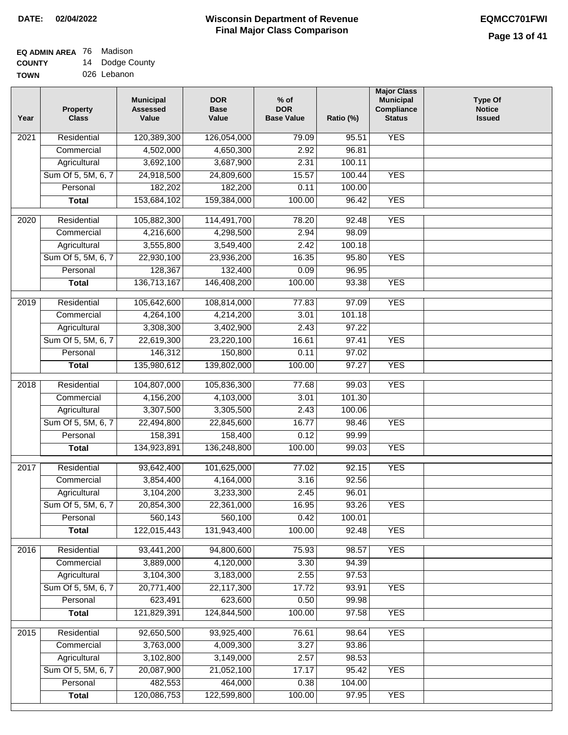**DATE:** 02/04/2022

# Wisconsin Department of Revenue
## Final Major Class Comparison

**EQMCC701FWI**

**EQ ADMIN AREA** 76 Madison
**COUNTY** 14 Dodge County
**TOWN** 026 Lebanon

| Year | Property Class | Municipal Assessed Value | DOR Base Value | % of DOR Base Value | Ratio (%) | Major Class Municipal Compliance Status | Type Of Notice Issued |
|---|---|---|---|---|---|---|---|
| 2021 | Residential | 120,389,300 | 126,054,000 | 79.09 | 95.51 | YES | |
| | Commercial | 4,502,000 | 4,650,300 | 2.92 | 96.81 | | |
| | Agricultural | 3,692,100 | 3,687,900 | 2.31 | 100.11 | | |
| | Sum Of 5, 5M, 6, 7 | 24,918,500 | 24,809,600 | 15.57 | 100.44 | YES | |
| | Personal | 182,202 | 182,200 | 0.11 | 100.00 | | |
| | **Total** | 153,684,102 | 159,384,000 | 100.00 | 96.42 | YES | |
| 2020 | Residential | 105,882,300 | 114,491,700 | 78.20 | 92.48 | YES | |
| | Commercial | 4,216,600 | 4,298,500 | 2.94 | 98.09 | | |
| | Agricultural | 3,555,800 | 3,549,400 | 2.42 | 100.18 | | |
| | Sum Of 5, 5M, 6, 7 | 22,930,100 | 23,936,200 | 16.35 | 95.80 | YES | |
| | Personal | 128,367 | 132,400 | 0.09 | 96.95 | | |
| | **Total** | 136,713,167 | 146,408,200 | 100.00 | 93.38 | YES | |
| 2019 | Residential | 105,642,600 | 108,814,000 | 77.83 | 97.09 | YES | |
| | Commercial | 4,264,100 | 4,214,200 | 3.01 | 101.18 | | |
| | Agricultural | 3,308,300 | 3,402,900 | 2.43 | 97.22 | | |
| | Sum Of 5, 5M, 6, 7 | 22,619,300 | 23,220,100 | 16.61 | 97.41 | YES | |
| | Personal | 146,312 | 150,800 | 0.11 | 97.02 | | |
| | **Total** | 135,980,612 | 139,802,000 | 100.00 | 97.27 | YES | |
| 2018 | Residential | 104,807,000 | 105,836,300 | 77.68 | 99.03 | YES | |
| | Commercial | 4,156,200 | 4,103,000 | 3.01 | 101.30 | | |
| | Agricultural | 3,307,500 | 3,305,500 | 2.43 | 100.06 | | |
| | Sum Of 5, 5M, 6, 7 | 22,494,800 | 22,845,600 | 16.77 | 98.46 | YES | |
| | Personal | 158,391 | 158,400 | 0.12 | 99.99 | | |
| | **Total** | 134,923,891 | 136,248,800 | 100.00 | 99.03 | YES | |
| 2017 | Residential | 93,642,400 | 101,625,000 | 77.02 | 92.15 | YES | |
| | Commercial | 3,854,400 | 4,164,000 | 3.16 | 92.56 | | |
| | Agricultural | 3,104,200 | 3,233,300 | 2.45 | 96.01 | | |
| | Sum Of 5, 5M, 6, 7 | 20,854,300 | 22,361,000 | 16.95 | 93.26 | YES | |
| | Personal | 560,143 | 560,100 | 0.42 | 100.01 | | |
| | **Total** | 122,015,443 | 131,943,400 | 100.00 | 92.48 | YES | |
| 2016 | Residential | 93,441,200 | 94,800,600 | 75.93 | 98.57 | YES | |
| | Commercial | 3,889,000 | 4,120,000 | 3.30 | 94.39 | | |
| | Agricultural | 3,104,300 | 3,183,000 | 2.55 | 97.53 | | |
| | Sum Of 5, 5M, 6, 7 | 20,771,400 | 22,117,300 | 17.72 | 93.91 | YES | |
| | Personal | 623,491 | 623,600 | 0.50 | 99.98 | | |
| | **Total** | 121,829,391 | 124,844,500 | 100.00 | 97.58 | YES | |
| 2015 | Residential | 92,650,500 | 93,925,400 | 76.61 | 98.64 | YES | |
| | Commercial | 3,763,000 | 4,009,300 | 3.27 | 93.86 | | |
| | Agricultural | 3,102,800 | 3,149,000 | 2.57 | 98.53 | | |
| | Sum Of 5, 5M, 6, 7 | 20,087,900 | 21,052,100 | 17.17 | 95.42 | YES | |
| | Personal | 482,553 | 464,000 | 0.38 | 104.00 | | |
| | **Total** | 120,086,753 | 122,599,800 | 100.00 | 97.95 | YES | |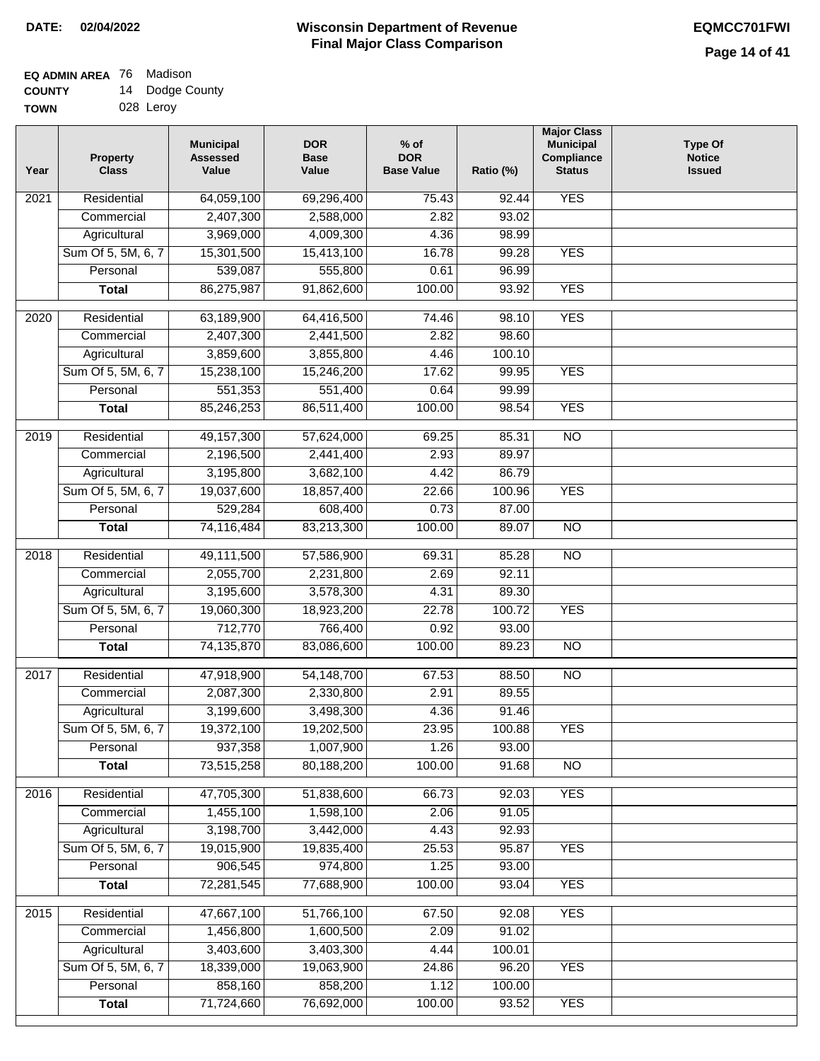**DATE:** 02/04/2022

# Wisconsin Department of Revenue
## Final Major Class Comparison

**EQMCC701FWI**

**EQ ADMIN AREA** 76 Madison
**COUNTY** 14 Dodge County
**TOWN** 028 Leroy

| Year | Property Class | Municipal Assessed Value | DOR Base Value | % of DOR Base Value | Ratio (%) | Major Class Municipal Compliance Status | Type Of Notice Issued |
|---|---|---|---|---|---|---|---|
| 2021 | Residential | 64,059,100 | 69,296,400 | 75.43 | 92.44 | YES | |
| | Commercial | 2,407,300 | 2,588,000 | 2.82 | 93.02 | | |
| | Agricultural | 3,969,000 | 4,009,300 | 4.36 | 98.99 | | |
| | Sum Of 5, 5M, 6, 7 | 15,301,500 | 15,413,100 | 16.78 | 99.28 | YES | |
| | Personal | 539,087 | 555,800 | 0.61 | 96.99 | | |
| | **Total** | 86,275,987 | 91,862,600 | 100.00 | 93.92 | YES | |
| 2020 | Residential | 63,189,900 | 64,416,500 | 74.46 | 98.10 | YES | |
| | Commercial | 2,407,300 | 2,441,500 | 2.82 | 98.60 | | |
| | Agricultural | 3,859,600 | 3,855,800 | 4.46 | 100.10 | | |
| | Sum Of 5, 5M, 6, 7 | 15,238,100 | 15,246,200 | 17.62 | 99.95 | YES | |
| | Personal | 551,353 | 551,400 | 0.64 | 99.99 | | |
| | **Total** | 85,246,253 | 86,511,400 | 100.00 | 98.54 | YES | |
| 2019 | Residential | 49,157,300 | 57,624,000 | 69.25 | 85.31 | NO | |
| | Commercial | 2,196,500 | 2,441,400 | 2.93 | 89.97 | | |
| | Agricultural | 3,195,800 | 3,682,100 | 4.42 | 86.79 | | |
| | Sum Of 5, 5M, 6, 7 | 19,037,600 | 18,857,400 | 22.66 | 100.96 | YES | |
| | Personal | 529,284 | 608,400 | 0.73 | 87.00 | | |
| | **Total** | 74,116,484 | 83,213,300 | 100.00 | 89.07 | NO | |
| 2018 | Residential | 49,111,500 | 57,586,900 | 69.31 | 85.28 | NO | |
| | Commercial | 2,055,700 | 2,231,800 | 2.69 | 92.11 | | |
| | Agricultural | 3,195,600 | 3,578,300 | 4.31 | 89.30 | | |
| | Sum Of 5, 5M, 6, 7 | 19,060,300 | 18,923,200 | 22.78 | 100.72 | YES | |
| | Personal | 712,770 | 766,400 | 0.92 | 93.00 | | |
| | **Total** | 74,135,870 | 83,086,600 | 100.00 | 89.23 | NO | |
| 2017 | Residential | 47,918,900 | 54,148,700 | 67.53 | 88.50 | NO | |
| | Commercial | 2,087,300 | 2,330,800 | 2.91 | 89.55 | | |
| | Agricultural | 3,199,600 | 3,498,300 | 4.36 | 91.46 | | |
| | Sum Of 5, 5M, 6, 7 | 19,372,100 | 19,202,500 | 23.95 | 100.88 | YES | |
| | Personal | 937,358 | 1,007,900 | 1.26 | 93.00 | | |
| | **Total** | 73,515,258 | 80,188,200 | 100.00 | 91.68 | NO | |
| 2016 | Residential | 47,705,300 | 51,838,600 | 66.73 | 92.03 | YES | |
| | Commercial | 1,455,100 | 1,598,100 | 2.06 | 91.05 | | |
| | Agricultural | 3,198,700 | 3,442,000 | 4.43 | 92.93 | | |
| | Sum Of 5, 5M, 6, 7 | 19,015,900 | 19,835,400 | 25.53 | 95.87 | YES | |
| | Personal | 906,545 | 974,800 | 1.25 | 93.00 | | |
| | **Total** | 72,281,545 | 77,688,900 | 100.00 | 93.04 | YES | |
| 2015 | Residential | 47,667,100 | 51,766,100 | 67.50 | 92.08 | YES | |
| | Commercial | 1,456,800 | 1,600,500 | 2.09 | 91.02 | | |
| | Agricultural | 3,403,600 | 3,403,300 | 4.44 | 100.01 | | |
| | Sum Of 5, 5M, 6, 7 | 18,339,000 | 19,063,900 | 24.86 | 96.20 | YES | |
| | Personal | 858,160 | 858,200 | 1.12 | 100.00 | | |
| | **Total** | 71,724,660 | 76,692,000 | 100.00 | 93.52 | YES | |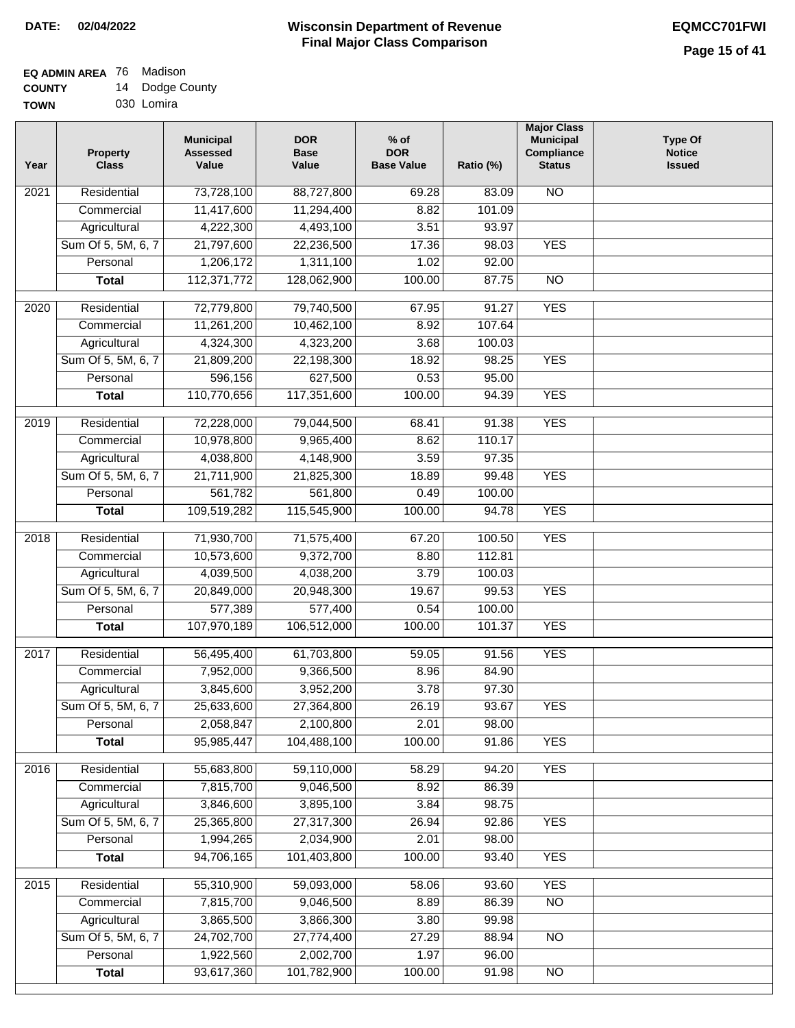**DATE: 02/04/2022**

# Wisconsin Department of Revenue
## Final Major Class Comparison

**EQMCC701FWI**

**EQ ADMIN AREA** 76 Madison
**COUNTY** 14 Dodge County
**TOWN** 030 Lomira

| Year | Property Class | Municipal Assessed Value | DOR Base Value | % of DOR Base Value | Ratio (%) | Major Class Municipal Compliance Status | Type Of Notice Issued |
|---|---|---|---|---|---|---|---|
| 2021 | Residential | 73,728,100 | 88,727,800 | 69.28 | 83.09 | NO | |
| | Commercial | 11,417,600 | 11,294,400 | 8.82 | 101.09 | | |
| | Agricultural | 4,222,300 | 4,493,100 | 3.51 | 93.97 | | |
| | Sum Of 5, 5M, 6, 7 | 21,797,600 | 22,236,500 | 17.36 | 98.03 | YES | |
| | Personal | 1,206,172 | 1,311,100 | 1.02 | 92.00 | | |
| | **Total** | 112,371,772 | 128,062,900 | 100.00 | 87.75 | NO | |
| 2020 | Residential | 72,779,800 | 79,740,500 | 67.95 | 91.27 | YES | |
| | Commercial | 11,261,200 | 10,462,100 | 8.92 | 107.64 | | |
| | Agricultural | 4,324,300 | 4,323,200 | 3.68 | 100.03 | | |
| | Sum Of 5, 5M, 6, 7 | 21,809,200 | 22,198,300 | 18.92 | 98.25 | YES | |
| | Personal | 596,156 | 627,500 | 0.53 | 95.00 | | |
| | **Total** | 110,770,656 | 117,351,600 | 100.00 | 94.39 | YES | |
| 2019 | Residential | 72,228,000 | 79,044,500 | 68.41 | 91.38 | YES | |
| | Commercial | 10,978,800 | 9,965,400 | 8.62 | 110.17 | | |
| | Agricultural | 4,038,800 | 4,148,900 | 3.59 | 97.35 | | |
| | Sum Of 5, 5M, 6, 7 | 21,711,900 | 21,825,300 | 18.89 | 99.48 | YES | |
| | Personal | 561,782 | 561,800 | 0.49 | 100.00 | | |
| | **Total** | 109,519,282 | 115,545,900 | 100.00 | 94.78 | YES | |
| 2018 | Residential | 71,930,700 | 71,575,400 | 67.20 | 100.50 | YES | |
| | Commercial | 10,573,600 | 9,372,700 | 8.80 | 112.81 | | |
| | Agricultural | 4,039,500 | 4,038,200 | 3.79 | 100.03 | | |
| | Sum Of 5, 5M, 6, 7 | 20,849,000 | 20,948,300 | 19.67 | 99.53 | YES | |
| | Personal | 577,389 | 577,400 | 0.54 | 100.00 | | |
| | **Total** | 107,970,189 | 106,512,000 | 100.00 | 101.37 | YES | |
| 2017 | Residential | 56,495,400 | 61,703,800 | 59.05 | 91.56 | YES | |
| | Commercial | 7,952,000 | 9,366,500 | 8.96 | 84.90 | | |
| | Agricultural | 3,845,600 | 3,952,200 | 3.78 | 97.30 | | |
| | Sum Of 5, 5M, 6, 7 | 25,633,600 | 27,364,800 | 26.19 | 93.67 | YES | |
| | Personal | 2,058,847 | 2,100,800 | 2.01 | 98.00 | | |
| | **Total** | 95,985,447 | 104,488,100 | 100.00 | 91.86 | YES | |
| 2016 | Residential | 55,683,800 | 59,110,000 | 58.29 | 94.20 | YES | |
| | Commercial | 7,815,700 | 9,046,500 | 8.92 | 86.39 | | |
| | Agricultural | 3,846,600 | 3,895,100 | 3.84 | 98.75 | | |
| | Sum Of 5, 5M, 6, 7 | 25,365,800 | 27,317,300 | 26.94 | 92.86 | YES | |
| | Personal | 1,994,265 | 2,034,900 | 2.01 | 98.00 | | |
| | **Total** | 94,706,165 | 101,403,800 | 100.00 | 93.40 | YES | |
| 2015 | Residential | 55,310,900 | 59,093,000 | 58.06 | 93.60 | YES | |
| | Commercial | 7,815,700 | 9,046,500 | 8.89 | 86.39 | NO | |
| | Agricultural | 3,865,500 | 3,866,300 | 3.80 | 99.98 | | |
| | Sum Of 5, 5M, 6, 7 | 24,702,700 | 27,774,400 | 27.29 | 88.94 | NO | |
| | Personal | 1,922,560 | 2,002,700 | 1.97 | 96.00 | | |
| | **Total** | 93,617,360 | 101,782,900 | 100.00 | 91.98 | NO | |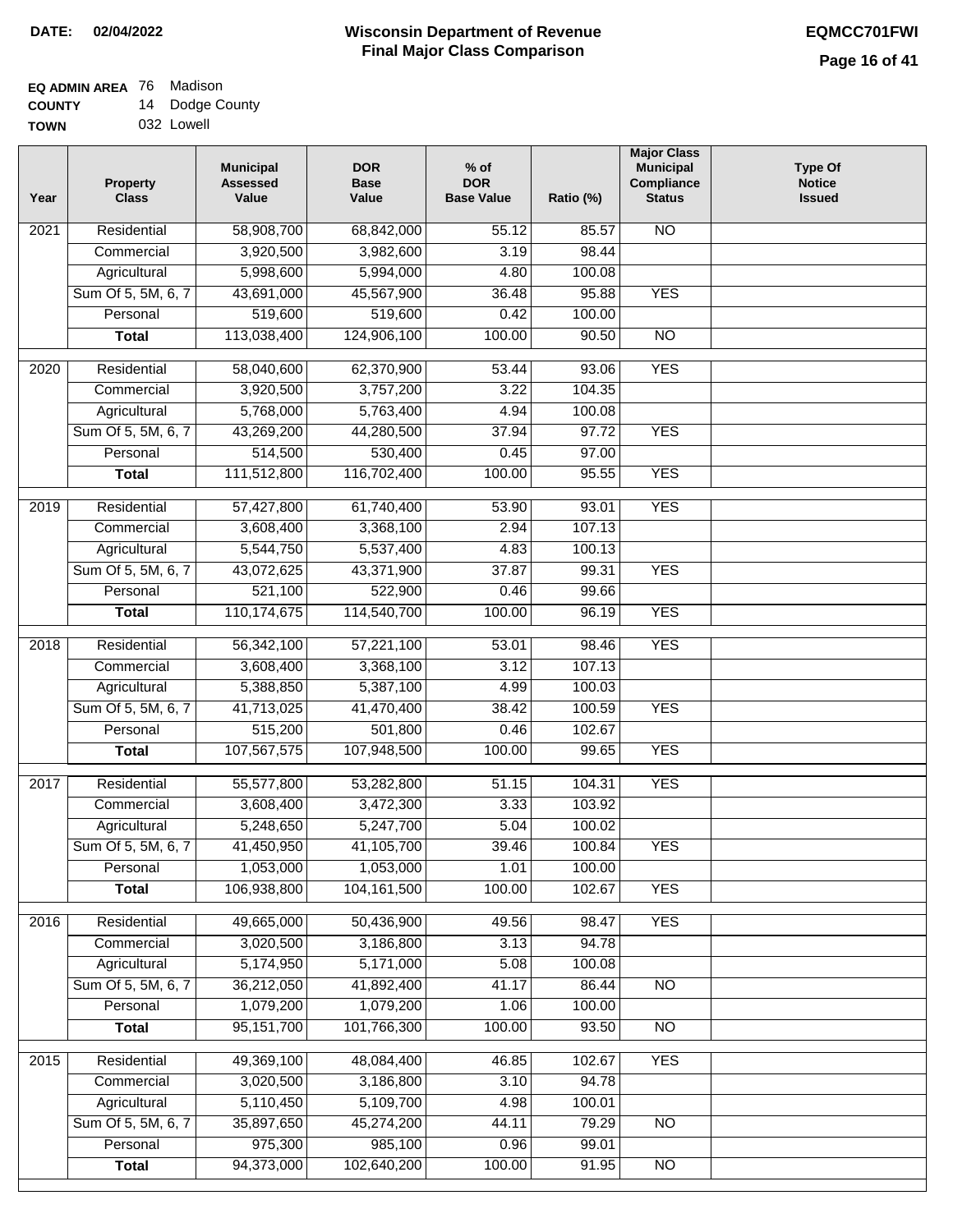**DATE:** 02/04/2022

# Wisconsin Department of Revenue
## Final Major Class Comparison

**EQMCC701FWI**

**EQ ADMIN AREA** 76 Madison
**COUNTY** 14 Dodge County
**TOWN** 032 Lowell

| Year | Property Class | Municipal Assessed Value | DOR Base Value | % of DOR Base Value | Ratio (%) | Major Class Municipal Compliance Status | Type Of Notice Issued |
|---|---|---|---|---|---|---|---|
| 2021 | Residential | 58,908,700 | 68,842,000 | 55.12 | 85.57 | NO | |
| | Commercial | 3,920,500 | 3,982,600 | 3.19 | 98.44 | | |
| | Agricultural | 5,998,600 | 5,994,000 | 4.80 | 100.08 | | |
| | Sum Of 5, 5M, 6, 7 | 43,691,000 | 45,567,900 | 36.48 | 95.88 | YES | |
| | Personal | 519,600 | 519,600 | 0.42 | 100.00 | | |
| | **Total** | 113,038,400 | 124,906,100 | 100.00 | 90.50 | NO | |
| 2020 | Residential | 58,040,600 | 62,370,900 | 53.44 | 93.06 | YES | |
| | Commercial | 3,920,500 | 3,757,200 | 3.22 | 104.35 | | |
| | Agricultural | 5,768,000 | 5,763,400 | 4.94 | 100.08 | | |
| | Sum Of 5, 5M, 6, 7 | 43,269,200 | 44,280,500 | 37.94 | 97.72 | YES | |
| | Personal | 514,500 | 530,400 | 0.45 | 97.00 | | |
| | **Total** | 111,512,800 | 116,702,400 | 100.00 | 95.55 | YES | |
| 2019 | Residential | 57,427,800 | 61,740,400 | 53.90 | 93.01 | YES | |
| | Commercial | 3,608,400 | 3,368,100 | 2.94 | 107.13 | | |
| | Agricultural | 5,544,750 | 5,537,400 | 4.83 | 100.13 | | |
| | Sum Of 5, 5M, 6, 7 | 43,072,625 | 43,371,900 | 37.87 | 99.31 | YES | |
| | Personal | 521,100 | 522,900 | 0.46 | 99.66 | | |
| | **Total** | 110,174,675 | 114,540,700 | 100.00 | 96.19 | YES | |
| 2018 | Residential | 56,342,100 | 57,221,100 | 53.01 | 98.46 | YES | |
| | Commercial | 3,608,400 | 3,368,100 | 3.12 | 107.13 | | |
| | Agricultural | 5,388,850 | 5,387,100 | 4.99 | 100.03 | | |
| | Sum Of 5, 5M, 6, 7 | 41,713,025 | 41,470,400 | 38.42 | 100.59 | YES | |
| | Personal | 515,200 | 501,800 | 0.46 | 102.67 | | |
| | **Total** | 107,567,575 | 107,948,500 | 100.00 | 99.65 | YES | |
| 2017 | Residential | 55,577,800 | 53,282,800 | 51.15 | 104.31 | YES | |
| | Commercial | 3,608,400 | 3,472,300 | 3.33 | 103.92 | | |
| | Agricultural | 5,248,650 | 5,247,700 | 5.04 | 100.02 | | |
| | Sum Of 5, 5M, 6, 7 | 41,450,950 | 41,105,700 | 39.46 | 100.84 | YES | |
| | Personal | 1,053,000 | 1,053,000 | 1.01 | 100.00 | | |
| | **Total** | 106,938,800 | 104,161,500 | 100.00 | 102.67 | YES | |
| 2016 | Residential | 49,665,000 | 50,436,900 | 49.56 | 98.47 | YES | |
| | Commercial | 3,020,500 | 3,186,800 | 3.13 | 94.78 | | |
| | Agricultural | 5,174,950 | 5,171,000 | 5.08 | 100.08 | | |
| | Sum Of 5, 5M, 6, 7 | 36,212,050 | 41,892,400 | 41.17 | 86.44 | NO | |
| | Personal | 1,079,200 | 1,079,200 | 1.06 | 100.00 | | |
| | **Total** | 95,151,700 | 101,766,300 | 100.00 | 93.50 | NO | |
| 2015 | Residential | 49,369,100 | 48,084,400 | 46.85 | 102.67 | YES | |
| | Commercial | 3,020,500 | 3,186,800 | 3.10 | 94.78 | | |
| | Agricultural | 5,110,450 | 5,109,700 | 4.98 | 100.01 | | |
| | Sum Of 5, 5M, 6, 7 | 35,897,650 | 45,274,200 | 44.11 | 79.29 | NO | |
| | Personal | 975,300 | 985,100 | 0.96 | 99.01 | | |
| | **Total** | 94,373,000 | 102,640,200 | 100.00 | 91.95 | NO | |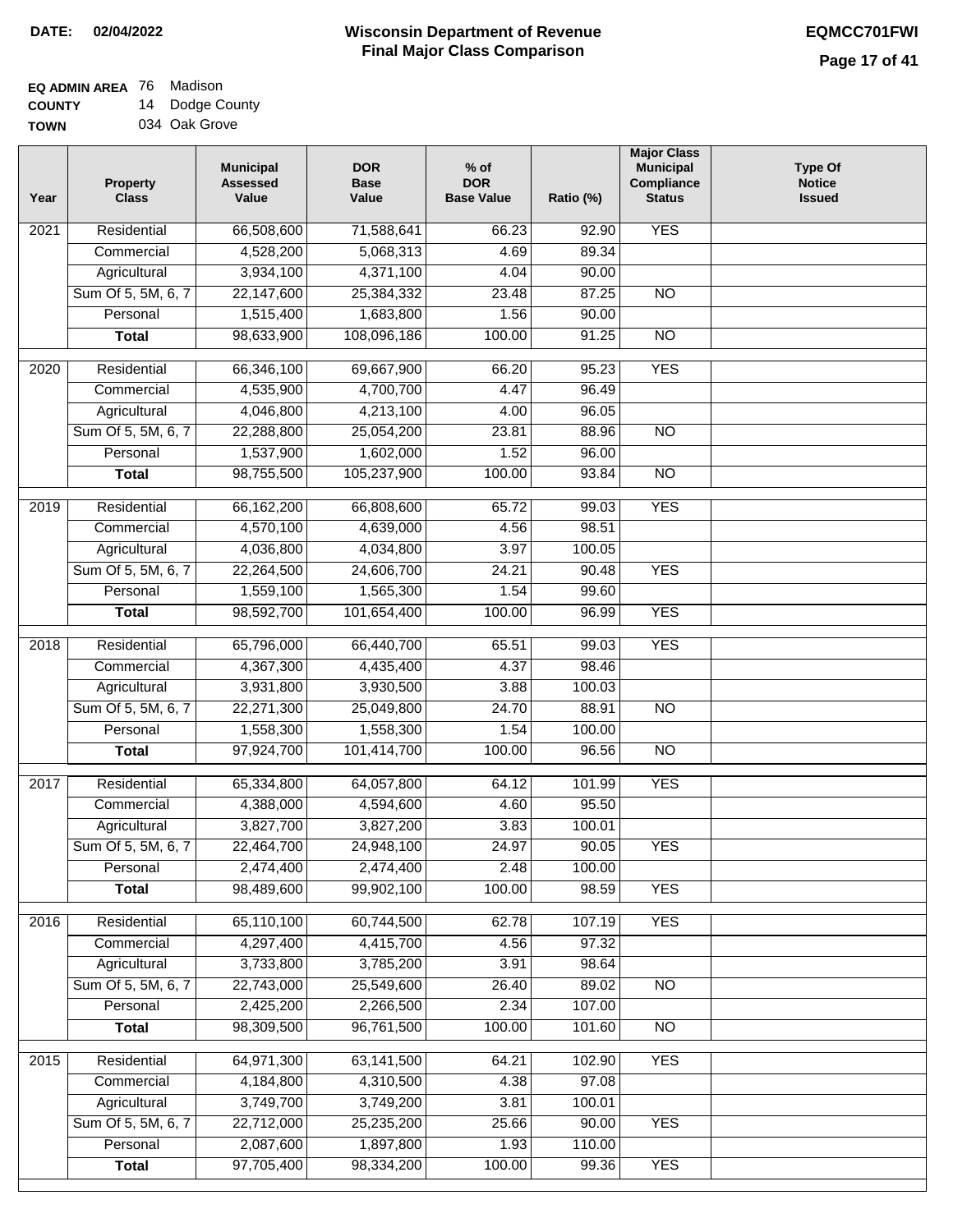**DATE: 02/04/2022**

# Wisconsin Department of Revenue
## Final Major Class Comparison

**EQMCC701FWI**

**EQ ADMIN AREA** 76 Madison
**COUNTY** 14 Dodge County
**TOWN** 034 Oak Grove

| Year | Property Class | Municipal Assessed Value | DOR Base Value | % of DOR Base Value | Ratio (%) | Major Class Municipal Compliance Status | Type Of Notice Issued |
|---|---|---|---|---|---|---|---|
| 2021 | Residential | 66,508,600 | 71,588,641 | 66.23 | 92.90 | YES | |
| | Commercial | 4,528,200 | 5,068,313 | 4.69 | 89.34 | | |
| | Agricultural | 3,934,100 | 4,371,100 | 4.04 | 90.00 | | |
| | Sum Of 5, 5M, 6, 7 | 22,147,600 | 25,384,332 | 23.48 | 87.25 | NO | |
| | Personal | 1,515,400 | 1,683,800 | 1.56 | 90.00 | | |
| | **Total** | 98,633,900 | 108,096,186 | 100.00 | 91.25 | NO | |
| 2020 | Residential | 66,346,100 | 69,667,900 | 66.20 | 95.23 | YES | |
| | Commercial | 4,535,900 | 4,700,700 | 4.47 | 96.49 | | |
| | Agricultural | 4,046,800 | 4,213,100 | 4.00 | 96.05 | | |
| | Sum Of 5, 5M, 6, 7 | 22,288,800 | 25,054,200 | 23.81 | 88.96 | NO | |
| | Personal | 1,537,900 | 1,602,000 | 1.52 | 96.00 | | |
| | **Total** | 98,755,500 | 105,237,900 | 100.00 | 93.84 | NO | |
| 2019 | Residential | 66,162,200 | 66,808,600 | 65.72 | 99.03 | YES | |
| | Commercial | 4,570,100 | 4,639,000 | 4.56 | 98.51 | | |
| | Agricultural | 4,036,800 | 4,034,800 | 3.97 | 100.05 | | |
| | Sum Of 5, 5M, 6, 7 | 22,264,500 | 24,606,700 | 24.21 | 90.48 | YES | |
| | Personal | 1,559,100 | 1,565,300 | 1.54 | 99.60 | | |
| | **Total** | 98,592,700 | 101,654,400 | 100.00 | 96.99 | YES | |
| 2018 | Residential | 65,796,000 | 66,440,700 | 65.51 | 99.03 | YES | |
| | Commercial | 4,367,300 | 4,435,400 | 4.37 | 98.46 | | |
| | Agricultural | 3,931,800 | 3,930,500 | 3.88 | 100.03 | | |
| | Sum Of 5, 5M, 6, 7 | 22,271,300 | 25,049,800 | 24.70 | 88.91 | NO | |
| | Personal | 1,558,300 | 1,558,300 | 1.54 | 100.00 | | |
| | **Total** | 97,924,700 | 101,414,700 | 100.00 | 96.56 | NO | |
| 2017 | Residential | 65,334,800 | 64,057,800 | 64.12 | 101.99 | YES | |
| | Commercial | 4,388,000 | 4,594,600 | 4.60 | 95.50 | | |
| | Agricultural | 3,827,700 | 3,827,200 | 3.83 | 100.01 | | |
| | Sum Of 5, 5M, 6, 7 | 22,464,700 | 24,948,100 | 24.97 | 90.05 | YES | |
| | Personal | 2,474,400 | 2,474,400 | 2.48 | 100.00 | | |
| | **Total** | 98,489,600 | 99,902,100 | 100.00 | 98.59 | YES | |
| 2016 | Residential | 65,110,100 | 60,744,500 | 62.78 | 107.19 | YES | |
| | Commercial | 4,297,400 | 4,415,700 | 4.56 | 97.32 | | |
| | Agricultural | 3,733,800 | 3,785,200 | 3.91 | 98.64 | | |
| | Sum Of 5, 5M, 6, 7 | 22,743,000 | 25,549,600 | 26.40 | 89.02 | NO | |
| | Personal | 2,425,200 | 2,266,500 | 2.34 | 107.00 | | |
| | **Total** | 98,309,500 | 96,761,500 | 100.00 | 101.60 | NO | |
| 2015 | Residential | 64,971,300 | 63,141,500 | 64.21 | 102.90 | YES | |
| | Commercial | 4,184,800 | 4,310,500 | 4.38 | 97.08 | | |
| | Agricultural | 3,749,700 | 3,749,200 | 3.81 | 100.01 | | |
| | Sum Of 5, 5M, 6, 7 | 22,712,000 | 25,235,200 | 25.66 | 90.00 | YES | |
| | Personal | 2,087,600 | 1,897,800 | 1.93 | 110.00 | | |
| | **Total** | 97,705,400 | 98,334,200 | 100.00 | 99.36 | YES | |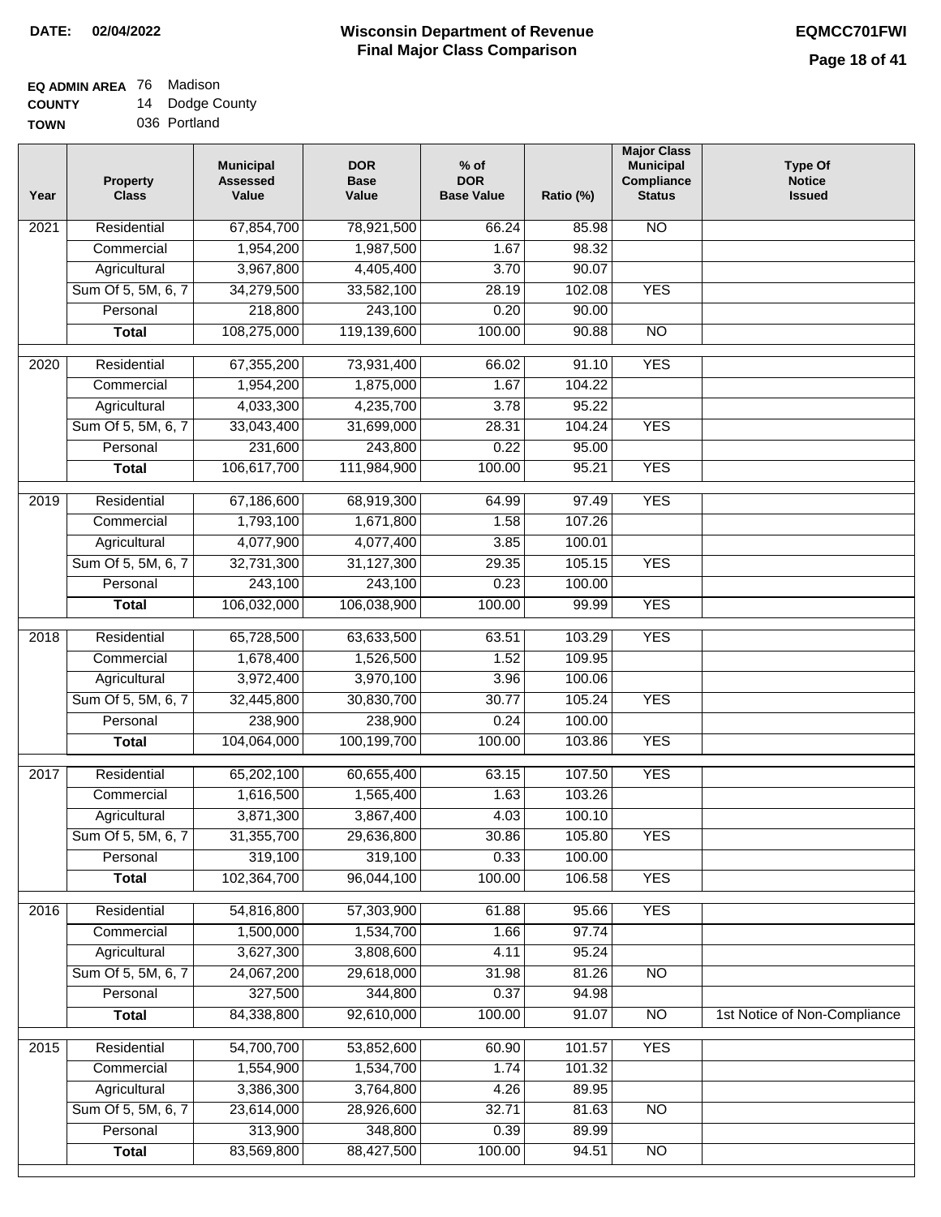**DATE: 02/04/2022**

# Wisconsin Department of Revenue
## Final Major Class Comparison

**EQMCC701FWI**

**EQ ADMIN AREA** 76 Madison
**COUNTY** 14 Dodge County
**TOWN** 036 Portland

| Year | Property Class | Municipal Assessed Value | DOR Base Value | % of DOR Base Value | Ratio (%) | Major Class Municipal Compliance Status | Type Of Notice Issued |
|---|---|---|---|---|---|---|---|
| 2021 | Residential | 67,854,700 | 78,921,500 | 66.24 | 85.98 | NO | |
| | Commercial | 1,954,200 | 1,987,500 | 1.67 | 98.32 | | |
| | Agricultural | 3,967,800 | 4,405,400 | 3.70 | 90.07 | | |
| | Sum Of 5, 5M, 6, 7 | 34,279,500 | 33,582,100 | 28.19 | 102.08 | YES | |
| | Personal | 218,800 | 243,100 | 0.20 | 90.00 | | |
| | **Total** | 108,275,000 | 119,139,600 | 100.00 | 90.88 | NO | |
| 2020 | Residential | 67,355,200 | 73,931,400 | 66.02 | 91.10 | YES | |
| | Commercial | 1,954,200 | 1,875,000 | 1.67 | 104.22 | | |
| | Agricultural | 4,033,300 | 4,235,700 | 3.78 | 95.22 | | |
| | Sum Of 5, 5M, 6, 7 | 33,043,400 | 31,699,000 | 28.31 | 104.24 | YES | |
| | Personal | 231,600 | 243,800 | 0.22 | 95.00 | | |
| | **Total** | 106,617,700 | 111,984,900 | 100.00 | 95.21 | YES | |
| 2019 | Residential | 67,186,600 | 68,919,300 | 64.99 | 97.49 | YES | |
| | Commercial | 1,793,100 | 1,671,800 | 1.58 | 107.26 | | |
| | Agricultural | 4,077,900 | 4,077,400 | 3.85 | 100.01 | | |
| | Sum Of 5, 5M, 6, 7 | 32,731,300 | 31,127,300 | 29.35 | 105.15 | YES | |
| | Personal | 243,100 | 243,100 | 0.23 | 100.00 | | |
| | **Total** | 106,032,000 | 106,038,900 | 100.00 | 99.99 | YES | |
| 2018 | Residential | 65,728,500 | 63,633,500 | 63.51 | 103.29 | YES | |
| | Commercial | 1,678,400 | 1,526,500 | 1.52 | 109.95 | | |
| | Agricultural | 3,972,400 | 3,970,100 | 3.96 | 100.06 | | |
| | Sum Of 5, 5M, 6, 7 | 32,445,800 | 30,830,700 | 30.77 | 105.24 | YES | |
| | Personal | 238,900 | 238,900 | 0.24 | 100.00 | | |
| | **Total** | 104,064,000 | 100,199,700 | 100.00 | 103.86 | YES | |
| 2017 | Residential | 65,202,100 | 60,655,400 | 63.15 | 107.50 | YES | |
| | Commercial | 1,616,500 | 1,565,400 | 1.63 | 103.26 | | |
| | Agricultural | 3,871,300 | 3,867,400 | 4.03 | 100.10 | | |
| | Sum Of 5, 5M, 6, 7 | 31,355,700 | 29,636,800 | 30.86 | 105.80 | YES | |
| | Personal | 319,100 | 319,100 | 0.33 | 100.00 | | |
| | **Total** | 102,364,700 | 96,044,100 | 100.00 | 106.58 | YES | |
| 2016 | Residential | 54,816,800 | 57,303,900 | 61.88 | 95.66 | YES | |
| | Commercial | 1,500,000 | 1,534,700 | 1.66 | 97.74 | | |
| | Agricultural | 3,627,300 | 3,808,600 | 4.11 | 95.24 | | |
| | Sum Of 5, 5M, 6, 7 | 24,067,200 | 29,618,000 | 31.98 | 81.26 | NO | |
| | Personal | 327,500 | 344,800 | 0.37 | 94.98 | | |
| | **Total** | 84,338,800 | 92,610,000 | 100.00 | 91.07 | NO | 1st Notice of Non-Compliance |
| 2015 | Residential | 54,700,700 | 53,852,600 | 60.90 | 101.57 | YES | |
| | Commercial | 1,554,900 | 1,534,700 | 1.74 | 101.32 | | |
| | Agricultural | 3,386,300 | 3,764,800 | 4.26 | 89.95 | | |
| | Sum Of 5, 5M, 6, 7 | 23,614,000 | 28,926,600 | 32.71 | 81.63 | NO | |
| | Personal | 313,900 | 348,800 | 0.39 | 89.99 | | |
| | **Total** | 83,569,800 | 88,427,500 | 100.00 | 94.51 | NO | |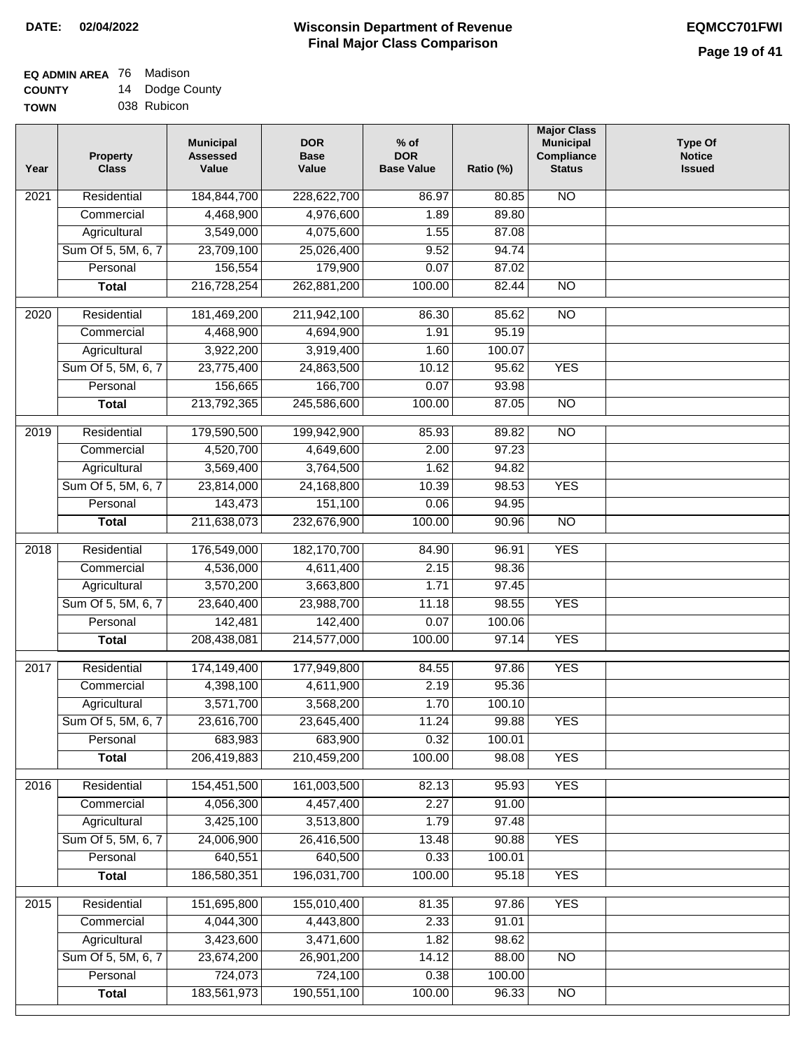**DATE: 02/04/2022**

# Wisconsin Department of Revenue
## Final Major Class Comparison

**EQMCC701FWI**

**EQ ADMIN AREA** 76 Madison
**COUNTY** 14 Dodge County
**TOWN** 038 Rubicon

| Year | Property Class | Municipal Assessed Value | DOR Base Value | % of DOR Base Value | Ratio (%) | Major Class Municipal Compliance Status | Type Of Notice Issued |
|---|---|---|---|---|---|---|---|
| 2021 | Residential | 184,844,700 | 228,622,700 | 86.97 | 80.85 | NO | |
| | Commercial | 4,468,900 | 4,976,600 | 1.89 | 89.80 | | |
| | Agricultural | 3,549,000 | 4,075,600 | 1.55 | 87.08 | | |
| | Sum Of 5, 5M, 6, 7 | 23,709,100 | 25,026,400 | 9.52 | 94.74 | | |
| | Personal | 156,554 | 179,900 | 0.07 | 87.02 | | |
| | **Total** | 216,728,254 | 262,881,200 | 100.00 | 82.44 | NO | |
| 2020 | Residential | 181,469,200 | 211,942,100 | 86.30 | 85.62 | NO | |
| | Commercial | 4,468,900 | 4,694,900 | 1.91 | 95.19 | | |
| | Agricultural | 3,922,200 | 3,919,400 | 1.60 | 100.07 | | |
| | Sum Of 5, 5M, 6, 7 | 23,775,400 | 24,863,500 | 10.12 | 95.62 | YES | |
| | Personal | 156,665 | 166,700 | 0.07 | 93.98 | | |
| | **Total** | 213,792,365 | 245,586,600 | 100.00 | 87.05 | NO | |
| 2019 | Residential | 179,590,500 | 199,942,900 | 85.93 | 89.82 | NO | |
| | Commercial | 4,520,700 | 4,649,600 | 2.00 | 97.23 | | |
| | Agricultural | 3,569,400 | 3,764,500 | 1.62 | 94.82 | | |
| | Sum Of 5, 5M, 6, 7 | 23,814,000 | 24,168,800 | 10.39 | 98.53 | YES | |
| | Personal | 143,473 | 151,100 | 0.06 | 94.95 | | |
| | **Total** | 211,638,073 | 232,676,900 | 100.00 | 90.96 | NO | |
| 2018 | Residential | 176,549,000 | 182,170,700 | 84.90 | 96.91 | YES | |
| | Commercial | 4,536,000 | 4,611,400 | 2.15 | 98.36 | | |
| | Agricultural | 3,570,200 | 3,663,800 | 1.71 | 97.45 | | |
| | Sum Of 5, 5M, 6, 7 | 23,640,400 | 23,988,700 | 11.18 | 98.55 | YES | |
| | Personal | 142,481 | 142,400 | 0.07 | 100.06 | | |
| | **Total** | 208,438,081 | 214,577,000 | 100.00 | 97.14 | YES | |
| 2017 | Residential | 174,149,400 | 177,949,800 | 84.55 | 97.86 | YES | |
| | Commercial | 4,398,100 | 4,611,900 | 2.19 | 95.36 | | |
| | Agricultural | 3,571,700 | 3,568,200 | 1.70 | 100.10 | | |
| | Sum Of 5, 5M, 6, 7 | 23,616,700 | 23,645,400 | 11.24 | 99.88 | YES | |
| | Personal | 683,983 | 683,900 | 0.32 | 100.01 | | |
| | **Total** | 206,419,883 | 210,459,200 | 100.00 | 98.08 | YES | |
| 2016 | Residential | 154,451,500 | 161,003,500 | 82.13 | 95.93 | YES | |
| | Commercial | 4,056,300 | 4,457,400 | 2.27 | 91.00 | | |
| | Agricultural | 3,425,100 | 3,513,800 | 1.79 | 97.48 | | |
| | Sum Of 5, 5M, 6, 7 | 24,006,900 | 26,416,500 | 13.48 | 90.88 | YES | |
| | Personal | 640,551 | 640,500 | 0.33 | 100.01 | | |
| | **Total** | 186,580,351 | 196,031,700 | 100.00 | 95.18 | YES | |
| 2015 | Residential | 151,695,800 | 155,010,400 | 81.35 | 97.86 | YES | |
| | Commercial | 4,044,300 | 4,443,800 | 2.33 | 91.01 | | |
| | Agricultural | 3,423,600 | 3,471,600 | 1.82 | 98.62 | | |
| | Sum Of 5, 5M, 6, 7 | 23,674,200 | 26,901,200 | 14.12 | 88.00 | NO | |
| | Personal | 724,073 | 724,100 | 0.38 | 100.00 | | |
| | **Total** | 183,561,973 | 190,551,100 | 100.00 | 96.33 | NO | |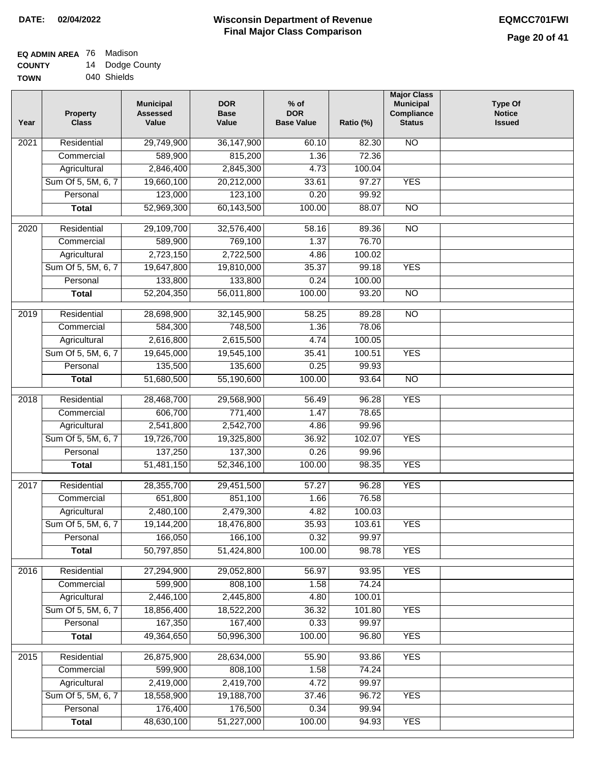**DATE:** 02/04/2022

# Wisconsin Department of Revenue
## Final Major Class Comparison

**EQMCC701FWI**

**EQ ADMIN AREA** 76 Madison
**COUNTY** 14 Dodge County
**TOWN** 040 Shields

| Year | Property Class | Municipal Assessed Value | DOR Base Value | % of DOR Base Value | Ratio (%) | Major Class Municipal Compliance Status | Type Of Notice Issued |
|---|---|---|---|---|---|---|---|
| 2021 | Residential | 29,749,900 | 36,147,900 | 60.10 | 82.30 | NO | |
| | Commercial | 589,900 | 815,200 | 1.36 | 72.36 | | |
| | Agricultural | 2,846,400 | 2,845,300 | 4.73 | 100.04 | | |
| | Sum Of 5, 5M, 6, 7 | 19,660,100 | 20,212,000 | 33.61 | 97.27 | YES | |
| | Personal | 123,000 | 123,100 | 0.20 | 99.92 | | |
| | **Total** | 52,969,300 | 60,143,500 | 100.00 | 88.07 | NO | |
| 2020 | Residential | 29,109,700 | 32,576,400 | 58.16 | 89.36 | NO | |
| | Commercial | 589,900 | 769,100 | 1.37 | 76.70 | | |
| | Agricultural | 2,723,150 | 2,722,500 | 4.86 | 100.02 | | |
| | Sum Of 5, 5M, 6, 7 | 19,647,800 | 19,810,000 | 35.37 | 99.18 | YES | |
| | Personal | 133,800 | 133,800 | 0.24 | 100.00 | | |
| | **Total** | 52,204,350 | 56,011,800 | 100.00 | 93.20 | NO | |
| 2019 | Residential | 28,698,900 | 32,145,900 | 58.25 | 89.28 | NO | |
| | Commercial | 584,300 | 748,500 | 1.36 | 78.06 | | |
| | Agricultural | 2,616,800 | 2,615,500 | 4.74 | 100.05 | | |
| | Sum Of 5, 5M, 6, 7 | 19,645,000 | 19,545,100 | 35.41 | 100.51 | YES | |
| | Personal | 135,500 | 135,600 | 0.25 | 99.93 | | |
| | **Total** | 51,680,500 | 55,190,600 | 100.00 | 93.64 | NO | |
| 2018 | Residential | 28,468,700 | 29,568,900 | 56.49 | 96.28 | YES | |
| | Commercial | 606,700 | 771,400 | 1.47 | 78.65 | | |
| | Agricultural | 2,541,800 | 2,542,700 | 4.86 | 99.96 | | |
| | Sum Of 5, 5M, 6, 7 | 19,726,700 | 19,325,800 | 36.92 | 102.07 | YES | |
| | Personal | 137,250 | 137,300 | 0.26 | 99.96 | | |
| | **Total** | 51,481,150 | 52,346,100 | 100.00 | 98.35 | YES | |
| 2017 | Residential | 28,355,700 | 29,451,500 | 57.27 | 96.28 | YES | |
| | Commercial | 651,800 | 851,100 | 1.66 | 76.58 | | |
| | Agricultural | 2,480,100 | 2,479,300 | 4.82 | 100.03 | | |
| | Sum Of 5, 5M, 6, 7 | 19,144,200 | 18,476,800 | 35.93 | 103.61 | YES | |
| | Personal | 166,050 | 166,100 | 0.32 | 99.97 | | |
| | **Total** | 50,797,850 | 51,424,800 | 100.00 | 98.78 | YES | |
| 2016 | Residential | 27,294,900 | 29,052,800 | 56.97 | 93.95 | YES | |
| | Commercial | 599,900 | 808,100 | 1.58 | 74.24 | | |
| | Agricultural | 2,446,100 | 2,445,800 | 4.80 | 100.01 | | |
| | Sum Of 5, 5M, 6, 7 | 18,856,400 | 18,522,200 | 36.32 | 101.80 | YES | |
| | Personal | 167,350 | 167,400 | 0.33 | 99.97 | | |
| | **Total** | 49,364,650 | 50,996,300 | 100.00 | 96.80 | YES | |
| 2015 | Residential | 26,875,900 | 28,634,000 | 55.90 | 93.86 | YES | |
| | Commercial | 599,900 | 808,100 | 1.58 | 74.24 | | |
| | Agricultural | 2,419,000 | 2,419,700 | 4.72 | 99.97 | | |
| | Sum Of 5, 5M, 6, 7 | 18,558,900 | 19,188,700 | 37.46 | 96.72 | YES | |
| | Personal | 176,400 | 176,500 | 0.34 | 99.94 | | |
| | **Total** | 48,630,100 | 51,227,000 | 100.00 | 94.93 | YES | |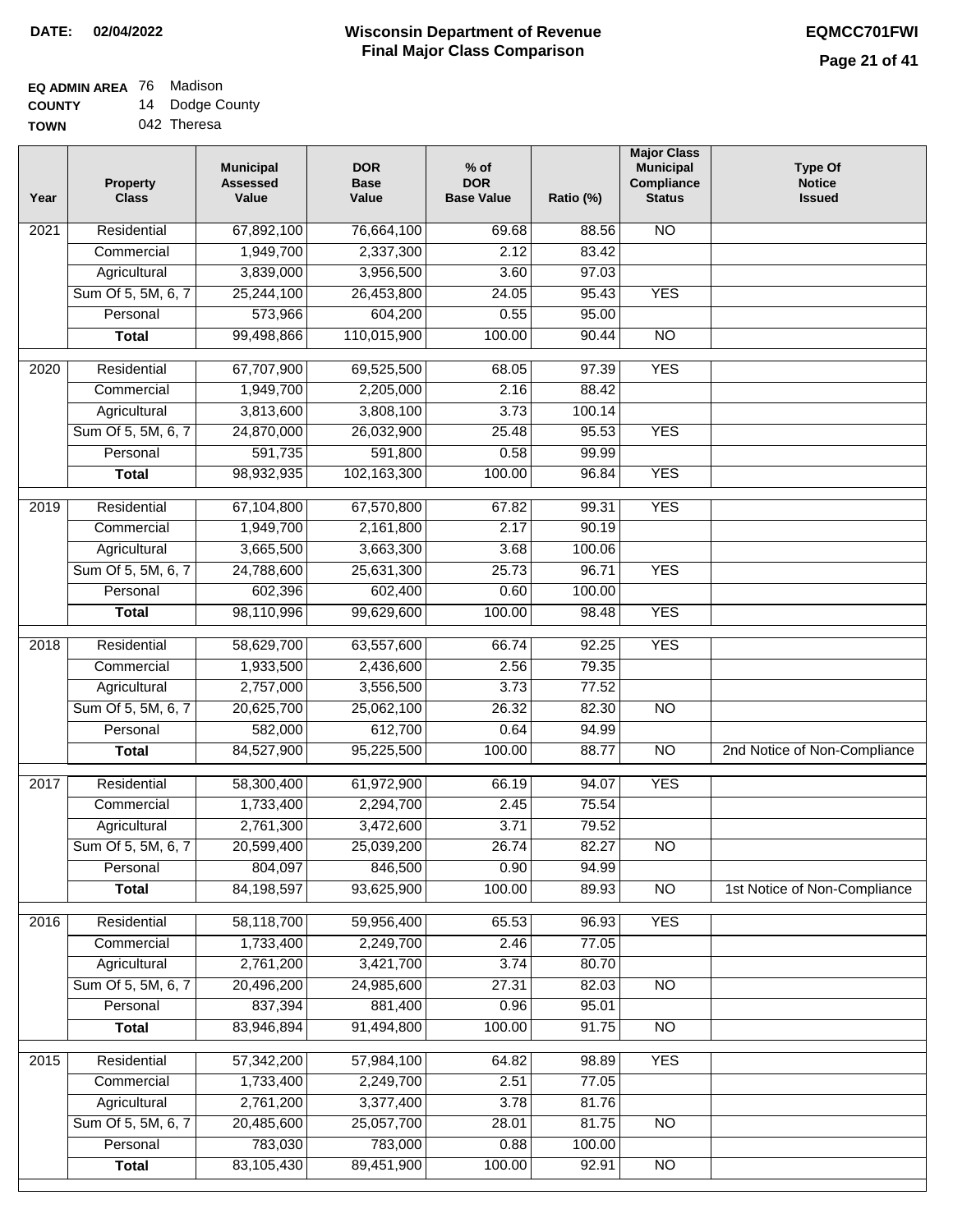**DATE:** 02/04/2022

# Wisconsin Department of Revenue
## Final Major Class Comparison

**EQMCC701FWI**

**EQ ADMIN AREA** 76 Madison
**COUNTY** 14 Dodge County
**TOWN** 042 Theresa

| Year | Property Class | Municipal Assessed Value | DOR Base Value | % of DOR Base Value | Ratio (%) | Major Class Municipal Compliance Status | Type Of Notice Issued |
|---|---|---|---|---|---|---|---|
| 2021 | Residential | 67,892,100 | 76,664,100 | 69.68 | 88.56 | NO | |
| | Commercial | 1,949,700 | 2,337,300 | 2.12 | 83.42 | | |
| | Agricultural | 3,839,000 | 3,956,500 | 3.60 | 97.03 | | |
| | Sum Of 5, 5M, 6, 7 | 25,244,100 | 26,453,800 | 24.05 | 95.43 | YES | |
| | Personal | 573,966 | 604,200 | 0.55 | 95.00 | | |
| | **Total** | 99,498,866 | 110,015,900 | 100.00 | 90.44 | NO | |
| 2020 | Residential | 67,707,900 | 69,525,500 | 68.05 | 97.39 | YES | |
| | Commercial | 1,949,700 | 2,205,000 | 2.16 | 88.42 | | |
| | Agricultural | 3,813,600 | 3,808,100 | 3.73 | 100.14 | | |
| | Sum Of 5, 5M, 6, 7 | 24,870,000 | 26,032,900 | 25.48 | 95.53 | YES | |
| | Personal | 591,735 | 591,800 | 0.58 | 99.99 | | |
| | **Total** | 98,932,935 | 102,163,300 | 100.00 | 96.84 | YES | |
| 2019 | Residential | 67,104,800 | 67,570,800 | 67.82 | 99.31 | YES | |
| | Commercial | 1,949,700 | 2,161,800 | 2.17 | 90.19 | | |
| | Agricultural | 3,665,500 | 3,663,300 | 3.68 | 100.06 | | |
| | Sum Of 5, 5M, 6, 7 | 24,788,600 | 25,631,300 | 25.73 | 96.71 | YES | |
| | Personal | 602,396 | 602,400 | 0.60 | 100.00 | | |
| | **Total** | 98,110,996 | 99,629,600 | 100.00 | 98.48 | YES | |
| 2018 | Residential | 58,629,700 | 63,557,600 | 66.74 | 92.25 | YES | |
| | Commercial | 1,933,500 | 2,436,600 | 2.56 | 79.35 | | |
| | Agricultural | 2,757,000 | 3,556,500 | 3.73 | 77.52 | | |
| | Sum Of 5, 5M, 6, 7 | 20,625,700 | 25,062,100 | 26.32 | 82.30 | NO | |
| | Personal | 582,000 | 612,700 | 0.64 | 94.99 | | |
| | **Total** | 84,527,900 | 95,225,500 | 100.00 | 88.77 | NO | 2nd Notice of Non-Compliance |
| 2017 | Residential | 58,300,400 | 61,972,900 | 66.19 | 94.07 | YES | |
| | Commercial | 1,733,400 | 2,294,700 | 2.45 | 75.54 | | |
| | Agricultural | 2,761,300 | 3,472,600 | 3.71 | 79.52 | | |
| | Sum Of 5, 5M, 6, 7 | 20,599,400 | 25,039,200 | 26.74 | 82.27 | NO | |
| | Personal | 804,097 | 846,500 | 0.90 | 94.99 | | |
| | **Total** | 84,198,597 | 93,625,900 | 100.00 | 89.93 | NO | 1st Notice of Non-Compliance |
| 2016 | Residential | 58,118,700 | 59,956,400 | 65.53 | 96.93 | YES | |
| | Commercial | 1,733,400 | 2,249,700 | 2.46 | 77.05 | | |
| | Agricultural | 2,761,200 | 3,421,700 | 3.74 | 80.70 | | |
| | Sum Of 5, 5M, 6, 7 | 20,496,200 | 24,985,600 | 27.31 | 82.03 | NO | |
| | Personal | 837,394 | 881,400 | 0.96 | 95.01 | | |
| | **Total** | 83,946,894 | 91,494,800 | 100.00 | 91.75 | NO | |
| 2015 | Residential | 57,342,200 | 57,984,100 | 64.82 | 98.89 | YES | |
| | Commercial | 1,733,400 | 2,249,700 | 2.51 | 77.05 | | |
| | Agricultural | 2,761,200 | 3,377,400 | 3.78 | 81.76 | | |
| | Sum Of 5, 5M, 6, 7 | 20,485,600 | 25,057,700 | 28.01 | 81.75 | NO | |
| | Personal | 783,030 | 783,000 | 0.88 | 100.00 | | |
| | **Total** | 83,105,430 | 89,451,900 | 100.00 | 92.91 | NO | |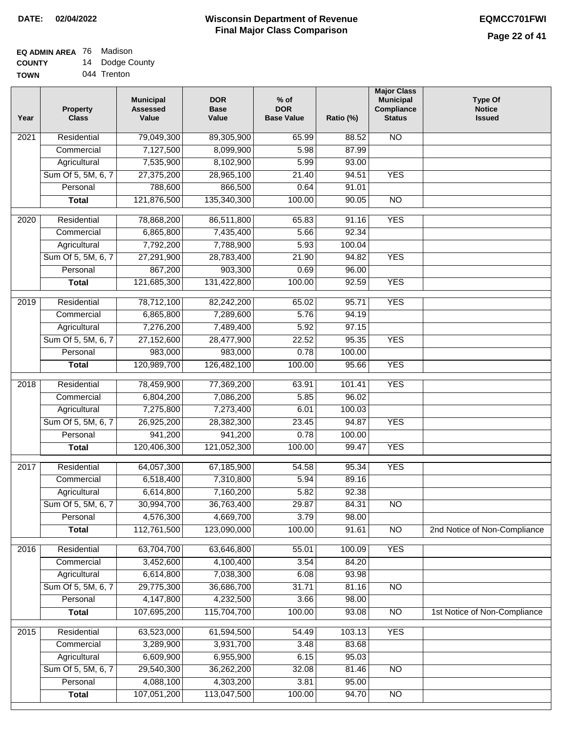**DATE: 02/04/2022**

# Wisconsin Department of Revenue
## Final Major Class Comparison

**EQMCC701FWI**

**EQ ADMIN AREA** 76 Madison
**COUNTY** 14 Dodge County
**TOWN** 044 Trenton

| Year | Property Class | Municipal Assessed Value | DOR Base Value | % of DOR Base Value | Ratio (%) | Major Class Municipal Compliance Status | Type Of Notice Issued |
|---|---|---|---|---|---|---|---|
| 2021 | Residential | 79,049,300 | 89,305,900 | 65.99 | 88.52 | NO | |
| | Commercial | 7,127,500 | 8,099,900 | 5.98 | 87.99 | | |
| | Agricultural | 7,535,900 | 8,102,900 | 5.99 | 93.00 | | |
| | Sum Of 5, 5M, 6, 7 | 27,375,200 | 28,965,100 | 21.40 | 94.51 | YES | |
| | Personal | 788,600 | 866,500 | 0.64 | 91.01 | | |
| | **Total** | 121,876,500 | 135,340,300 | 100.00 | 90.05 | NO | |
| 2020 | Residential | 78,868,200 | 86,511,800 | 65.83 | 91.16 | YES | |
| | Commercial | 6,865,800 | 7,435,400 | 5.66 | 92.34 | | |
| | Agricultural | 7,792,200 | 7,788,900 | 5.93 | 100.04 | | |
| | Sum Of 5, 5M, 6, 7 | 27,291,900 | 28,783,400 | 21.90 | 94.82 | YES | |
| | Personal | 867,200 | 903,300 | 0.69 | 96.00 | | |
| | **Total** | 121,685,300 | 131,422,800 | 100.00 | 92.59 | YES | |
| 2019 | Residential | 78,712,100 | 82,242,200 | 65.02 | 95.71 | YES | |
| | Commercial | 6,865,800 | 7,289,600 | 5.76 | 94.19 | | |
| | Agricultural | 7,276,200 | 7,489,400 | 5.92 | 97.15 | | |
| | Sum Of 5, 5M, 6, 7 | 27,152,600 | 28,477,900 | 22.52 | 95.35 | YES | |
| | Personal | 983,000 | 983,000 | 0.78 | 100.00 | | |
| | **Total** | 120,989,700 | 126,482,100 | 100.00 | 95.66 | YES | |
| 2018 | Residential | 78,459,900 | 77,369,200 | 63.91 | 101.41 | YES | |
| | Commercial | 6,804,200 | 7,086,200 | 5.85 | 96.02 | | |
| | Agricultural | 7,275,800 | 7,273,400 | 6.01 | 100.03 | | |
| | Sum Of 5, 5M, 6, 7 | 26,925,200 | 28,382,300 | 23.45 | 94.87 | YES | |
| | Personal | 941,200 | 941,200 | 0.78 | 100.00 | | |
| | **Total** | 120,406,300 | 121,052,300 | 100.00 | 99.47 | YES | |
| 2017 | Residential | 64,057,300 | 67,185,900 | 54.58 | 95.34 | YES | |
| | Commercial | 6,518,400 | 7,310,800 | 5.94 | 89.16 | | |
| | Agricultural | 6,614,800 | 7,160,200 | 5.82 | 92.38 | | |
| | Sum Of 5, 5M, 6, 7 | 30,994,700 | 36,763,400 | 29.87 | 84.31 | NO | |
| | Personal | 4,576,300 | 4,669,700 | 3.79 | 98.00 | | |
| | **Total** | 112,761,500 | 123,090,000 | 100.00 | 91.61 | NO | 2nd Notice of Non-Compliance |
| 2016 | Residential | 63,704,700 | 63,646,800 | 55.01 | 100.09 | YES | |
| | Commercial | 3,452,600 | 4,100,400 | 3.54 | 84.20 | | |
| | Agricultural | 6,614,800 | 7,038,300 | 6.08 | 93.98 | | |
| | Sum Of 5, 5M, 6, 7 | 29,775,300 | 36,686,700 | 31.71 | 81.16 | NO | |
| | Personal | 4,147,800 | 4,232,500 | 3.66 | 98.00 | | |
| | **Total** | 107,695,200 | 115,704,700 | 100.00 | 93.08 | NO | 1st Notice of Non-Compliance |
| 2015 | Residential | 63,523,000 | 61,594,500 | 54.49 | 103.13 | YES | |
| | Commercial | 3,289,900 | 3,931,700 | 3.48 | 83.68 | | |
| | Agricultural | 6,609,900 | 6,955,900 | 6.15 | 95.03 | | |
| | Sum Of 5, 5M, 6, 7 | 29,540,300 | 36,262,200 | 32.08 | 81.46 | NO | |
| | Personal | 4,088,100 | 4,303,200 | 3.81 | 95.00 | | |
| | **Total** | 107,051,200 | 113,047,500 | 100.00 | 94.70 | NO | |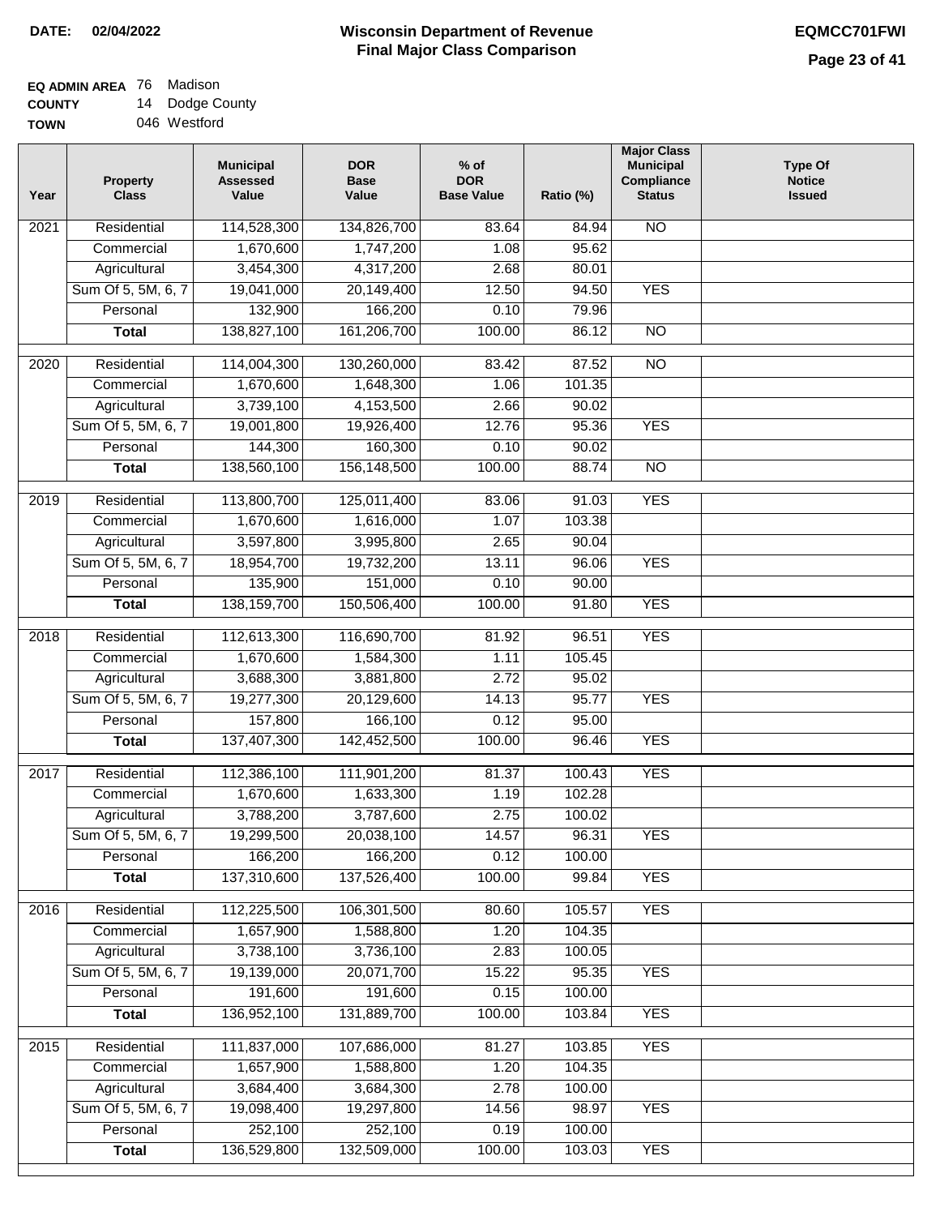**DATE:** 02/04/2022

# Wisconsin Department of Revenue
## Final Major Class Comparison

**EQMCC701FWI**

**EQ ADMIN AREA** 76 Madison
**COUNTY** 14 Dodge County
**TOWN** 046 Westford

| Year | Property Class | Municipal Assessed Value | DOR Base Value | % of DOR Base Value | Ratio (%) | Major Class Municipal Compliance Status | Type Of Notice Issued |
|---|---|---|---|---|---|---|---|
| 2021 | Residential | 114,528,300 | 134,826,700 | 83.64 | 84.94 | NO | |
| | Commercial | 1,670,600 | 1,747,200 | 1.08 | 95.62 | | |
| | Agricultural | 3,454,300 | 4,317,200 | 2.68 | 80.01 | | |
| | Sum Of 5, 5M, 6, 7 | 19,041,000 | 20,149,400 | 12.50 | 94.50 | YES | |
| | Personal | 132,900 | 166,200 | 0.10 | 79.96 | | |
| | **Total** | 138,827,100 | 161,206,700 | 100.00 | 86.12 | NO | |
| 2020 | Residential | 114,004,300 | 130,260,000 | 83.42 | 87.52 | NO | |
| | Commercial | 1,670,600 | 1,648,300 | 1.06 | 101.35 | | |
| | Agricultural | 3,739,100 | 4,153,500 | 2.66 | 90.02 | | |
| | Sum Of 5, 5M, 6, 7 | 19,001,800 | 19,926,400 | 12.76 | 95.36 | YES | |
| | Personal | 144,300 | 160,300 | 0.10 | 90.02 | | |
| | **Total** | 138,560,100 | 156,148,500 | 100.00 | 88.74 | NO | |
| 2019 | Residential | 113,800,700 | 125,011,400 | 83.06 | 91.03 | YES | |
| | Commercial | 1,670,600 | 1,616,000 | 1.07 | 103.38 | | |
| | Agricultural | 3,597,800 | 3,995,800 | 2.65 | 90.04 | | |
| | Sum Of 5, 5M, 6, 7 | 18,954,700 | 19,732,200 | 13.11 | 96.06 | YES | |
| | Personal | 135,900 | 151,000 | 0.10 | 90.00 | | |
| | **Total** | 138,159,700 | 150,506,400 | 100.00 | 91.80 | YES | |
| 2018 | Residential | 112,613,300 | 116,690,700 | 81.92 | 96.51 | YES | |
| | Commercial | 1,670,600 | 1,584,300 | 1.11 | 105.45 | | |
| | Agricultural | 3,688,300 | 3,881,800 | 2.72 | 95.02 | | |
| | Sum Of 5, 5M, 6, 7 | 19,277,300 | 20,129,600 | 14.13 | 95.77 | YES | |
| | Personal | 157,800 | 166,100 | 0.12 | 95.00 | | |
| | **Total** | 137,407,300 | 142,452,500 | 100.00 | 96.46 | YES | |
| 2017 | Residential | 112,386,100 | 111,901,200 | 81.37 | 100.43 | YES | |
| | Commercial | 1,670,600 | 1,633,300 | 1.19 | 102.28 | | |
| | Agricultural | 3,788,200 | 3,787,600 | 2.75 | 100.02 | | |
| | Sum Of 5, 5M, 6, 7 | 19,299,500 | 20,038,100 | 14.57 | 96.31 | YES | |
| | Personal | 166,200 | 166,200 | 0.12 | 100.00 | | |
| | **Total** | 137,310,600 | 137,526,400 | 100.00 | 99.84 | YES | |
| 2016 | Residential | 112,225,500 | 106,301,500 | 80.60 | 105.57 | YES | |
| | Commercial | 1,657,900 | 1,588,800 | 1.20 | 104.35 | | |
| | Agricultural | 3,738,100 | 3,736,100 | 2.83 | 100.05 | | |
| | Sum Of 5, 5M, 6, 7 | 19,139,000 | 20,071,700 | 15.22 | 95.35 | YES | |
| | Personal | 191,600 | 191,600 | 0.15 | 100.00 | | |
| | **Total** | 136,952,100 | 131,889,700 | 100.00 | 103.84 | YES | |
| 2015 | Residential | 111,837,000 | 107,686,000 | 81.27 | 103.85 | YES | |
| | Commercial | 1,657,900 | 1,588,800 | 1.20 | 104.35 | | |
| | Agricultural | 3,684,400 | 3,684,300 | 2.78 | 100.00 | | |
| | Sum Of 5, 5M, 6, 7 | 19,098,400 | 19,297,800 | 14.56 | 98.97 | YES | |
| | Personal | 252,100 | 252,100 | 0.19 | 100.00 | | |
| | **Total** | 136,529,800 | 132,509,000 | 100.00 | 103.03 | YES | |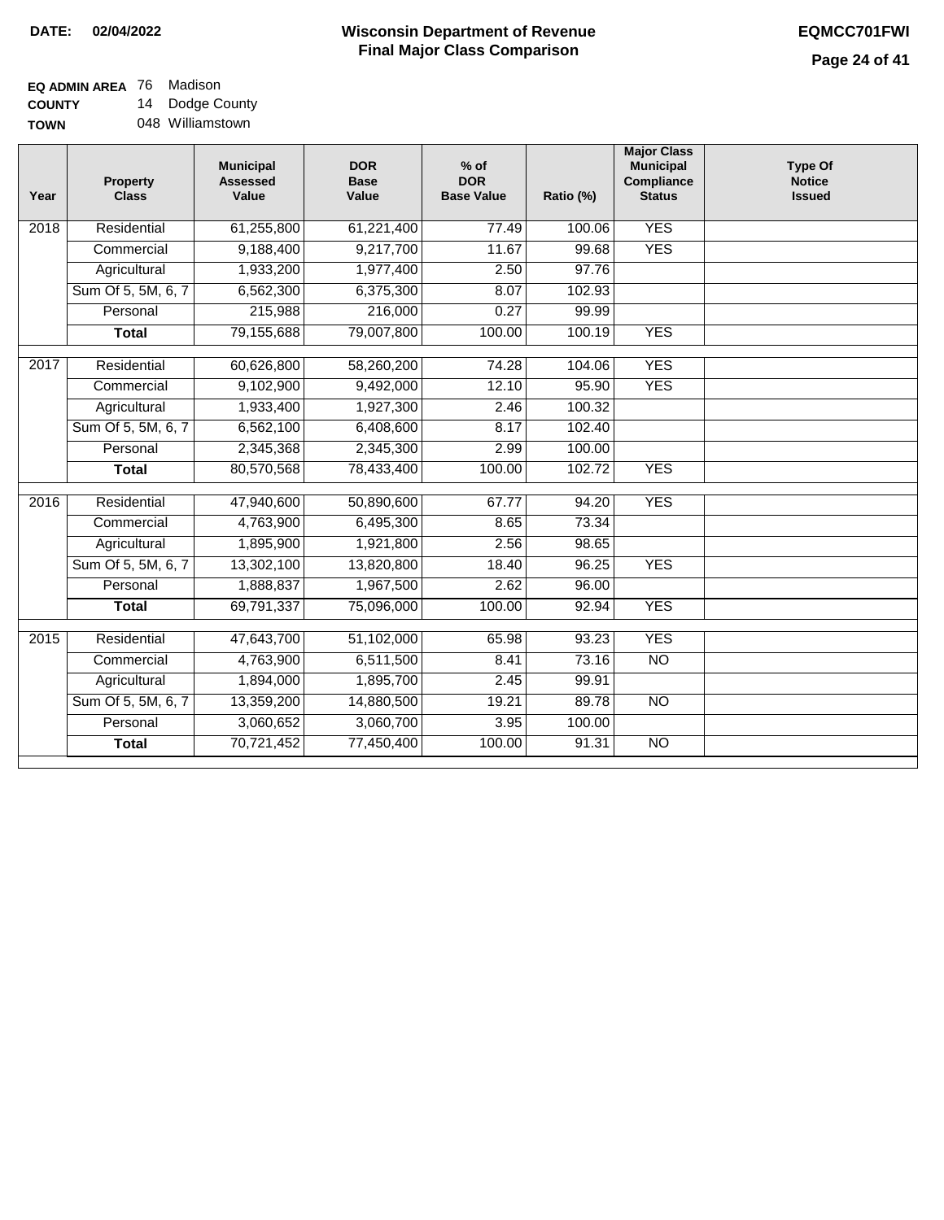**DATE:** 02/04/2022

# Wisconsin Department of Revenue
## Final Major Class Comparison

**EQMCC701FWI**

**EQ ADMIN AREA** 76 Madison
**COUNTY** 14 Dodge County
**TOWN** 048 Williamstown

| Year | Property Class | Municipal Assessed Value | DOR Base Value | % of DOR Base Value | Ratio (%) | Major Class Municipal Compliance Status | Type Of Notice Issued |
|---|---|---|---|---|---|---|---|
| 2018 | Residential | 61,255,800 | 61,221,400 | 77.49 | 100.06 | YES | |
| | Commercial | 9,188,400 | 9,217,700 | 11.67 | 99.68 | YES | |
| | Agricultural | 1,933,200 | 1,977,400 | 2.50 | 97.76 | | |
| | Sum Of 5, 5M, 6, 7 | 6,562,300 | 6,375,300 | 8.07 | 102.93 | | |
| | Personal | 215,988 | 216,000 | 0.27 | 99.99 | | |
| | **Total** | 79,155,688 | 79,007,800 | 100.00 | 100.19 | YES | |
| 2017 | Residential | 60,626,800 | 58,260,200 | 74.28 | 104.06 | YES | |
| | Commercial | 9,102,900 | 9,492,000 | 12.10 | 95.90 | YES | |
| | Agricultural | 1,933,400 | 1,927,300 | 2.46 | 100.32 | | |
| | Sum Of 5, 5M, 6, 7 | 6,562,100 | 6,408,600 | 8.17 | 102.40 | | |
| | Personal | 2,345,368 | 2,345,300 | 2.99 | 100.00 | | |
| | **Total** | 80,570,568 | 78,433,400 | 100.00 | 102.72 | YES | |
| 2016 | Residential | 47,940,600 | 50,890,600 | 67.77 | 94.20 | YES | |
| | Commercial | 4,763,900 | 6,495,300 | 8.65 | 73.34 | | |
| | Agricultural | 1,895,900 | 1,921,800 | 2.56 | 98.65 | | |
| | Sum Of 5, 5M, 6, 7 | 13,302,100 | 13,820,800 | 18.40 | 96.25 | YES | |
| | Personal | 1,888,837 | 1,967,500 | 2.62 | 96.00 | | |
| | **Total** | 69,791,337 | 75,096,000 | 100.00 | 92.94 | YES | |
| 2015 | Residential | 47,643,700 | 51,102,000 | 65.98 | 93.23 | YES | |
| | Commercial | 4,763,900 | 6,511,500 | 8.41 | 73.16 | NO | |
| | Agricultural | 1,894,000 | 1,895,700 | 2.45 | 99.91 | | |
| | Sum Of 5, 5M, 6, 7 | 13,359,200 | 14,880,500 | 19.21 | 89.78 | NO | |
| | Personal | 3,060,652 | 3,060,700 | 3.95 | 100.00 | | |
| | **Total** | 70,721,452 | 77,450,400 | 100.00 | 91.31 | NO | |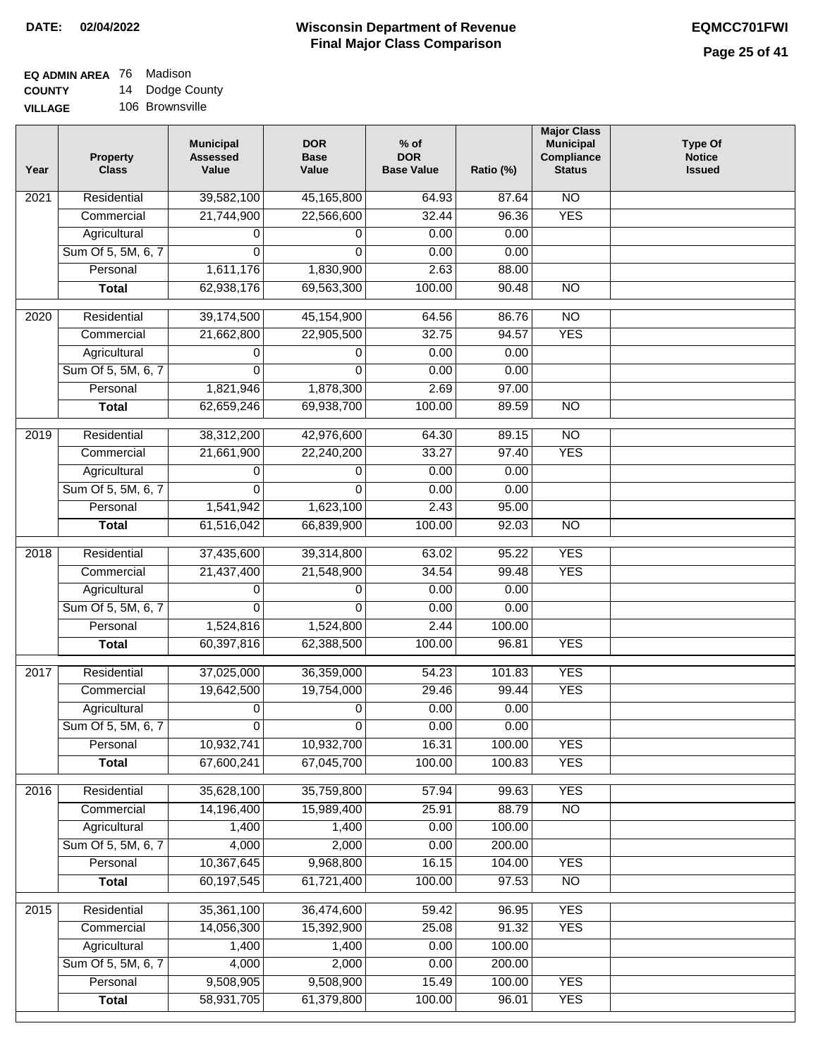**DATE: 02/04/2022**

# Wisconsin Department of Revenue
## Final Major Class Comparison

**EQMCC701FWI**

**EQ ADMIN AREA** 76 Madison
**COUNTY** 14 Dodge County
**VILLAGE** 106 Brownsville

| Year | Property Class | Municipal Assessed Value | DOR Base Value | % of DOR Base Value | Ratio (%) | Major Class Municipal Compliance Status | Type Of Notice Issued |
|---|---|---|---|---|---|---|---|
| 2021 | Residential | 39,582,100 | 45,165,800 | 64.93 | 87.64 | NO | |
| | Commercial | 21,744,900 | 22,566,600 | 32.44 | 96.36 | YES | |
| | Agricultural | 0 | 0 | 0.00 | 0.00 | | |
| | Sum Of 5, 5M, 6, 7 | 0 | 0 | 0.00 | 0.00 | | |
| | Personal | 1,611,176 | 1,830,900 | 2.63 | 88.00 | | |
| | **Total** | 62,938,176 | 69,563,300 | 100.00 | 90.48 | NO | |
| 2020 | Residential | 39,174,500 | 45,154,900 | 64.56 | 86.76 | NO | |
| | Commercial | 21,662,800 | 22,905,500 | 32.75 | 94.57 | YES | |
| | Agricultural | 0 | 0 | 0.00 | 0.00 | | |
| | Sum Of 5, 5M, 6, 7 | 0 | 0 | 0.00 | 0.00 | | |
| | Personal | 1,821,946 | 1,878,300 | 2.69 | 97.00 | | |
| | **Total** | 62,659,246 | 69,938,700 | 100.00 | 89.59 | NO | |
| 2019 | Residential | 38,312,200 | 42,976,600 | 64.30 | 89.15 | NO | |
| | Commercial | 21,661,900 | 22,240,200 | 33.27 | 97.40 | YES | |
| | Agricultural | 0 | 0 | 0.00 | 0.00 | | |
| | Sum Of 5, 5M, 6, 7 | 0 | 0 | 0.00 | 0.00 | | |
| | Personal | 1,541,942 | 1,623,100 | 2.43 | 95.00 | | |
| | **Total** | 61,516,042 | 66,839,900 | 100.00 | 92.03 | NO | |
| 2018 | Residential | 37,435,600 | 39,314,800 | 63.02 | 95.22 | YES | |
| | Commercial | 21,437,400 | 21,548,900 | 34.54 | 99.48 | YES | |
| | Agricultural | 0 | 0 | 0.00 | 0.00 | | |
| | Sum Of 5, 5M, 6, 7 | 0 | 0 | 0.00 | 0.00 | | |
| | Personal | 1,524,816 | 1,524,800 | 2.44 | 100.00 | | |
| | **Total** | 60,397,816 | 62,388,500 | 100.00 | 96.81 | YES | |
| 2017 | Residential | 37,025,000 | 36,359,000 | 54.23 | 101.83 | YES | |
| | Commercial | 19,642,500 | 19,754,000 | 29.46 | 99.44 | YES | |
| | Agricultural | 0 | 0 | 0.00 | 0.00 | | |
| | Sum Of 5, 5M, 6, 7 | 0 | 0 | 0.00 | 0.00 | | |
| | Personal | 10,932,741 | 10,932,700 | 16.31 | 100.00 | YES | |
| | **Total** | 67,600,241 | 67,045,700 | 100.00 | 100.83 | YES | |
| 2016 | Residential | 35,628,100 | 35,759,800 | 57.94 | 99.63 | YES | |
| | Commercial | 14,196,400 | 15,989,400 | 25.91 | 88.79 | NO | |
| | Agricultural | 1,400 | 1,400 | 0.00 | 100.00 | | |
| | Sum Of 5, 5M, 6, 7 | 4,000 | 2,000 | 0.00 | 200.00 | | |
| | Personal | 10,367,645 | 9,968,800 | 16.15 | 104.00 | YES | |
| | **Total** | 60,197,545 | 61,721,400 | 100.00 | 97.53 | NO | |
| 2015 | Residential | 35,361,100 | 36,474,600 | 59.42 | 96.95 | YES | |
| | Commercial | 14,056,300 | 15,392,900 | 25.08 | 91.32 | YES | |
| | Agricultural | 1,400 | 1,400 | 0.00 | 100.00 | | |
| | Sum Of 5, 5M, 6, 7 | 4,000 | 2,000 | 0.00 | 200.00 | | |
| | Personal | 9,508,905 | 9,508,900 | 15.49 | 100.00 | YES | |
| | **Total** | 58,931,705 | 61,379,800 | 100.00 | 96.01 | YES | |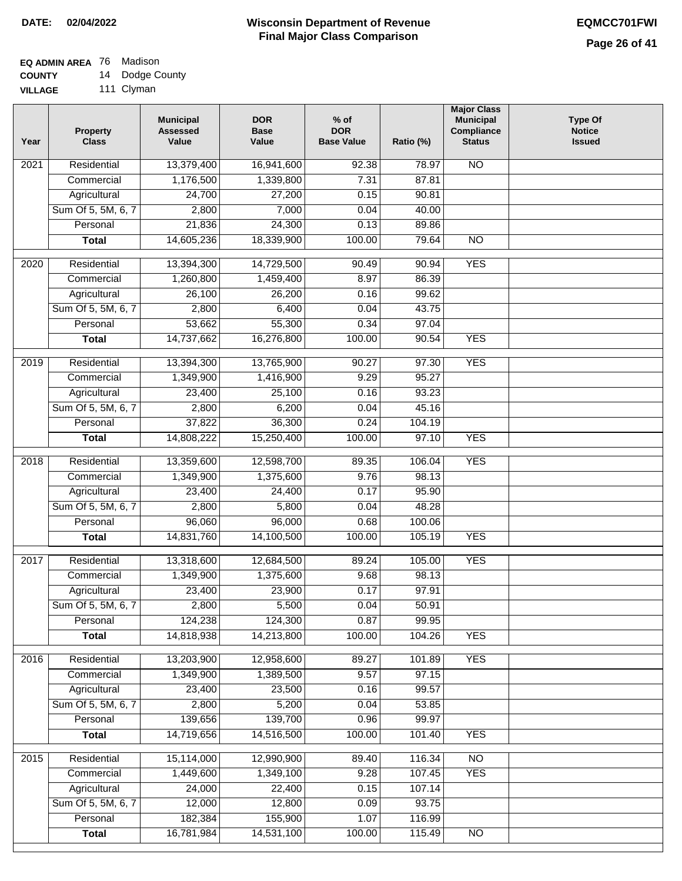**DATE:** 02/04/2022

# Wisconsin Department of Revenue
## Final Major Class Comparison

**EQMCC701FWI**

**EQ ADMIN AREA** 76 Madison
**COUNTY** 14 Dodge County
**VILLAGE** 111 Clyman

| Year | Property Class | Municipal Assessed Value | DOR Base Value | % of DOR Base Value | Ratio (%) | Major Class Municipal Compliance Status | Type Of Notice Issued |
|---|---|---|---|---|---|---|---|
| 2021 | Residential | 13,379,400 | 16,941,600 | 92.38 | 78.97 | NO | |
| | Commercial | 1,176,500 | 1,339,800 | 7.31 | 87.81 | | |
| | Agricultural | 24,700 | 27,200 | 0.15 | 90.81 | | |
| | Sum Of 5, 5M, 6, 7 | 2,800 | 7,000 | 0.04 | 40.00 | | |
| | Personal | 21,836 | 24,300 | 0.13 | 89.86 | | |
| | **Total** | 14,605,236 | 18,339,900 | 100.00 | 79.64 | NO | |
| 2020 | Residential | 13,394,300 | 14,729,500 | 90.49 | 90.94 | YES | |
| | Commercial | 1,260,800 | 1,459,400 | 8.97 | 86.39 | | |
| | Agricultural | 26,100 | 26,200 | 0.16 | 99.62 | | |
| | Sum Of 5, 5M, 6, 7 | 2,800 | 6,400 | 0.04 | 43.75 | | |
| | Personal | 53,662 | 55,300 | 0.34 | 97.04 | | |
| | **Total** | 14,737,662 | 16,276,800 | 100.00 | 90.54 | YES | |
| 2019 | Residential | 13,394,300 | 13,765,900 | 90.27 | 97.30 | YES | |
| | Commercial | 1,349,900 | 1,416,900 | 9.29 | 95.27 | | |
| | Agricultural | 23,400 | 25,100 | 0.16 | 93.23 | | |
| | Sum Of 5, 5M, 6, 7 | 2,800 | 6,200 | 0.04 | 45.16 | | |
| | Personal | 37,822 | 36,300 | 0.24 | 104.19 | | |
| | **Total** | 14,808,222 | 15,250,400 | 100.00 | 97.10 | YES | |
| 2018 | Residential | 13,359,600 | 12,598,700 | 89.35 | 106.04 | YES | |
| | Commercial | 1,349,900 | 1,375,600 | 9.76 | 98.13 | | |
| | Agricultural | 23,400 | 24,400 | 0.17 | 95.90 | | |
| | Sum Of 5, 5M, 6, 7 | 2,800 | 5,800 | 0.04 | 48.28 | | |
| | Personal | 96,060 | 96,000 | 0.68 | 100.06 | | |
| | **Total** | 14,831,760 | 14,100,500 | 100.00 | 105.19 | YES | |
| 2017 | Residential | 13,318,600 | 12,684,500 | 89.24 | 105.00 | YES | |
| | Commercial | 1,349,900 | 1,375,600 | 9.68 | 98.13 | | |
| | Agricultural | 23,400 | 23,900 | 0.17 | 97.91 | | |
| | Sum Of 5, 5M, 6, 7 | 2,800 | 5,500 | 0.04 | 50.91 | | |
| | Personal | 124,238 | 124,300 | 0.87 | 99.95 | | |
| | **Total** | 14,818,938 | 14,213,800 | 100.00 | 104.26 | YES | |
| 2016 | Residential | 13,203,900 | 12,958,600 | 89.27 | 101.89 | YES | |
| | Commercial | 1,349,900 | 1,389,500 | 9.57 | 97.15 | | |
| | Agricultural | 23,400 | 23,500 | 0.16 | 99.57 | | |
| | Sum Of 5, 5M, 6, 7 | 2,800 | 5,200 | 0.04 | 53.85 | | |
| | Personal | 139,656 | 139,700 | 0.96 | 99.97 | | |
| | **Total** | 14,719,656 | 14,516,500 | 100.00 | 101.40 | YES | |
| 2015 | Residential | 15,114,000 | 12,990,900 | 89.40 | 116.34 | NO | |
| | Commercial | 1,449,600 | 1,349,100 | 9.28 | 107.45 | YES | |
| | Agricultural | 24,000 | 22,400 | 0.15 | 107.14 | | |
| | Sum Of 5, 5M, 6, 7 | 12,000 | 12,800 | 0.09 | 93.75 | | |
| | Personal | 182,384 | 155,900 | 1.07 | 116.99 | | |
| | **Total** | 16,781,984 | 14,531,100 | 100.00 | 115.49 | NO | |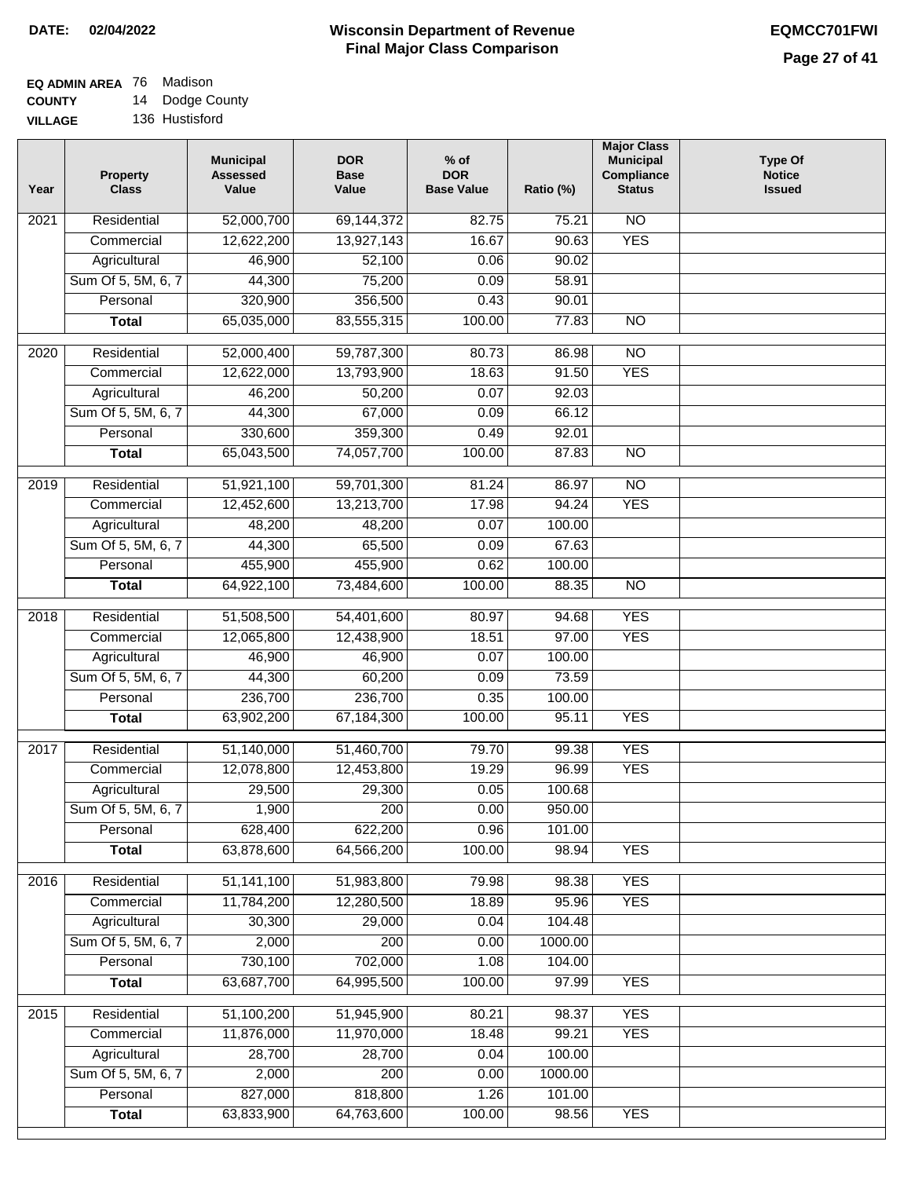**DATE:** 02/04/2022

# Wisconsin Department of Revenue
## Final Major Class Comparison

**EQMCC701FWI**

**EQ ADMIN AREA** 76 Madison
**COUNTY** 14 Dodge County
**VILLAGE** 136 Hustisford

| Year | Property Class | Municipal Assessed Value | DOR Base Value | % of DOR Base Value | Ratio (%) | Major Class Municipal Compliance Status | Type Of Notice Issued |
|---|---|---|---|---|---|---|---|
| 2021 | Residential | 52,000,700 | 69,144,372 | 82.75 | 75.21 | NO | |
| | Commercial | 12,622,200 | 13,927,143 | 16.67 | 90.63 | YES | |
| | Agricultural | 46,900 | 52,100 | 0.06 | 90.02 | | |
| | Sum Of 5, 5M, 6, 7 | 44,300 | 75,200 | 0.09 | 58.91 | | |
| | Personal | 320,900 | 356,500 | 0.43 | 90.01 | | |
| | **Total** | 65,035,000 | 83,555,315 | 100.00 | 77.83 | NO | |
| 2020 | Residential | 52,000,400 | 59,787,300 | 80.73 | 86.98 | NO | |
| | Commercial | 12,622,000 | 13,793,900 | 18.63 | 91.50 | YES | |
| | Agricultural | 46,200 | 50,200 | 0.07 | 92.03 | | |
| | Sum Of 5, 5M, 6, 7 | 44,300 | 67,000 | 0.09 | 66.12 | | |
| | Personal | 330,600 | 359,300 | 0.49 | 92.01 | | |
| | **Total** | 65,043,500 | 74,057,700 | 100.00 | 87.83 | NO | |
| 2019 | Residential | 51,921,100 | 59,701,300 | 81.24 | 86.97 | NO | |
| | Commercial | 12,452,600 | 13,213,700 | 17.98 | 94.24 | YES | |
| | Agricultural | 48,200 | 48,200 | 0.07 | 100.00 | | |
| | Sum Of 5, 5M, 6, 7 | 44,300 | 65,500 | 0.09 | 67.63 | | |
| | Personal | 455,900 | 455,900 | 0.62 | 100.00 | | |
| | **Total** | 64,922,100 | 73,484,600 | 100.00 | 88.35 | NO | |
| 2018 | Residential | 51,508,500 | 54,401,600 | 80.97 | 94.68 | YES | |
| | Commercial | 12,065,800 | 12,438,900 | 18.51 | 97.00 | YES | |
| | Agricultural | 46,900 | 46,900 | 0.07 | 100.00 | | |
| | Sum Of 5, 5M, 6, 7 | 44,300 | 60,200 | 0.09 | 73.59 | | |
| | Personal | 236,700 | 236,700 | 0.35 | 100.00 | | |
| | **Total** | 63,902,200 | 67,184,300 | 100.00 | 95.11 | YES | |
| 2017 | Residential | 51,140,000 | 51,460,700 | 79.70 | 99.38 | YES | |
| | Commercial | 12,078,800 | 12,453,800 | 19.29 | 96.99 | YES | |
| | Agricultural | 29,500 | 29,300 | 0.05 | 100.68 | | |
| | Sum Of 5, 5M, 6, 7 | 1,900 | 200 | 0.00 | 950.00 | | |
| | Personal | 628,400 | 622,200 | 0.96 | 101.00 | | |
| | **Total** | 63,878,600 | 64,566,200 | 100.00 | 98.94 | YES | |
| 2016 | Residential | 51,141,100 | 51,983,800 | 79.98 | 98.38 | YES | |
| | Commercial | 11,784,200 | 12,280,500 | 18.89 | 95.96 | YES | |
| | Agricultural | 30,300 | 29,000 | 0.04 | 104.48 | | |
| | Sum Of 5, 5M, 6, 7 | 2,000 | 200 | 0.00 | 1000.00 | | |
| | Personal | 730,100 | 702,000 | 1.08 | 104.00 | | |
| | **Total** | 63,687,700 | 64,995,500 | 100.00 | 97.99 | YES | |
| 2015 | Residential | 51,100,200 | 51,945,900 | 80.21 | 98.37 | YES | |
| | Commercial | 11,876,000 | 11,970,000 | 18.48 | 99.21 | YES | |
| | Agricultural | 28,700 | 28,700 | 0.04 | 100.00 | | |
| | Sum Of 5, 5M, 6, 7 | 2,000 | 200 | 0.00 | 1000.00 | | |
| | Personal | 827,000 | 818,800 | 1.26 | 101.00 | | |
| | **Total** | 63,833,900 | 64,763,600 | 100.00 | 98.56 | YES | |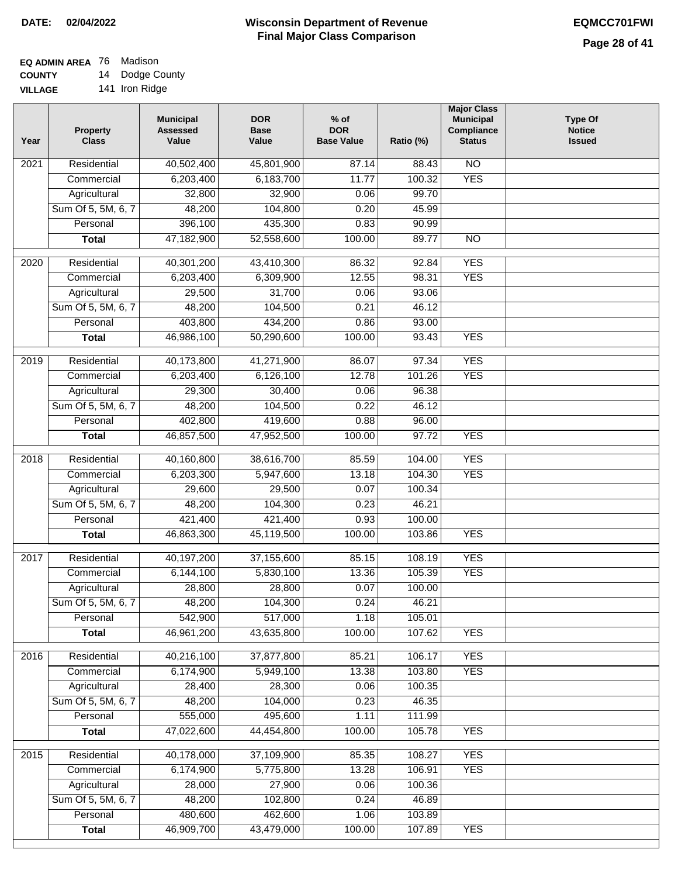**DATE: 02/04/2022**

# Wisconsin Department of Revenue
## Final Major Class Comparison

**EQMCC701FWI**

**EQ ADMIN AREA** 76 Madison
**COUNTY** 14 Dodge County
**VILLAGE** 141 Iron Ridge

| Year | Property Class | Municipal Assessed Value | DOR Base Value | % of DOR Base Value | Ratio (%) | Major Class Municipal Compliance Status | Type Of Notice Issued |
|---|---|---|---|---|---|---|---|
| 2021 | Residential | 40,502,400 | 45,801,900 | 87.14 | 88.43 | NO | |
| | Commercial | 6,203,400 | 6,183,700 | 11.77 | 100.32 | YES | |
| | Agricultural | 32,800 | 32,900 | 0.06 | 99.70 | | |
| | Sum Of 5, 5M, 6, 7 | 48,200 | 104,800 | 0.20 | 45.99 | | |
| | Personal | 396,100 | 435,300 | 0.83 | 90.99 | | |
| | **Total** | 47,182,900 | 52,558,600 | 100.00 | 89.77 | NO | |
| 2020 | Residential | 40,301,200 | 43,410,300 | 86.32 | 92.84 | YES | |
| | Commercial | 6,203,400 | 6,309,900 | 12.55 | 98.31 | YES | |
| | Agricultural | 29,500 | 31,700 | 0.06 | 93.06 | | |
| | Sum Of 5, 5M, 6, 7 | 48,200 | 104,500 | 0.21 | 46.12 | | |
| | Personal | 403,800 | 434,200 | 0.86 | 93.00 | | |
| | **Total** | 46,986,100 | 50,290,600 | 100.00 | 93.43 | YES | |
| 2019 | Residential | 40,173,800 | 41,271,900 | 86.07 | 97.34 | YES | |
| | Commercial | 6,203,400 | 6,126,100 | 12.78 | 101.26 | YES | |
| | Agricultural | 29,300 | 30,400 | 0.06 | 96.38 | | |
| | Sum Of 5, 5M, 6, 7 | 48,200 | 104,500 | 0.22 | 46.12 | | |
| | Personal | 402,800 | 419,600 | 0.88 | 96.00 | | |
| | **Total** | 46,857,500 | 47,952,500 | 100.00 | 97.72 | YES | |
| 2018 | Residential | 40,160,800 | 38,616,700 | 85.59 | 104.00 | YES | |
| | Commercial | 6,203,300 | 5,947,600 | 13.18 | 104.30 | YES | |
| | Agricultural | 29,600 | 29,500 | 0.07 | 100.34 | | |
| | Sum Of 5, 5M, 6, 7 | 48,200 | 104,300 | 0.23 | 46.21 | | |
| | Personal | 421,400 | 421,400 | 0.93 | 100.00 | | |
| | **Total** | 46,863,300 | 45,119,500 | 100.00 | 103.86 | YES | |
| 2017 | Residential | 40,197,200 | 37,155,600 | 85.15 | 108.19 | YES | |
| | Commercial | 6,144,100 | 5,830,100 | 13.36 | 105.39 | YES | |
| | Agricultural | 28,800 | 28,800 | 0.07 | 100.00 | | |
| | Sum Of 5, 5M, 6, 7 | 48,200 | 104,300 | 0.24 | 46.21 | | |
| | Personal | 542,900 | 517,000 | 1.18 | 105.01 | | |
| | **Total** | 46,961,200 | 43,635,800 | 100.00 | 107.62 | YES | |
| 2016 | Residential | 40,216,100 | 37,877,800 | 85.21 | 106.17 | YES | |
| | Commercial | 6,174,900 | 5,949,100 | 13.38 | 103.80 | YES | |
| | Agricultural | 28,400 | 28,300 | 0.06 | 100.35 | | |
| | Sum Of 5, 5M, 6, 7 | 48,200 | 104,000 | 0.23 | 46.35 | | |
| | Personal | 555,000 | 495,600 | 1.11 | 111.99 | | |
| | **Total** | 47,022,600 | 44,454,800 | 100.00 | 105.78 | YES | |
| 2015 | Residential | 40,178,000 | 37,109,900 | 85.35 | 108.27 | YES | |
| | Commercial | 6,174,900 | 5,775,800 | 13.28 | 106.91 | YES | |
| | Agricultural | 28,000 | 27,900 | 0.06 | 100.36 | | |
| | Sum Of 5, 5M, 6, 7 | 48,200 | 102,800 | 0.24 | 46.89 | | |
| | Personal | 480,600 | 462,600 | 1.06 | 103.89 | | |
| | **Total** | 46,909,700 | 43,479,000 | 100.00 | 107.89 | YES | |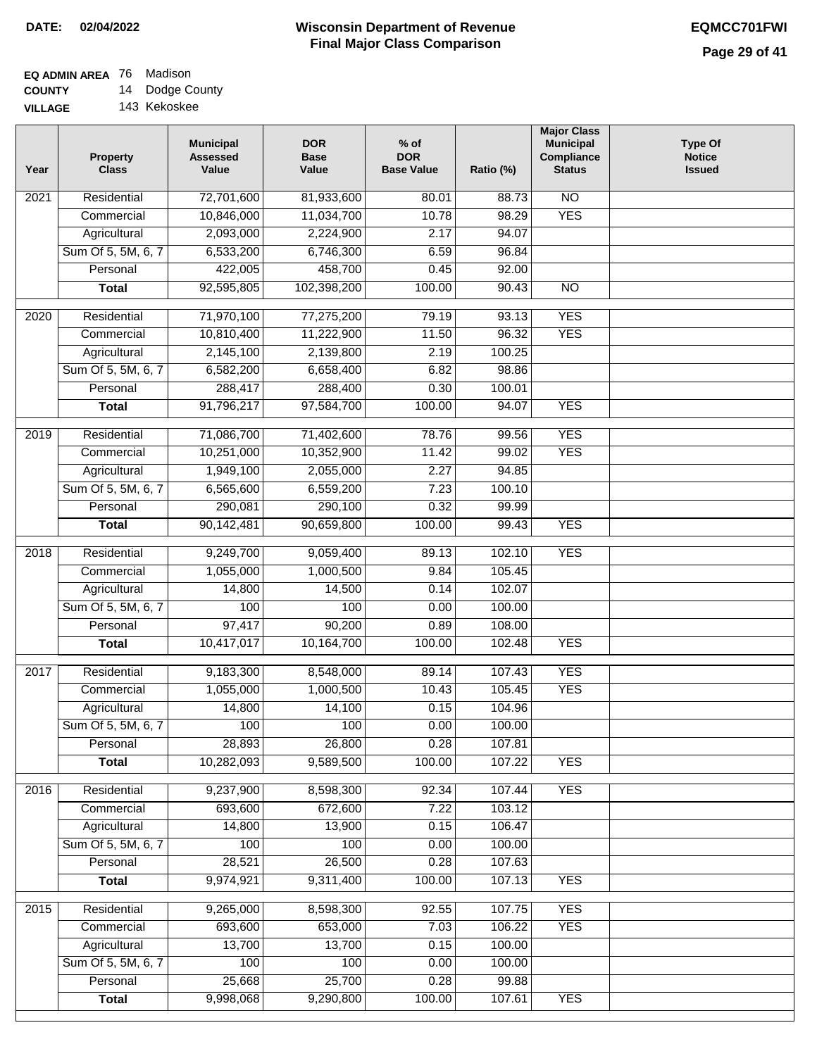**DATE:** 02/04/2022

# Wisconsin Department of Revenue
## Final Major Class Comparison

**EQMCC701FWI**

**EQ ADMIN AREA** 76 Madison
**COUNTY** 14 Dodge County
**VILLAGE** 143 Kekoskee

| Year | Property Class | Municipal Assessed Value | DOR Base Value | % of DOR Base Value | Ratio (%) | Major Class Municipal Compliance Status | Type Of Notice Issued |
|---|---|---|---|---|---|---|---|
| 2021 | Residential | 72,701,600 | 81,933,600 | 80.01 | 88.73 | NO | |
| | Commercial | 10,846,000 | 11,034,700 | 10.78 | 98.29 | YES | |
| | Agricultural | 2,093,000 | 2,224,900 | 2.17 | 94.07 | | |
| | Sum Of 5, 5M, 6, 7 | 6,533,200 | 6,746,300 | 6.59 | 96.84 | | |
| | Personal | 422,005 | 458,700 | 0.45 | 92.00 | | |
| | **Total** | 92,595,805 | 102,398,200 | 100.00 | 90.43 | NO | |
| 2020 | Residential | 71,970,100 | 77,275,200 | 79.19 | 93.13 | YES | |
| | Commercial | 10,810,400 | 11,222,900 | 11.50 | 96.32 | YES | |
| | Agricultural | 2,145,100 | 2,139,800 | 2.19 | 100.25 | | |
| | Sum Of 5, 5M, 6, 7 | 6,582,200 | 6,658,400 | 6.82 | 98.86 | | |
| | Personal | 288,417 | 288,400 | 0.30 | 100.01 | | |
| | **Total** | 91,796,217 | 97,584,700 | 100.00 | 94.07 | YES | |
| 2019 | Residential | 71,086,700 | 71,402,600 | 78.76 | 99.56 | YES | |
| | Commercial | 10,251,000 | 10,352,900 | 11.42 | 99.02 | YES | |
| | Agricultural | 1,949,100 | 2,055,000 | 2.27 | 94.85 | | |
| | Sum Of 5, 5M, 6, 7 | 6,565,600 | 6,559,200 | 7.23 | 100.10 | | |
| | Personal | 290,081 | 290,100 | 0.32 | 99.99 | | |
| | **Total** | 90,142,481 | 90,659,800 | 100.00 | 99.43 | YES | |
| 2018 | Residential | 9,249,700 | 9,059,400 | 89.13 | 102.10 | YES | |
| | Commercial | 1,055,000 | 1,000,500 | 9.84 | 105.45 | | |
| | Agricultural | 14,800 | 14,500 | 0.14 | 102.07 | | |
| | Sum Of 5, 5M, 6, 7 | 100 | 100 | 0.00 | 100.00 | | |
| | Personal | 97,417 | 90,200 | 0.89 | 108.00 | | |
| | **Total** | 10,417,017 | 10,164,700 | 100.00 | 102.48 | YES | |
| 2017 | Residential | 9,183,300 | 8,548,000 | 89.14 | 107.43 | YES | |
| | Commercial | 1,055,000 | 1,000,500 | 10.43 | 105.45 | YES | |
| | Agricultural | 14,800 | 14,100 | 0.15 | 104.96 | | |
| | Sum Of 5, 5M, 6, 7 | 100 | 100 | 0.00 | 100.00 | | |
| | Personal | 28,893 | 26,800 | 0.28 | 107.81 | | |
| | **Total** | 10,282,093 | 9,589,500 | 100.00 | 107.22 | YES | |
| 2016 | Residential | 9,237,900 | 8,598,300 | 92.34 | 107.44 | YES | |
| | Commercial | 693,600 | 672,600 | 7.22 | 103.12 | | |
| | Agricultural | 14,800 | 13,900 | 0.15 | 106.47 | | |
| | Sum Of 5, 5M, 6, 7 | 100 | 100 | 0.00 | 100.00 | | |
| | Personal | 28,521 | 26,500 | 0.28 | 107.63 | | |
| | **Total** | 9,974,921 | 9,311,400 | 100.00 | 107.13 | YES | |
| 2015 | Residential | 9,265,000 | 8,598,300 | 92.55 | 107.75 | YES | |
| | Commercial | 693,600 | 653,000 | 7.03 | 106.22 | YES | |
| | Agricultural | 13,700 | 13,700 | 0.15 | 100.00 | | |
| | Sum Of 5, 5M, 6, 7 | 100 | 100 | 0.00 | 100.00 | | |
| | Personal | 25,668 | 25,700 | 0.28 | 99.88 | | |
| | **Total** | 9,998,068 | 9,290,800 | 100.00 | 107.61 | YES | |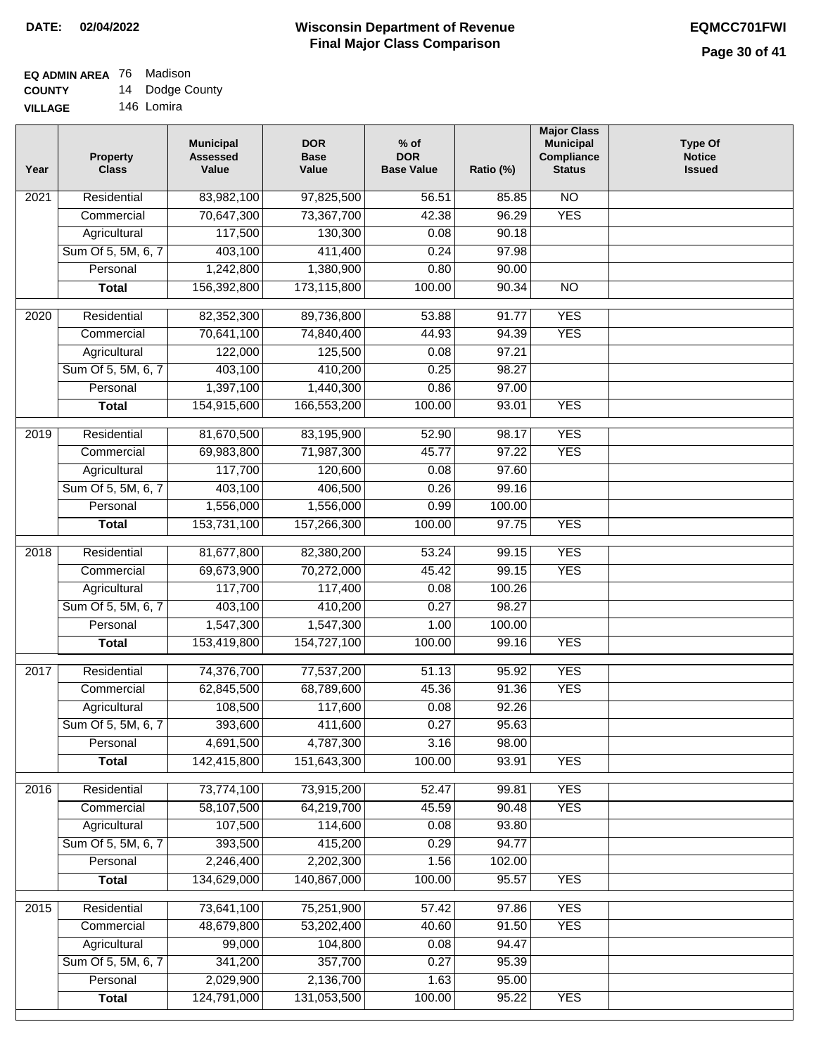**DATE:** 02/04/2022

# Wisconsin Department of Revenue
## Final Major Class Comparison

**EQMCC701FWI**

**EQ ADMIN AREA** 76 Madison
**COUNTY** 14 Dodge County
**VILLAGE** 146 Lomira

| Year | Property Class | Municipal Assessed Value | DOR Base Value | % of DOR Base Value | Ratio (%) | Major Class Municipal Compliance Status | Type Of Notice Issued |
|---|---|---|---|---|---|---|---|
| 2021 | Residential | 83,982,100 | 97,825,500 | 56.51 | 85.85 | NO | |
| | Commercial | 70,647,300 | 73,367,700 | 42.38 | 96.29 | YES | |
| | Agricultural | 117,500 | 130,300 | 0.08 | 90.18 | | |
| | Sum Of 5, 5M, 6, 7 | 403,100 | 411,400 | 0.24 | 97.98 | | |
| | Personal | 1,242,800 | 1,380,900 | 0.80 | 90.00 | | |
| | **Total** | 156,392,800 | 173,115,800 | 100.00 | 90.34 | NO | |
| 2020 | Residential | 82,352,300 | 89,736,800 | 53.88 | 91.77 | YES | |
| | Commercial | 70,641,100 | 74,840,400 | 44.93 | 94.39 | YES | |
| | Agricultural | 122,000 | 125,500 | 0.08 | 97.21 | | |
| | Sum Of 5, 5M, 6, 7 | 403,100 | 410,200 | 0.25 | 98.27 | | |
| | Personal | 1,397,100 | 1,440,300 | 0.86 | 97.00 | | |
| | **Total** | 154,915,600 | 166,553,200 | 100.00 | 93.01 | YES | |
| 2019 | Residential | 81,670,500 | 83,195,900 | 52.90 | 98.17 | YES | |
| | Commercial | 69,983,800 | 71,987,300 | 45.77 | 97.22 | YES | |
| | Agricultural | 117,700 | 120,600 | 0.08 | 97.60 | | |
| | Sum Of 5, 5M, 6, 7 | 403,100 | 406,500 | 0.26 | 99.16 | | |
| | Personal | 1,556,000 | 1,556,000 | 0.99 | 100.00 | | |
| | **Total** | 153,731,100 | 157,266,300 | 100.00 | 97.75 | YES | |
| 2018 | Residential | 81,677,800 | 82,380,200 | 53.24 | 99.15 | YES | |
| | Commercial | 69,673,900 | 70,272,000 | 45.42 | 99.15 | YES | |
| | Agricultural | 117,700 | 117,400 | 0.08 | 100.26 | | |
| | Sum Of 5, 5M, 6, 7 | 403,100 | 410,200 | 0.27 | 98.27 | | |
| | Personal | 1,547,300 | 1,547,300 | 1.00 | 100.00 | | |
| | **Total** | 153,419,800 | 154,727,100 | 100.00 | 99.16 | YES | |
| 2017 | Residential | 74,376,700 | 77,537,200 | 51.13 | 95.92 | YES | |
| | Commercial | 62,845,500 | 68,789,600 | 45.36 | 91.36 | YES | |
| | Agricultural | 108,500 | 117,600 | 0.08 | 92.26 | | |
| | Sum Of 5, 5M, 6, 7 | 393,600 | 411,600 | 0.27 | 95.63 | | |
| | Personal | 4,691,500 | 4,787,300 | 3.16 | 98.00 | | |
| | **Total** | 142,415,800 | 151,643,300 | 100.00 | 93.91 | YES | |
| 2016 | Residential | 73,774,100 | 73,915,200 | 52.47 | 99.81 | YES | |
| | Commercial | 58,107,500 | 64,219,700 | 45.59 | 90.48 | YES | |
| | Agricultural | 107,500 | 114,600 | 0.08 | 93.80 | | |
| | Sum Of 5, 5M, 6, 7 | 393,500 | 415,200 | 0.29 | 94.77 | | |
| | Personal | 2,246,400 | 2,202,300 | 1.56 | 102.00 | | |
| | **Total** | 134,629,000 | 140,867,000 | 100.00 | 95.57 | YES | |
| 2015 | Residential | 73,641,100 | 75,251,900 | 57.42 | 97.86 | YES | |
| | Commercial | 48,679,800 | 53,202,400 | 40.60 | 91.50 | YES | |
| | Agricultural | 99,000 | 104,800 | 0.08 | 94.47 | | |
| | Sum Of 5, 5M, 6, 7 | 341,200 | 357,700 | 0.27 | 95.39 | | |
| | Personal | 2,029,900 | 2,136,700 | 1.63 | 95.00 | | |
| | **Total** | 124,791,000 | 131,053,500 | 100.00 | 95.22 | YES | |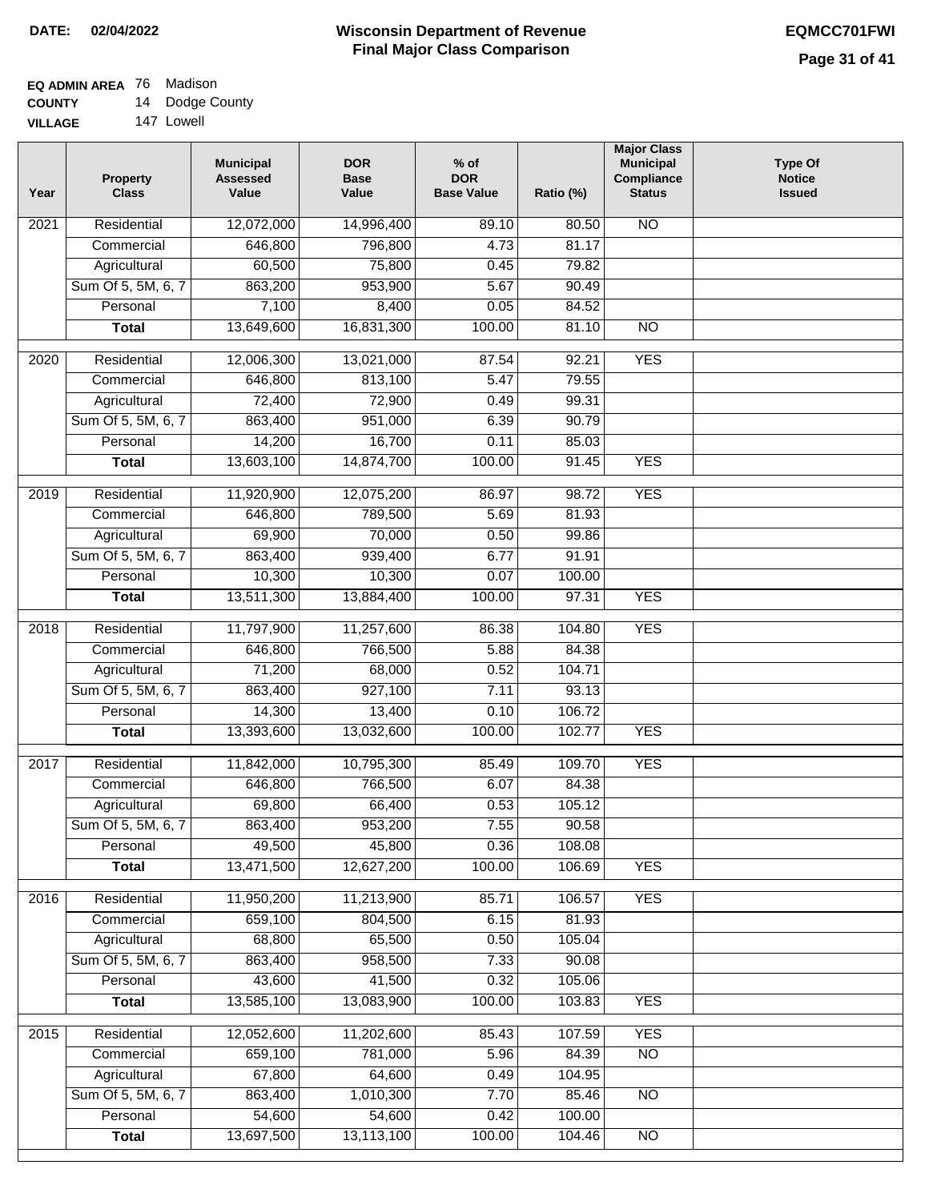**DATE:** 02/04/2022

# Wisconsin Department of Revenue
## Final Major Class Comparison

**EQMCC701FWI**

**EQ ADMIN AREA** 76 Madison
**COUNTY** 14 Dodge County
**VILLAGE** 147 Lowell

| Year | Property Class | Municipal Assessed Value | DOR Base Value | % of DOR Base Value | Ratio (%) | Major Class Municipal Compliance Status | Type Of Notice Issued |
|---|---|---|---|---|---|---|---|
| 2021 | Residential | 12,072,000 | 14,996,400 | 89.10 | 80.50 | NO | |
| | Commercial | 646,800 | 796,800 | 4.73 | 81.17 | | |
| | Agricultural | 60,500 | 75,800 | 0.45 | 79.82 | | |
| | Sum Of 5, 5M, 6, 7 | 863,200 | 953,900 | 5.67 | 90.49 | | |
| | Personal | 7,100 | 8,400 | 0.05 | 84.52 | | |
| | **Total** | 13,649,600 | 16,831,300 | 100.00 | 81.10 | NO | |
| 2020 | Residential | 12,006,300 | 13,021,000 | 87.54 | 92.21 | YES | |
| | Commercial | 646,800 | 813,100 | 5.47 | 79.55 | | |
| | Agricultural | 72,400 | 72,900 | 0.49 | 99.31 | | |
| | Sum Of 5, 5M, 6, 7 | 863,400 | 951,000 | 6.39 | 90.79 | | |
| | Personal | 14,200 | 16,700 | 0.11 | 85.03 | | |
| | **Total** | 13,603,100 | 14,874,700 | 100.00 | 91.45 | YES | |
| 2019 | Residential | 11,920,900 | 12,075,200 | 86.97 | 98.72 | YES | |
| | Commercial | 646,800 | 789,500 | 5.69 | 81.93 | | |
| | Agricultural | 69,900 | 70,000 | 0.50 | 99.86 | | |
| | Sum Of 5, 5M, 6, 7 | 863,400 | 939,400 | 6.77 | 91.91 | | |
| | Personal | 10,300 | 10,300 | 0.07 | 100.00 | | |
| | **Total** | 13,511,300 | 13,884,400 | 100.00 | 97.31 | YES | |
| 2018 | Residential | 11,797,900 | 11,257,600 | 86.38 | 104.80 | YES | |
| | Commercial | 646,800 | 766,500 | 5.88 | 84.38 | | |
| | Agricultural | 71,200 | 68,000 | 0.52 | 104.71 | | |
| | Sum Of 5, 5M, 6, 7 | 863,400 | 927,100 | 7.11 | 93.13 | | |
| | Personal | 14,300 | 13,400 | 0.10 | 106.72 | | |
| | **Total** | 13,393,600 | 13,032,600 | 100.00 | 102.77 | YES | |
| 2017 | Residential | 11,842,000 | 10,795,300 | 85.49 | 109.70 | YES | |
| | Commercial | 646,800 | 766,500 | 6.07 | 84.38 | | |
| | Agricultural | 69,800 | 66,400 | 0.53 | 105.12 | | |
| | Sum Of 5, 5M, 6, 7 | 863,400 | 953,200 | 7.55 | 90.58 | | |
| | Personal | 49,500 | 45,800 | 0.36 | 108.08 | | |
| | **Total** | 13,471,500 | 12,627,200 | 100.00 | 106.69 | YES | |
| 2016 | Residential | 11,950,200 | 11,213,900 | 85.71 | 106.57 | YES | |
| | Commercial | 659,100 | 804,500 | 6.15 | 81.93 | | |
| | Agricultural | 68,800 | 65,500 | 0.50 | 105.04 | | |
| | Sum Of 5, 5M, 6, 7 | 863,400 | 958,500 | 7.33 | 90.08 | | |
| | Personal | 43,600 | 41,500 | 0.32 | 105.06 | | |
| | **Total** | 13,585,100 | 13,083,900 | 100.00 | 103.83 | YES | |
| 2015 | Residential | 12,052,600 | 11,202,600 | 85.43 | 107.59 | YES | |
| | Commercial | 659,100 | 781,000 | 5.96 | 84.39 | NO | |
| | Agricultural | 67,800 | 64,600 | 0.49 | 104.95 | | |
| | Sum Of 5, 5M, 6, 7 | 863,400 | 1,010,300 | 7.70 | 85.46 | NO | |
| | Personal | 54,600 | 54,600 | 0.42 | 100.00 | | |
| | **Total** | 13,697,500 | 13,113,100 | 100.00 | 104.46 | NO | |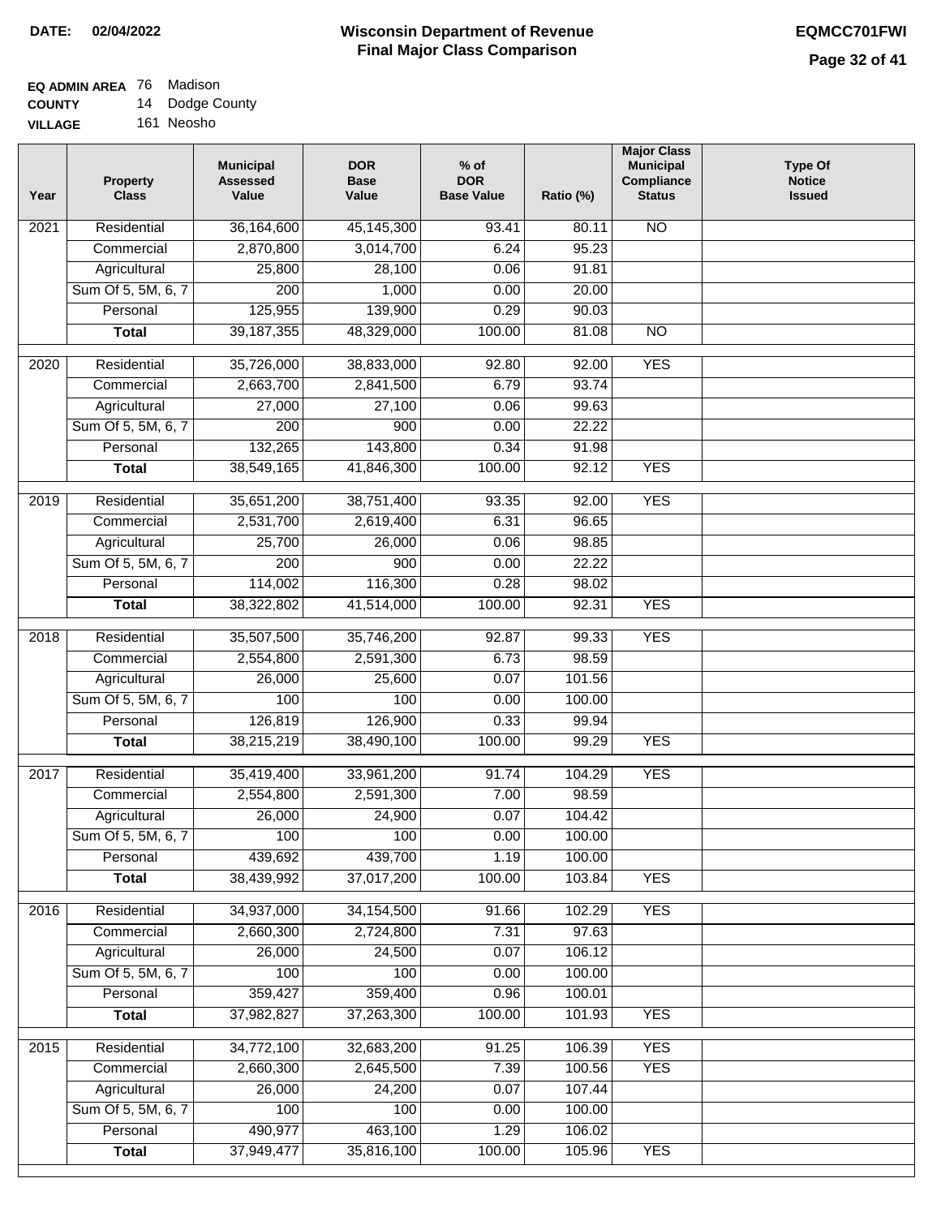**DATE: 02/04/2022**

# Wisconsin Department of Revenue
## Final Major Class Comparison

**EQMCC701FWI**

**EQ ADMIN AREA** 76 Madison
**COUNTY** 14 Dodge County
**VILLAGE** 161 Neosho

| Year | Property Class | Municipal Assessed Value | DOR Base Value | % of DOR Base Value | Ratio (%) | Major Class Municipal Compliance Status | Type Of Notice Issued |
|---|---|---|---|---|---|---|---|
| 2021 | Residential | 36,164,600 | 45,145,300 | 93.41 | 80.11 | NO | |
| | Commercial | 2,870,800 | 3,014,700 | 6.24 | 95.23 | | |
| | Agricultural | 25,800 | 28,100 | 0.06 | 91.81 | | |
| | Sum Of 5, 5M, 6, 7 | 200 | 1,000 | 0.00 | 20.00 | | |
| | Personal | 125,955 | 139,900 | 0.29 | 90.03 | | |
| | **Total** | 39,187,355 | 48,329,000 | 100.00 | 81.08 | NO | |
| 2020 | Residential | 35,726,000 | 38,833,000 | 92.80 | 92.00 | YES | |
| | Commercial | 2,663,700 | 2,841,500 | 6.79 | 93.74 | | |
| | Agricultural | 27,000 | 27,100 | 0.06 | 99.63 | | |
| | Sum Of 5, 5M, 6, 7 | 200 | 900 | 0.00 | 22.22 | | |
| | Personal | 132,265 | 143,800 | 0.34 | 91.98 | | |
| | **Total** | 38,549,165 | 41,846,300 | 100.00 | 92.12 | YES | |
| 2019 | Residential | 35,651,200 | 38,751,400 | 93.35 | 92.00 | YES | |
| | Commercial | 2,531,700 | 2,619,400 | 6.31 | 96.65 | | |
| | Agricultural | 25,700 | 26,000 | 0.06 | 98.85 | | |
| | Sum Of 5, 5M, 6, 7 | 200 | 900 | 0.00 | 22.22 | | |
| | Personal | 114,002 | 116,300 | 0.28 | 98.02 | | |
| | **Total** | 38,322,802 | 41,514,000 | 100.00 | 92.31 | YES | |
| 2018 | Residential | 35,507,500 | 35,746,200 | 92.87 | 99.33 | YES | |
| | Commercial | 2,554,800 | 2,591,300 | 6.73 | 98.59 | | |
| | Agricultural | 26,000 | 25,600 | 0.07 | 101.56 | | |
| | Sum Of 5, 5M, 6, 7 | 100 | 100 | 0.00 | 100.00 | | |
| | Personal | 126,819 | 126,900 | 0.33 | 99.94 | | |
| | **Total** | 38,215,219 | 38,490,100 | 100.00 | 99.29 | YES | |
| 2017 | Residential | 35,419,400 | 33,961,200 | 91.74 | 104.29 | YES | |
| | Commercial | 2,554,800 | 2,591,300 | 7.00 | 98.59 | | |
| | Agricultural | 26,000 | 24,900 | 0.07 | 104.42 | | |
| | Sum Of 5, 5M, 6, 7 | 100 | 100 | 0.00 | 100.00 | | |
| | Personal | 439,692 | 439,700 | 1.19 | 100.00 | | |
| | **Total** | 38,439,992 | 37,017,200 | 100.00 | 103.84 | YES | |
| 2016 | Residential | 34,937,000 | 34,154,500 | 91.66 | 102.29 | YES | |
| | Commercial | 2,660,300 | 2,724,800 | 7.31 | 97.63 | | |
| | Agricultural | 26,000 | 24,500 | 0.07 | 106.12 | | |
| | Sum Of 5, 5M, 6, 7 | 100 | 100 | 0.00 | 100.00 | | |
| | Personal | 359,427 | 359,400 | 0.96 | 100.01 | | |
| | **Total** | 37,982,827 | 37,263,300 | 100.00 | 101.93 | YES | |
| 2015 | Residential | 34,772,100 | 32,683,200 | 91.25 | 106.39 | YES | |
| | Commercial | 2,660,300 | 2,645,500 | 7.39 | 100.56 | YES | |
| | Agricultural | 26,000 | 24,200 | 0.07 | 107.44 | | |
| | Sum Of 5, 5M, 6, 7 | 100 | 100 | 0.00 | 100.00 | | |
| | Personal | 490,977 | 463,100 | 1.29 | 106.02 | | |
| | **Total** | 37,949,477 | 35,816,100 | 100.00 | 105.96 | YES | |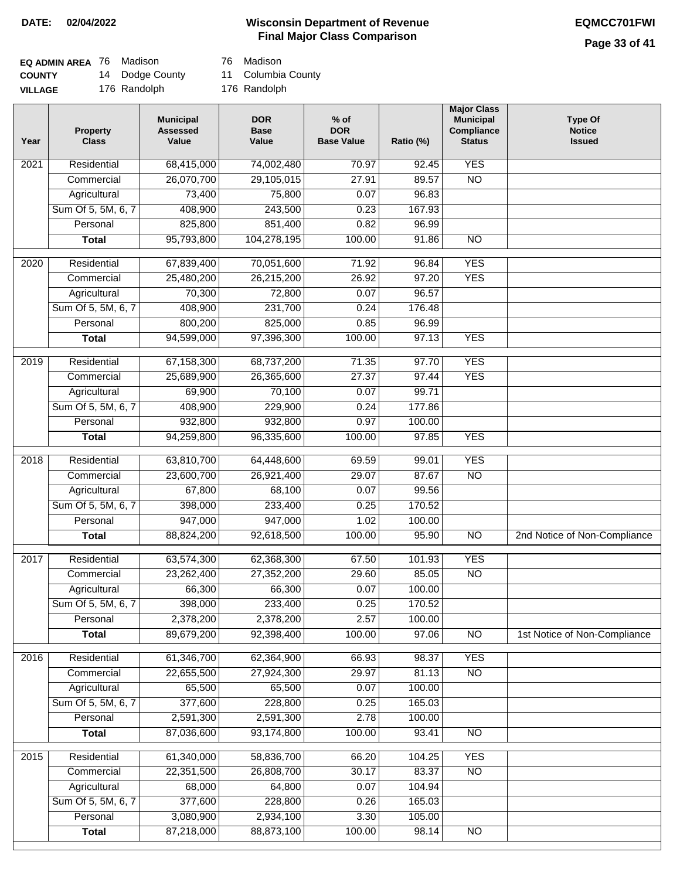**DATE: 02/04/2022**

# Wisconsin Department of Revenue
## Final Major Class Comparison

**EQMCC701FWI**

| | | | | |
|---|---|---|---|---|
| **EQ ADMIN AREA** | 76 | Madison | 76 | Madison |
| **COUNTY** | 14 | Dodge County | 11 | Columbia County |
| **VILLAGE** | | 176 Randolph | | 176 Randolph |

| Year | Property Class | Municipal Assessed Value | DOR Base Value | % of DOR Base Value | Ratio (%) | Major Class Municipal Compliance Status | Type Of Notice Issued |
|---|---|---|---|---|---|---|---|
| 2021 | Residential | 68,415,000 | 74,002,480 | 70.97 | 92.45 | YES | |
| | Commercial | 26,070,700 | 29,105,015 | 27.91 | 89.57 | NO | |
| | Agricultural | 73,400 | 75,800 | 0.07 | 96.83 | | |
| | Sum Of 5, 5M, 6, 7 | 408,900 | 243,500 | 0.23 | 167.93 | | |
| | Personal | 825,800 | 851,400 | 0.82 | 96.99 | | |
| | **Total** | 95,793,800 | 104,278,195 | 100.00 | 91.86 | NO | |
| 2020 | Residential | 67,839,400 | 70,051,600 | 71.92 | 96.84 | YES | |
| | Commercial | 25,480,200 | 26,215,200 | 26.92 | 97.20 | YES | |
| | Agricultural | 70,300 | 72,800 | 0.07 | 96.57 | | |
| | Sum Of 5, 5M, 6, 7 | 408,900 | 231,700 | 0.24 | 176.48 | | |
| | Personal | 800,200 | 825,000 | 0.85 | 96.99 | | |
| | **Total** | 94,599,000 | 97,396,300 | 100.00 | 97.13 | YES | |
| 2019 | Residential | 67,158,300 | 68,737,200 | 71.35 | 97.70 | YES | |
| | Commercial | 25,689,900 | 26,365,600 | 27.37 | 97.44 | YES | |
| | Agricultural | 69,900 | 70,100 | 0.07 | 99.71 | | |
| | Sum Of 5, 5M, 6, 7 | 408,900 | 229,900 | 0.24 | 177.86 | | |
| | Personal | 932,800 | 932,800 | 0.97 | 100.00 | | |
| | **Total** | 94,259,800 | 96,335,600 | 100.00 | 97.85 | YES | |
| 2018 | Residential | 63,810,700 | 64,448,600 | 69.59 | 99.01 | YES | |
| | Commercial | 23,600,700 | 26,921,400 | 29.07 | 87.67 | NO | |
| | Agricultural | 67,800 | 68,100 | 0.07 | 99.56 | | |
| | Sum Of 5, 5M, 6, 7 | 398,000 | 233,400 | 0.25 | 170.52 | | |
| | Personal | 947,000 | 947,000 | 1.02 | 100.00 | | |
| | **Total** | 88,824,200 | 92,618,500 | 100.00 | 95.90 | NO | 2nd Notice of Non-Compliance |
| 2017 | Residential | 63,574,300 | 62,368,300 | 67.50 | 101.93 | YES | |
| | Commercial | 23,262,400 | 27,352,200 | 29.60 | 85.05 | NO | |
| | Agricultural | 66,300 | 66,300 | 0.07 | 100.00 | | |
| | Sum Of 5, 5M, 6, 7 | 398,000 | 233,400 | 0.25 | 170.52 | | |
| | Personal | 2,378,200 | 2,378,200 | 2.57 | 100.00 | | |
| | **Total** | 89,679,200 | 92,398,400 | 100.00 | 97.06 | NO | 1st Notice of Non-Compliance |
| 2016 | Residential | 61,346,700 | 62,364,900 | 66.93 | 98.37 | YES | |
| | Commercial | 22,655,500 | 27,924,300 | 29.97 | 81.13 | NO | |
| | Agricultural | 65,500 | 65,500 | 0.07 | 100.00 | | |
| | Sum Of 5, 5M, 6, 7 | 377,600 | 228,800 | 0.25 | 165.03 | | |
| | Personal | 2,591,300 | 2,591,300 | 2.78 | 100.00 | | |
| | **Total** | 87,036,600 | 93,174,800 | 100.00 | 93.41 | NO | |
| 2015 | Residential | 61,340,000 | 58,836,700 | 66.20 | 104.25 | YES | |
| | Commercial | 22,351,500 | 26,808,700 | 30.17 | 83.37 | NO | |
| | Agricultural | 68,000 | 64,800 | 0.07 | 104.94 | | |
| | Sum Of 5, 5M, 6, 7 | 377,600 | 228,800 | 0.26 | 165.03 | | |
| | Personal | 3,080,900 | 2,934,100 | 3.30 | 105.00 | | |
| | **Total** | 87,218,000 | 88,873,100 | 100.00 | 98.14 | NO | |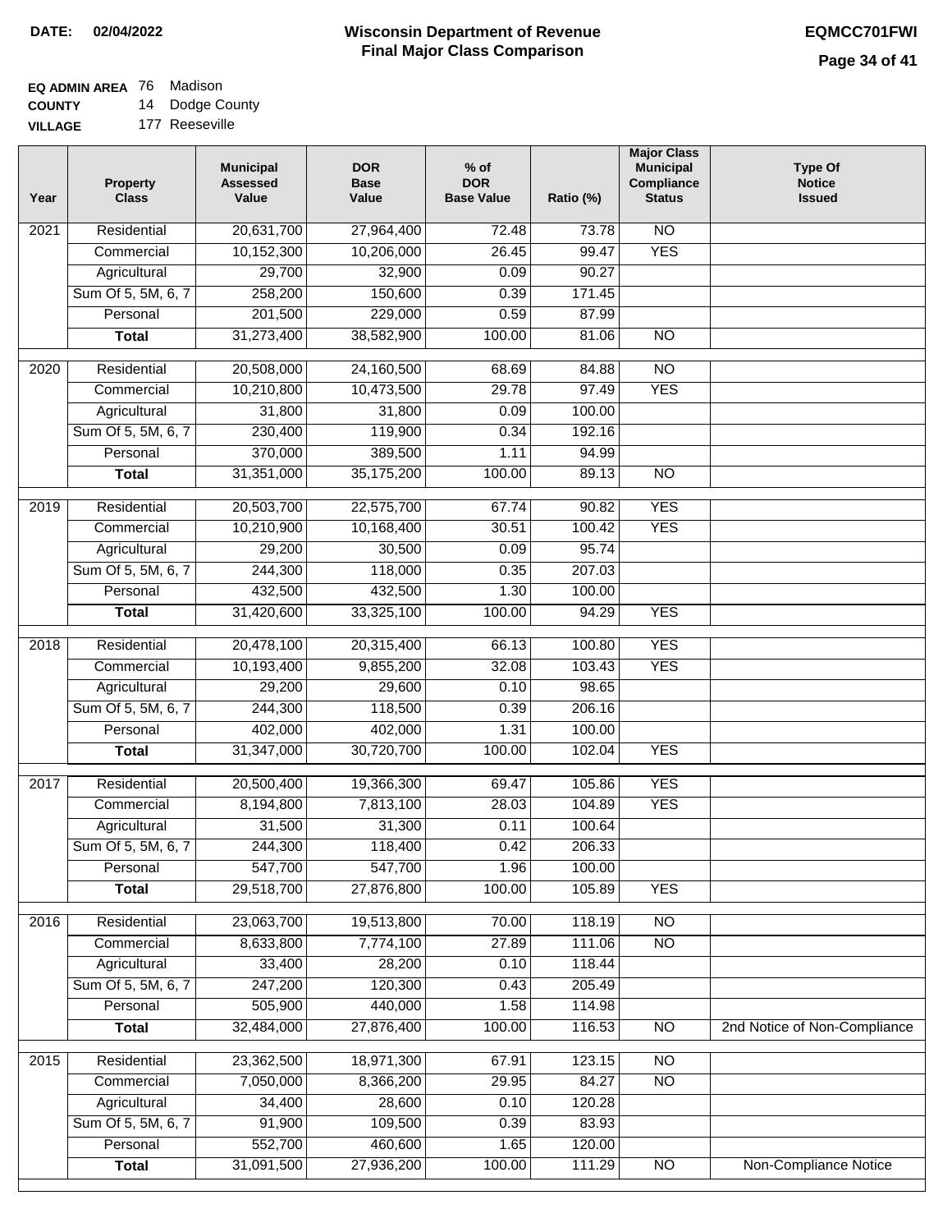**DATE:** 02/04/2022

# Wisconsin Department of Revenue
## Final Major Class Comparison

**EQMCC701FWI**

**EQ ADMIN AREA** 76 Madison
**COUNTY** 14 Dodge County
**VILLAGE** 177 Reeseville

| Year | Property Class | Municipal Assessed Value | DOR Base Value | % of DOR Base Value | Ratio (%) | Major Class Municipal Compliance Status | Type Of Notice Issued |
|---|---|---|---|---|---|---|---|
| 2021 | Residential | 20,631,700 | 27,964,400 | 72.48 | 73.78 | NO | |
| | Commercial | 10,152,300 | 10,206,000 | 26.45 | 99.47 | YES | |
| | Agricultural | 29,700 | 32,900 | 0.09 | 90.27 | | |
| | Sum Of 5, 5M, 6, 7 | 258,200 | 150,600 | 0.39 | 171.45 | | |
| | Personal | 201,500 | 229,000 | 0.59 | 87.99 | | |
| | **Total** | 31,273,400 | 38,582,900 | 100.00 | 81.06 | NO | |
| 2020 | Residential | 20,508,000 | 24,160,500 | 68.69 | 84.88 | NO | |
| | Commercial | 10,210,800 | 10,473,500 | 29.78 | 97.49 | YES | |
| | Agricultural | 31,800 | 31,800 | 0.09 | 100.00 | | |
| | Sum Of 5, 5M, 6, 7 | 230,400 | 119,900 | 0.34 | 192.16 | | |
| | Personal | 370,000 | 389,500 | 1.11 | 94.99 | | |
| | **Total** | 31,351,000 | 35,175,200 | 100.00 | 89.13 | NO | |
| 2019 | Residential | 20,503,700 | 22,575,700 | 67.74 | 90.82 | YES | |
| | Commercial | 10,210,900 | 10,168,400 | 30.51 | 100.42 | YES | |
| | Agricultural | 29,200 | 30,500 | 0.09 | 95.74 | | |
| | Sum Of 5, 5M, 6, 7 | 244,300 | 118,000 | 0.35 | 207.03 | | |
| | Personal | 432,500 | 432,500 | 1.30 | 100.00 | | |
| | **Total** | 31,420,600 | 33,325,100 | 100.00 | 94.29 | YES | |
| 2018 | Residential | 20,478,100 | 20,315,400 | 66.13 | 100.80 | YES | |
| | Commercial | 10,193,400 | 9,855,200 | 32.08 | 103.43 | YES | |
| | Agricultural | 29,200 | 29,600 | 0.10 | 98.65 | | |
| | Sum Of 5, 5M, 6, 7 | 244,300 | 118,500 | 0.39 | 206.16 | | |
| | Personal | 402,000 | 402,000 | 1.31 | 100.00 | | |
| | **Total** | 31,347,000 | 30,720,700 | 100.00 | 102.04 | YES | |
| 2017 | Residential | 20,500,400 | 19,366,300 | 69.47 | 105.86 | YES | |
| | Commercial | 8,194,800 | 7,813,100 | 28.03 | 104.89 | YES | |
| | Agricultural | 31,500 | 31,300 | 0.11 | 100.64 | | |
| | Sum Of 5, 5M, 6, 7 | 244,300 | 118,400 | 0.42 | 206.33 | | |
| | Personal | 547,700 | 547,700 | 1.96 | 100.00 | | |
| | **Total** | 29,518,700 | 27,876,800 | 100.00 | 105.89 | YES | |
| 2016 | Residential | 23,063,700 | 19,513,800 | 70.00 | 118.19 | NO | |
| | Commercial | 8,633,800 | 7,774,100 | 27.89 | 111.06 | NO | |
| | Agricultural | 33,400 | 28,200 | 0.10 | 118.44 | | |
| | Sum Of 5, 5M, 6, 7 | 247,200 | 120,300 | 0.43 | 205.49 | | |
| | Personal | 505,900 | 440,000 | 1.58 | 114.98 | | |
| | **Total** | 32,484,000 | 27,876,400 | 100.00 | 116.53 | NO | 2nd Notice of Non-Compliance |
| 2015 | Residential | 23,362,500 | 18,971,300 | 67.91 | 123.15 | NO | |
| | Commercial | 7,050,000 | 8,366,200 | 29.95 | 84.27 | NO | |
| | Agricultural | 34,400 | 28,600 | 0.10 | 120.28 | | |
| | Sum Of 5, 5M, 6, 7 | 91,900 | 109,500 | 0.39 | 83.93 | | |
| | Personal | 552,700 | 460,600 | 1.65 | 120.00 | | |
| | **Total** | 31,091,500 | 27,936,200 | 100.00 | 111.29 | NO | Non-Compliance Notice |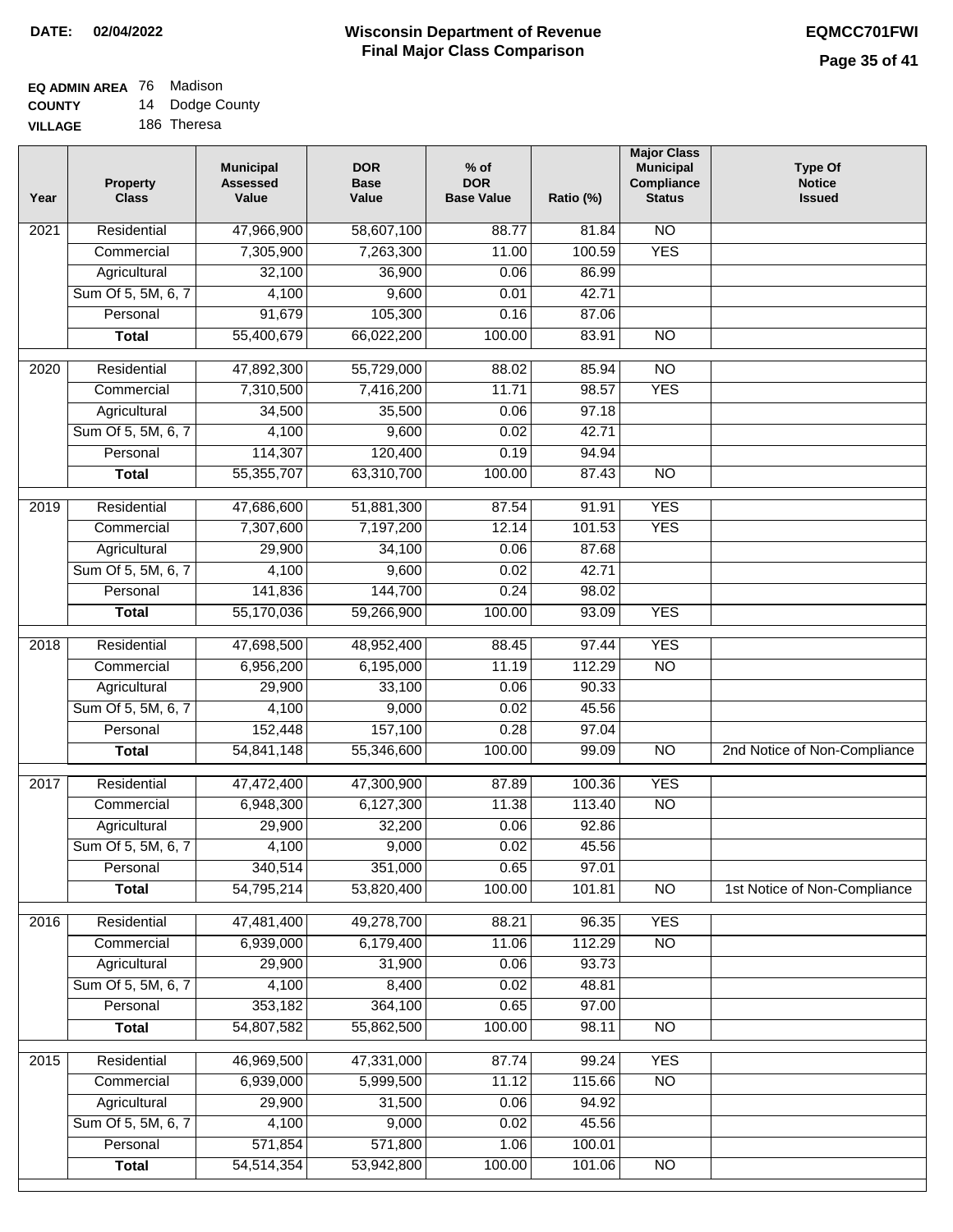**DATE: 02/04/2022**

# Wisconsin Department of Revenue
## Final Major Class Comparison

**EQMCC701FWI**

**EQ ADMIN AREA** 76 Madison
**COUNTY** 14 Dodge County
**VILLAGE** 186 Theresa

| Year | Property Class | Municipal Assessed Value | DOR Base Value | % of DOR Base Value | Ratio (%) | Major Class Municipal Compliance Status | Type Of Notice Issued |
|---|---|---|---|---|---|---|---|
| 2021 | Residential | 47,966,900 | 58,607,100 | 88.77 | 81.84 | NO | |
| | Commercial | 7,305,900 | 7,263,300 | 11.00 | 100.59 | YES | |
| | Agricultural | 32,100 | 36,900 | 0.06 | 86.99 | | |
| | Sum Of 5, 5M, 6, 7 | 4,100 | 9,600 | 0.01 | 42.71 | | |
| | Personal | 91,679 | 105,300 | 0.16 | 87.06 | | |
| | **Total** | 55,400,679 | 66,022,200 | 100.00 | 83.91 | NO | |
| 2020 | Residential | 47,892,300 | 55,729,000 | 88.02 | 85.94 | NO | |
| | Commercial | 7,310,500 | 7,416,200 | 11.71 | 98.57 | YES | |
| | Agricultural | 34,500 | 35,500 | 0.06 | 97.18 | | |
| | Sum Of 5, 5M, 6, 7 | 4,100 | 9,600 | 0.02 | 42.71 | | |
| | Personal | 114,307 | 120,400 | 0.19 | 94.94 | | |
| | **Total** | 55,355,707 | 63,310,700 | 100.00 | 87.43 | NO | |
| 2019 | Residential | 47,686,600 | 51,881,300 | 87.54 | 91.91 | YES | |
| | Commercial | 7,307,600 | 7,197,200 | 12.14 | 101.53 | YES | |
| | Agricultural | 29,900 | 34,100 | 0.06 | 87.68 | | |
| | Sum Of 5, 5M, 6, 7 | 4,100 | 9,600 | 0.02 | 42.71 | | |
| | Personal | 141,836 | 144,700 | 0.24 | 98.02 | | |
| | **Total** | 55,170,036 | 59,266,900 | 100.00 | 93.09 | YES | |
| 2018 | Residential | 47,698,500 | 48,952,400 | 88.45 | 97.44 | YES | |
| | Commercial | 6,956,200 | 6,195,000 | 11.19 | 112.29 | NO | |
| | Agricultural | 29,900 | 33,100 | 0.06 | 90.33 | | |
| | Sum Of 5, 5M, 6, 7 | 4,100 | 9,000 | 0.02 | 45.56 | | |
| | Personal | 152,448 | 157,100 | 0.28 | 97.04 | | |
| | **Total** | 54,841,148 | 55,346,600 | 100.00 | 99.09 | NO | 2nd Notice of Non-Compliance |
| 2017 | Residential | 47,472,400 | 47,300,900 | 87.89 | 100.36 | YES | |
| | Commercial | 6,948,300 | 6,127,300 | 11.38 | 113.40 | NO | |
| | Agricultural | 29,900 | 32,200 | 0.06 | 92.86 | | |
| | Sum Of 5, 5M, 6, 7 | 4,100 | 9,000 | 0.02 | 45.56 | | |
| | Personal | 340,514 | 351,000 | 0.65 | 97.01 | | |
| | **Total** | 54,795,214 | 53,820,400 | 100.00 | 101.81 | NO | 1st Notice of Non-Compliance |
| 2016 | Residential | 47,481,400 | 49,278,700 | 88.21 | 96.35 | YES | |
| | Commercial | 6,939,000 | 6,179,400 | 11.06 | 112.29 | NO | |
| | Agricultural | 29,900 | 31,900 | 0.06 | 93.73 | | |
| | Sum Of 5, 5M, 6, 7 | 4,100 | 8,400 | 0.02 | 48.81 | | |
| | Personal | 353,182 | 364,100 | 0.65 | 97.00 | | |
| | **Total** | 54,807,582 | 55,862,500 | 100.00 | 98.11 | NO | |
| 2015 | Residential | 46,969,500 | 47,331,000 | 87.74 | 99.24 | YES | |
| | Commercial | 6,939,000 | 5,999,500 | 11.12 | 115.66 | NO | |
| | Agricultural | 29,900 | 31,500 | 0.06 | 94.92 | | |
| | Sum Of 5, 5M, 6, 7 | 4,100 | 9,000 | 0.02 | 45.56 | | |
| | Personal | 571,854 | 571,800 | 1.06 | 100.01 | | |
| | **Total** | 54,514,354 | 53,942,800 | 100.00 | 101.06 | NO | |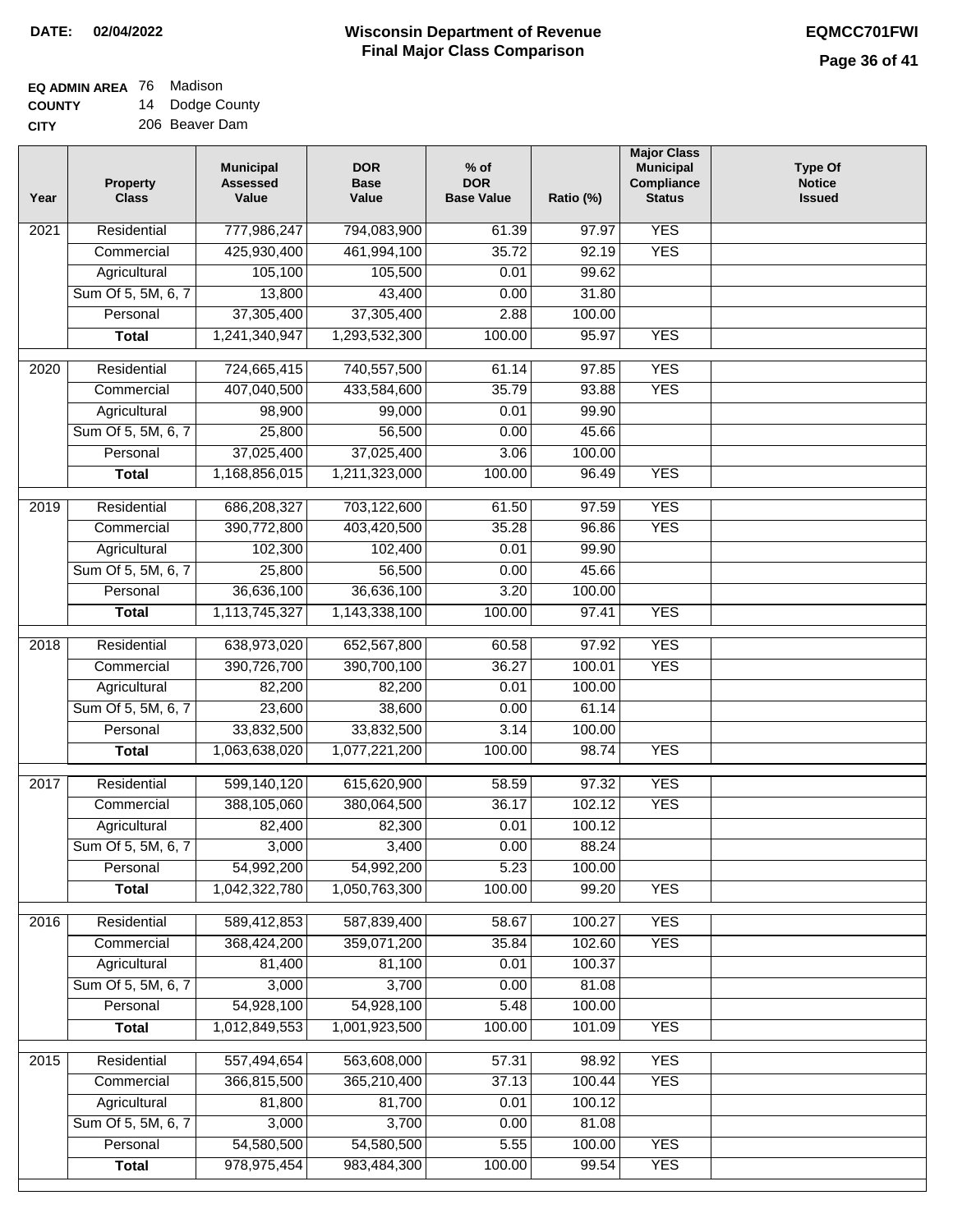**DATE:** 02/04/2022

# Wisconsin Department of Revenue
## Final Major Class Comparison

**EQMCC701FWI**

**EQ ADMIN AREA** 76 Madison
**COUNTY** 14 Dodge County
**CITY** 206 Beaver Dam

| Year | Property Class | Municipal Assessed Value | DOR Base Value | % of DOR Base Value | Ratio (%) | Major Class Municipal Compliance Status | Type Of Notice Issued |
|---|---|---|---|---|---|---|---|
| 2021 | Residential | 777,986,247 | 794,083,900 | 61.39 | 97.97 | YES | |
| | Commercial | 425,930,400 | 461,994,100 | 35.72 | 92.19 | YES | |
| | Agricultural | 105,100 | 105,500 | 0.01 | 99.62 | | |
| | Sum Of 5, 5M, 6, 7 | 13,800 | 43,400 | 0.00 | 31.80 | | |
| | Personal | 37,305,400 | 37,305,400 | 2.88 | 100.00 | | |
| | **Total** | 1,241,340,947 | 1,293,532,300 | 100.00 | 95.97 | YES | |
| 2020 | Residential | 724,665,415 | 740,557,500 | 61.14 | 97.85 | YES | |
| | Commercial | 407,040,500 | 433,584,600 | 35.79 | 93.88 | YES | |
| | Agricultural | 98,900 | 99,000 | 0.01 | 99.90 | | |
| | Sum Of 5, 5M, 6, 7 | 25,800 | 56,500 | 0.00 | 45.66 | | |
| | Personal | 37,025,400 | 37,025,400 | 3.06 | 100.00 | | |
| | **Total** | 1,168,856,015 | 1,211,323,000 | 100.00 | 96.49 | YES | |
| 2019 | Residential | 686,208,327 | 703,122,600 | 61.50 | 97.59 | YES | |
| | Commercial | 390,772,800 | 403,420,500 | 35.28 | 96.86 | YES | |
| | Agricultural | 102,300 | 102,400 | 0.01 | 99.90 | | |
| | Sum Of 5, 5M, 6, 7 | 25,800 | 56,500 | 0.00 | 45.66 | | |
| | Personal | 36,636,100 | 36,636,100 | 3.20 | 100.00 | | |
| | **Total** | 1,113,745,327 | 1,143,338,100 | 100.00 | 97.41 | YES | |
| 2018 | Residential | 638,973,020 | 652,567,800 | 60.58 | 97.92 | YES | |
| | Commercial | 390,726,700 | 390,700,100 | 36.27 | 100.01 | YES | |
| | Agricultural | 82,200 | 82,200 | 0.01 | 100.00 | | |
| | Sum Of 5, 5M, 6, 7 | 23,600 | 38,600 | 0.00 | 61.14 | | |
| | Personal | 33,832,500 | 33,832,500 | 3.14 | 100.00 | | |
| | **Total** | 1,063,638,020 | 1,077,221,200 | 100.00 | 98.74 | YES | |
| 2017 | Residential | 599,140,120 | 615,620,900 | 58.59 | 97.32 | YES | |
| | Commercial | 388,105,060 | 380,064,500 | 36.17 | 102.12 | YES | |
| | Agricultural | 82,400 | 82,300 | 0.01 | 100.12 | | |
| | Sum Of 5, 5M, 6, 7 | 3,000 | 3,400 | 0.00 | 88.24 | | |
| | Personal | 54,992,200 | 54,992,200 | 5.23 | 100.00 | | |
| | **Total** | 1,042,322,780 | 1,050,763,300 | 100.00 | 99.20 | YES | |
| 2016 | Residential | 589,412,853 | 587,839,400 | 58.67 | 100.27 | YES | |
| | Commercial | 368,424,200 | 359,071,200 | 35.84 | 102.60 | YES | |
| | Agricultural | 81,400 | 81,100 | 0.01 | 100.37 | | |
| | Sum Of 5, 5M, 6, 7 | 3,000 | 3,700 | 0.00 | 81.08 | | |
| | Personal | 54,928,100 | 54,928,100 | 5.48 | 100.00 | | |
| | **Total** | 1,012,849,553 | 1,001,923,500 | 100.00 | 101.09 | YES | |
| 2015 | Residential | 557,494,654 | 563,608,000 | 57.31 | 98.92 | YES | |
| | Commercial | 366,815,500 | 365,210,400 | 37.13 | 100.44 | YES | |
| | Agricultural | 81,800 | 81,700 | 0.01 | 100.12 | | |
| | Sum Of 5, 5M, 6, 7 | 3,000 | 3,700 | 0.00 | 81.08 | | |
| | Personal | 54,580,500 | 54,580,500 | 5.55 | 100.00 | YES | |
| | **Total** | 978,975,454 | 983,484,300 | 100.00 | 99.54 | YES | |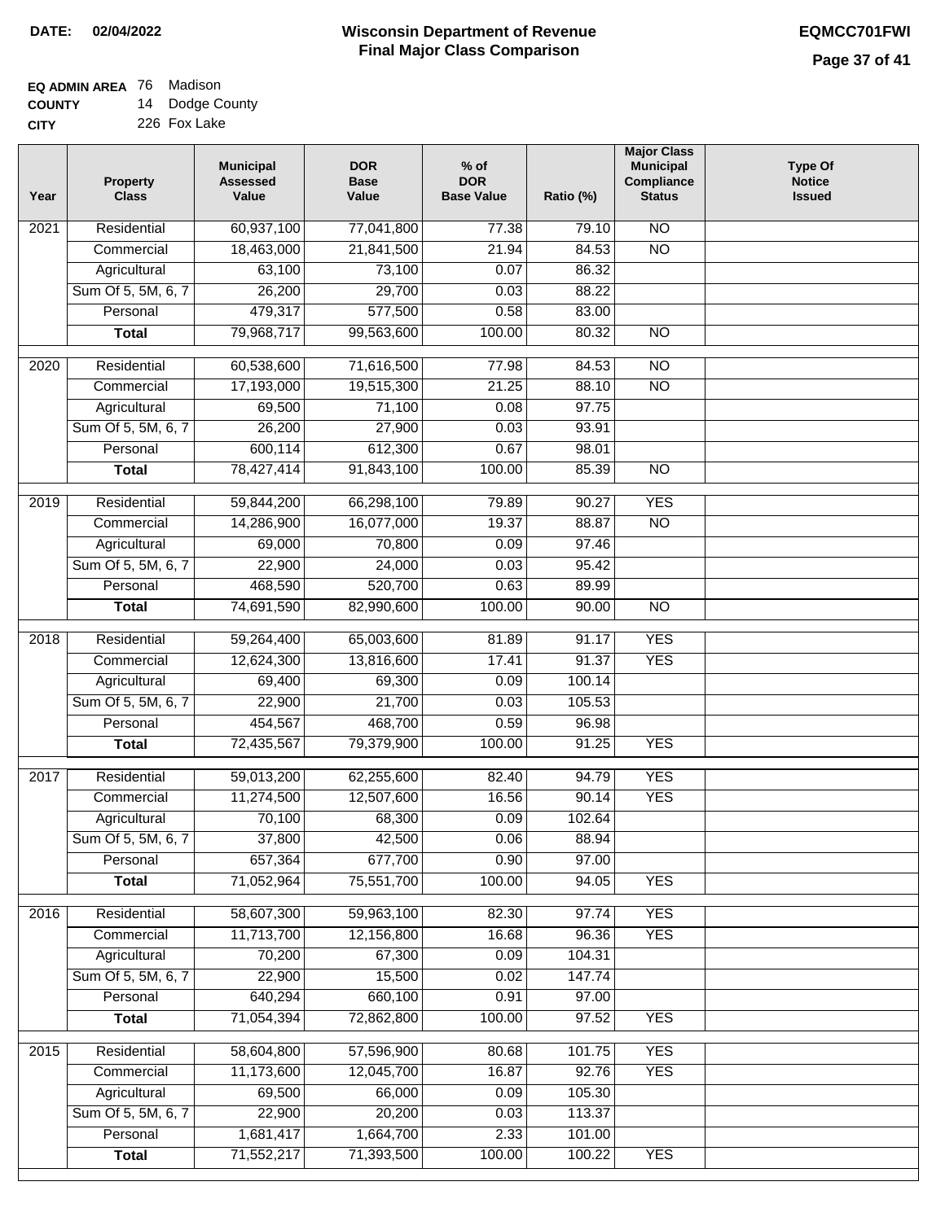**DATE:** 02/04/2022

# Wisconsin Department of Revenue
## Final Major Class Comparison

**EQMCC701FWI**

**EQ ADMIN AREA** 76 Madison
**COUNTY** 14 Dodge County
**CITY** 226 Fox Lake

| Year | Property Class | Municipal Assessed Value | DOR Base Value | % of DOR Base Value | Ratio (%) | Major Class Municipal Compliance Status | Type Of Notice Issued |
|---|---|---|---|---|---|---|---|
| 2021 | Residential | 60,937,100 | 77,041,800 | 77.38 | 79.10 | NO | |
| | Commercial | 18,463,000 | 21,841,500 | 21.94 | 84.53 | NO | |
| | Agricultural | 63,100 | 73,100 | 0.07 | 86.32 | | |
| | Sum Of 5, 5M, 6, 7 | 26,200 | 29,700 | 0.03 | 88.22 | | |
| | Personal | 479,317 | 577,500 | 0.58 | 83.00 | | |
| | **Total** | 79,968,717 | 99,563,600 | 100.00 | 80.32 | NO | |
| 2020 | Residential | 60,538,600 | 71,616,500 | 77.98 | 84.53 | NO | |
| | Commercial | 17,193,000 | 19,515,300 | 21.25 | 88.10 | NO | |
| | Agricultural | 69,500 | 71,100 | 0.08 | 97.75 | | |
| | Sum Of 5, 5M, 6, 7 | 26,200 | 27,900 | 0.03 | 93.91 | | |
| | Personal | 600,114 | 612,300 | 0.67 | 98.01 | | |
| | **Total** | 78,427,414 | 91,843,100 | 100.00 | 85.39 | NO | |
| 2019 | Residential | 59,844,200 | 66,298,100 | 79.89 | 90.27 | YES | |
| | Commercial | 14,286,900 | 16,077,000 | 19.37 | 88.87 | NO | |
| | Agricultural | 69,000 | 70,800 | 0.09 | 97.46 | | |
| | Sum Of 5, 5M, 6, 7 | 22,900 | 24,000 | 0.03 | 95.42 | | |
| | Personal | 468,590 | 520,700 | 0.63 | 89.99 | | |
| | **Total** | 74,691,590 | 82,990,600 | 100.00 | 90.00 | NO | |
| 2018 | Residential | 59,264,400 | 65,003,600 | 81.89 | 91.17 | YES | |
| | Commercial | 12,624,300 | 13,816,600 | 17.41 | 91.37 | YES | |
| | Agricultural | 69,400 | 69,300 | 0.09 | 100.14 | | |
| | Sum Of 5, 5M, 6, 7 | 22,900 | 21,700 | 0.03 | 105.53 | | |
| | Personal | 454,567 | 468,700 | 0.59 | 96.98 | | |
| | **Total** | 72,435,567 | 79,379,900 | 100.00 | 91.25 | YES | |
| 2017 | Residential | 59,013,200 | 62,255,600 | 82.40 | 94.79 | YES | |
| | Commercial | 11,274,500 | 12,507,600 | 16.56 | 90.14 | YES | |
| | Agricultural | 70,100 | 68,300 | 0.09 | 102.64 | | |
| | Sum Of 5, 5M, 6, 7 | 37,800 | 42,500 | 0.06 | 88.94 | | |
| | Personal | 657,364 | 677,700 | 0.90 | 97.00 | | |
| | **Total** | 71,052,964 | 75,551,700 | 100.00 | 94.05 | YES | |
| 2016 | Residential | 58,607,300 | 59,963,100 | 82.30 | 97.74 | YES | |
| | Commercial | 11,713,700 | 12,156,800 | 16.68 | 96.36 | YES | |
| | Agricultural | 70,200 | 67,300 | 0.09 | 104.31 | | |
| | Sum Of 5, 5M, 6, 7 | 22,900 | 15,500 | 0.02 | 147.74 | | |
| | Personal | 640,294 | 660,100 | 0.91 | 97.00 | | |
| | **Total** | 71,054,394 | 72,862,800 | 100.00 | 97.52 | YES | |
| 2015 | Residential | 58,604,800 | 57,596,900 | 80.68 | 101.75 | YES | |
| | Commercial | 11,173,600 | 12,045,700 | 16.87 | 92.76 | YES | |
| | Agricultural | 69,500 | 66,000 | 0.09 | 105.30 | | |
| | Sum Of 5, 5M, 6, 7 | 22,900 | 20,200 | 0.03 | 113.37 | | |
| | Personal | 1,681,417 | 1,664,700 | 2.33 | 101.00 | | |
| | **Total** | 71,552,217 | 71,393,500 | 100.00 | 100.22 | YES | |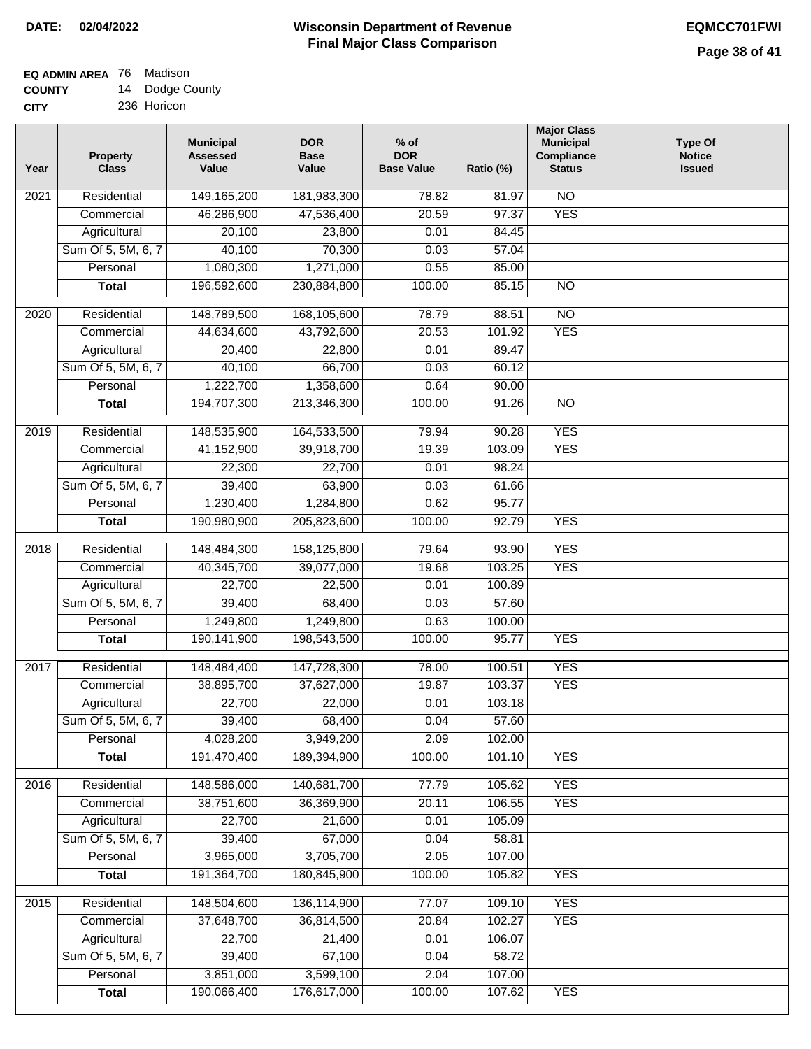**DATE:** 02/04/2022

# Wisconsin Department of Revenue
## Final Major Class Comparison

**EQMCC701FWI**

**EQ ADMIN AREA** 76 Madison
**COUNTY** 14 Dodge County
**CITY** 236 Horicon

| Year | Property Class | Municipal Assessed Value | DOR Base Value | % of DOR Base Value | Ratio (%) | Major Class Municipal Compliance Status | Type Of Notice Issued |
|---|---|---|---|---|---|---|---|
| 2021 | Residential | 149,165,200 | 181,983,300 | 78.82 | 81.97 | NO | |
| | Commercial | 46,286,900 | 47,536,400 | 20.59 | 97.37 | YES | |
| | Agricultural | 20,100 | 23,800 | 0.01 | 84.45 | | |
| | Sum Of 5, 5M, 6, 7 | 40,100 | 70,300 | 0.03 | 57.04 | | |
| | Personal | 1,080,300 | 1,271,000 | 0.55 | 85.00 | | |
| | **Total** | 196,592,600 | 230,884,800 | 100.00 | 85.15 | NO | |
| 2020 | Residential | 148,789,500 | 168,105,600 | 78.79 | 88.51 | NO | |
| | Commercial | 44,634,600 | 43,792,600 | 20.53 | 101.92 | YES | |
| | Agricultural | 20,400 | 22,800 | 0.01 | 89.47 | | |
| | Sum Of 5, 5M, 6, 7 | 40,100 | 66,700 | 0.03 | 60.12 | | |
| | Personal | 1,222,700 | 1,358,600 | 0.64 | 90.00 | | |
| | **Total** | 194,707,300 | 213,346,300 | 100.00 | 91.26 | NO | |
| 2019 | Residential | 148,535,900 | 164,533,500 | 79.94 | 90.28 | YES | |
| | Commercial | 41,152,900 | 39,918,700 | 19.39 | 103.09 | YES | |
| | Agricultural | 22,300 | 22,700 | 0.01 | 98.24 | | |
| | Sum Of 5, 5M, 6, 7 | 39,400 | 63,900 | 0.03 | 61.66 | | |
| | Personal | 1,230,400 | 1,284,800 | 0.62 | 95.77 | | |
| | **Total** | 190,980,900 | 205,823,600 | 100.00 | 92.79 | YES | |
| 2018 | Residential | 148,484,300 | 158,125,800 | 79.64 | 93.90 | YES | |
| | Commercial | 40,345,700 | 39,077,000 | 19.68 | 103.25 | YES | |
| | Agricultural | 22,700 | 22,500 | 0.01 | 100.89 | | |
| | Sum Of 5, 5M, 6, 7 | 39,400 | 68,400 | 0.03 | 57.60 | | |
| | Personal | 1,249,800 | 1,249,800 | 0.63 | 100.00 | | |
| | **Total** | 190,141,900 | 198,543,500 | 100.00 | 95.77 | YES | |
| 2017 | Residential | 148,484,400 | 147,728,300 | 78.00 | 100.51 | YES | |
| | Commercial | 38,895,700 | 37,627,000 | 19.87 | 103.37 | YES | |
| | Agricultural | 22,700 | 22,000 | 0.01 | 103.18 | | |
| | Sum Of 5, 5M, 6, 7 | 39,400 | 68,400 | 0.04 | 57.60 | | |
| | Personal | 4,028,200 | 3,949,200 | 2.09 | 102.00 | | |
| | **Total** | 191,470,400 | 189,394,900 | 100.00 | 101.10 | YES | |
| 2016 | Residential | 148,586,000 | 140,681,700 | 77.79 | 105.62 | YES | |
| | Commercial | 38,751,600 | 36,369,900 | 20.11 | 106.55 | YES | |
| | Agricultural | 22,700 | 21,600 | 0.01 | 105.09 | | |
| | Sum Of 5, 5M, 6, 7 | 39,400 | 67,000 | 0.04 | 58.81 | | |
| | Personal | 3,965,000 | 3,705,700 | 2.05 | 107.00 | | |
| | **Total** | 191,364,700 | 180,845,900 | 100.00 | 105.82 | YES | |
| 2015 | Residential | 148,504,600 | 136,114,900 | 77.07 | 109.10 | YES | |
| | Commercial | 37,648,700 | 36,814,500 | 20.84 | 102.27 | YES | |
| | Agricultural | 22,700 | 21,400 | 0.01 | 106.07 | | |
| | Sum Of 5, 5M, 6, 7 | 39,400 | 67,100 | 0.04 | 58.72 | | |
| | Personal | 3,851,000 | 3,599,100 | 2.04 | 107.00 | | |
| | **Total** | 190,066,400 | 176,617,000 | 100.00 | 107.62 | YES | |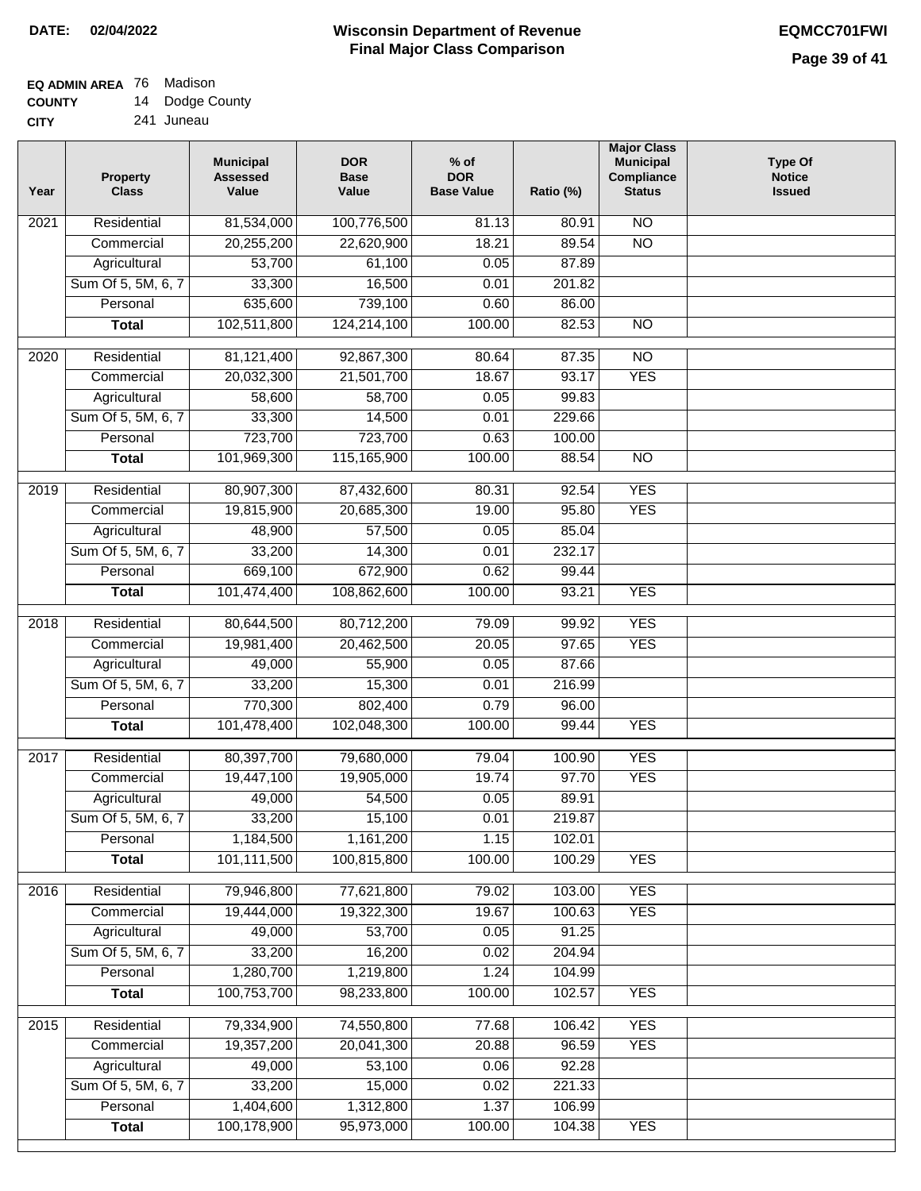**DATE: 02/04/2022**

# Wisconsin Department of Revenue
## Final Major Class Comparison

**EQMCC701FWI**

**EQ ADMIN AREA** 76 Madison
**COUNTY** 14 Dodge County
**CITY** 241 Juneau

| Year | Property Class | Municipal Assessed Value | DOR Base Value | % of DOR Base Value | Ratio (%) | Major Class Municipal Compliance Status | Type Of Notice Issued |
|---|---|---|---|---|---|---|---|
| 2021 | Residential | 81,534,000 | 100,776,500 | 81.13 | 80.91 | NO | |
| | Commercial | 20,255,200 | 22,620,900 | 18.21 | 89.54 | NO | |
| | Agricultural | 53,700 | 61,100 | 0.05 | 87.89 | | |
| | Sum Of 5, 5M, 6, 7 | 33,300 | 16,500 | 0.01 | 201.82 | | |
| | Personal | 635,600 | 739,100 | 0.60 | 86.00 | | |
| | **Total** | 102,511,800 | 124,214,100 | 100.00 | 82.53 | NO | |
| 2020 | Residential | 81,121,400 | 92,867,300 | 80.64 | 87.35 | NO | |
| | Commercial | 20,032,300 | 21,501,700 | 18.67 | 93.17 | YES | |
| | Agricultural | 58,600 | 58,700 | 0.05 | 99.83 | | |
| | Sum Of 5, 5M, 6, 7 | 33,300 | 14,500 | 0.01 | 229.66 | | |
| | Personal | 723,700 | 723,700 | 0.63 | 100.00 | | |
| | **Total** | 101,969,300 | 115,165,900 | 100.00 | 88.54 | NO | |
| 2019 | Residential | 80,907,300 | 87,432,600 | 80.31 | 92.54 | YES | |
| | Commercial | 19,815,900 | 20,685,300 | 19.00 | 95.80 | YES | |
| | Agricultural | 48,900 | 57,500 | 0.05 | 85.04 | | |
| | Sum Of 5, 5M, 6, 7 | 33,200 | 14,300 | 0.01 | 232.17 | | |
| | Personal | 669,100 | 672,900 | 0.62 | 99.44 | | |
| | **Total** | 101,474,400 | 108,862,600 | 100.00 | 93.21 | YES | |
| 2018 | Residential | 80,644,500 | 80,712,200 | 79.09 | 99.92 | YES | |
| | Commercial | 19,981,400 | 20,462,500 | 20.05 | 97.65 | YES | |
| | Agricultural | 49,000 | 55,900 | 0.05 | 87.66 | | |
| | Sum Of 5, 5M, 6, 7 | 33,200 | 15,300 | 0.01 | 216.99 | | |
| | Personal | 770,300 | 802,400 | 0.79 | 96.00 | | |
| | **Total** | 101,478,400 | 102,048,300 | 100.00 | 99.44 | YES | |
| 2017 | Residential | 80,397,700 | 79,680,000 | 79.04 | 100.90 | YES | |
| | Commercial | 19,447,100 | 19,905,000 | 19.74 | 97.70 | YES | |
| | Agricultural | 49,000 | 54,500 | 0.05 | 89.91 | | |
| | Sum Of 5, 5M, 6, 7 | 33,200 | 15,100 | 0.01 | 219.87 | | |
| | Personal | 1,184,500 | 1,161,200 | 1.15 | 102.01 | | |
| | **Total** | 101,111,500 | 100,815,800 | 100.00 | 100.29 | YES | |
| 2016 | Residential | 79,946,800 | 77,621,800 | 79.02 | 103.00 | YES | |
| | Commercial | 19,444,000 | 19,322,300 | 19.67 | 100.63 | YES | |
| | Agricultural | 49,000 | 53,700 | 0.05 | 91.25 | | |
| | Sum Of 5, 5M, 6, 7 | 33,200 | 16,200 | 0.02 | 204.94 | | |
| | Personal | 1,280,700 | 1,219,800 | 1.24 | 104.99 | | |
| | **Total** | 100,753,700 | 98,233,800 | 100.00 | 102.57 | YES | |
| 2015 | Residential | 79,334,900 | 74,550,800 | 77.68 | 106.42 | YES | |
| | Commercial | 19,357,200 | 20,041,300 | 20.88 | 96.59 | YES | |
| | Agricultural | 49,000 | 53,100 | 0.06 | 92.28 | | |
| | Sum Of 5, 5M, 6, 7 | 33,200 | 15,000 | 0.02 | 221.33 | | |
| | Personal | 1,404,600 | 1,312,800 | 1.37 | 106.99 | | |
| | **Total** | 100,178,900 | 95,973,000 | 100.00 | 104.38 | YES | |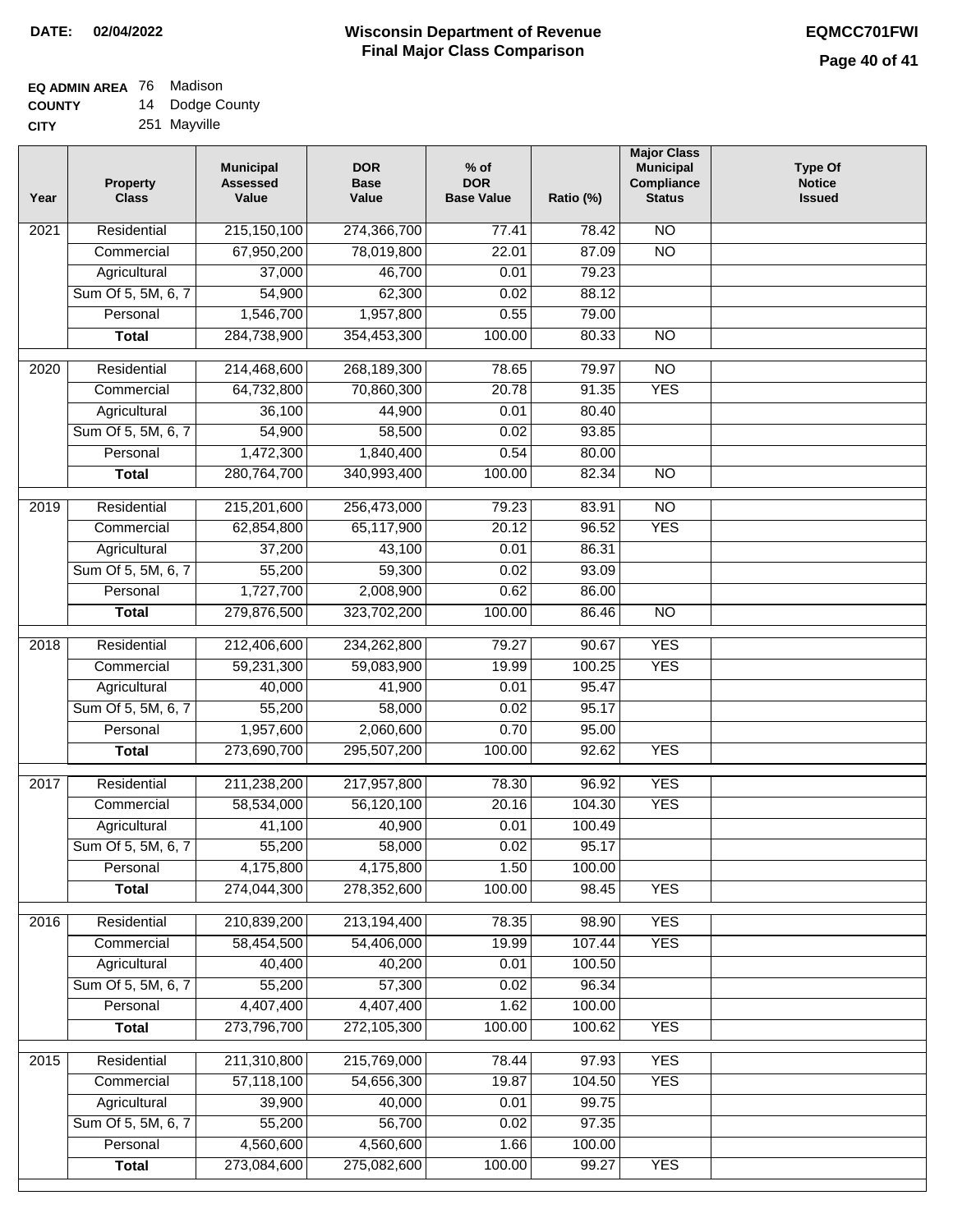**DATE:** 02/04/2022

# Wisconsin Department of Revenue
## Final Major Class Comparison

**EQMCC701FWI**

**EQ ADMIN AREA** 76 Madison
**COUNTY** 14 Dodge County
**CITY** 251 Mayville

| Year | Property Class | Municipal Assessed Value | DOR Base Value | % of DOR Base Value | Ratio (%) | Major Class Municipal Compliance Status | Type Of Notice Issued |
|---|---|---|---|---|---|---|---|
| 2021 | Residential | 215,150,100 | 274,366,700 | 77.41 | 78.42 | NO | |
| | Commercial | 67,950,200 | 78,019,800 | 22.01 | 87.09 | NO | |
| | Agricultural | 37,000 | 46,700 | 0.01 | 79.23 | | |
| | Sum Of 5, 5M, 6, 7 | 54,900 | 62,300 | 0.02 | 88.12 | | |
| | Personal | 1,546,700 | 1,957,800 | 0.55 | 79.00 | | |
| | **Total** | 284,738,900 | 354,453,300 | 100.00 | 80.33 | NO | |
| 2020 | Residential | 214,468,600 | 268,189,300 | 78.65 | 79.97 | NO | |
| | Commercial | 64,732,800 | 70,860,300 | 20.78 | 91.35 | YES | |
| | Agricultural | 36,100 | 44,900 | 0.01 | 80.40 | | |
| | Sum Of 5, 5M, 6, 7 | 54,900 | 58,500 | 0.02 | 93.85 | | |
| | Personal | 1,472,300 | 1,840,400 | 0.54 | 80.00 | | |
| | **Total** | 280,764,700 | 340,993,400 | 100.00 | 82.34 | NO | |
| 2019 | Residential | 215,201,600 | 256,473,000 | 79.23 | 83.91 | NO | |
| | Commercial | 62,854,800 | 65,117,900 | 20.12 | 96.52 | YES | |
| | Agricultural | 37,200 | 43,100 | 0.01 | 86.31 | | |
| | Sum Of 5, 5M, 6, 7 | 55,200 | 59,300 | 0.02 | 93.09 | | |
| | Personal | 1,727,700 | 2,008,900 | 0.62 | 86.00 | | |
| | **Total** | 279,876,500 | 323,702,200 | 100.00 | 86.46 | NO | |
| 2018 | Residential | 212,406,600 | 234,262,800 | 79.27 | 90.67 | YES | |
| | Commercial | 59,231,300 | 59,083,900 | 19.99 | 100.25 | YES | |
| | Agricultural | 40,000 | 41,900 | 0.01 | 95.47 | | |
| | Sum Of 5, 5M, 6, 7 | 55,200 | 58,000 | 0.02 | 95.17 | | |
| | Personal | 1,957,600 | 2,060,600 | 0.70 | 95.00 | | |
| | **Total** | 273,690,700 | 295,507,200 | 100.00 | 92.62 | YES | |
| 2017 | Residential | 211,238,200 | 217,957,800 | 78.30 | 96.92 | YES | |
| | Commercial | 58,534,000 | 56,120,100 | 20.16 | 104.30 | YES | |
| | Agricultural | 41,100 | 40,900 | 0.01 | 100.49 | | |
| | Sum Of 5, 5M, 6, 7 | 55,200 | 58,000 | 0.02 | 95.17 | | |
| | Personal | 4,175,800 | 4,175,800 | 1.50 | 100.00 | | |
| | **Total** | 274,044,300 | 278,352,600 | 100.00 | 98.45 | YES | |
| 2016 | Residential | 210,839,200 | 213,194,400 | 78.35 | 98.90 | YES | |
| | Commercial | 58,454,500 | 54,406,000 | 19.99 | 107.44 | YES | |
| | Agricultural | 40,400 | 40,200 | 0.01 | 100.50 | | |
| | Sum Of 5, 5M, 6, 7 | 55,200 | 57,300 | 0.02 | 96.34 | | |
| | Personal | 4,407,400 | 4,407,400 | 1.62 | 100.00 | | |
| | **Total** | 273,796,700 | 272,105,300 | 100.00 | 100.62 | YES | |
| 2015 | Residential | 211,310,800 | 215,769,000 | 78.44 | 97.93 | YES | |
| | Commercial | 57,118,100 | 54,656,300 | 19.87 | 104.50 | YES | |
| | Agricultural | 39,900 | 40,000 | 0.01 | 99.75 | | |
| | Sum Of 5, 5M, 6, 7 | 55,200 | 56,700 | 0.02 | 97.35 | | |
| | Personal | 4,560,600 | 4,560,600 | 1.66 | 100.00 | | |
| | **Total** | 273,084,600 | 275,082,600 | 100.00 | 99.27 | YES | |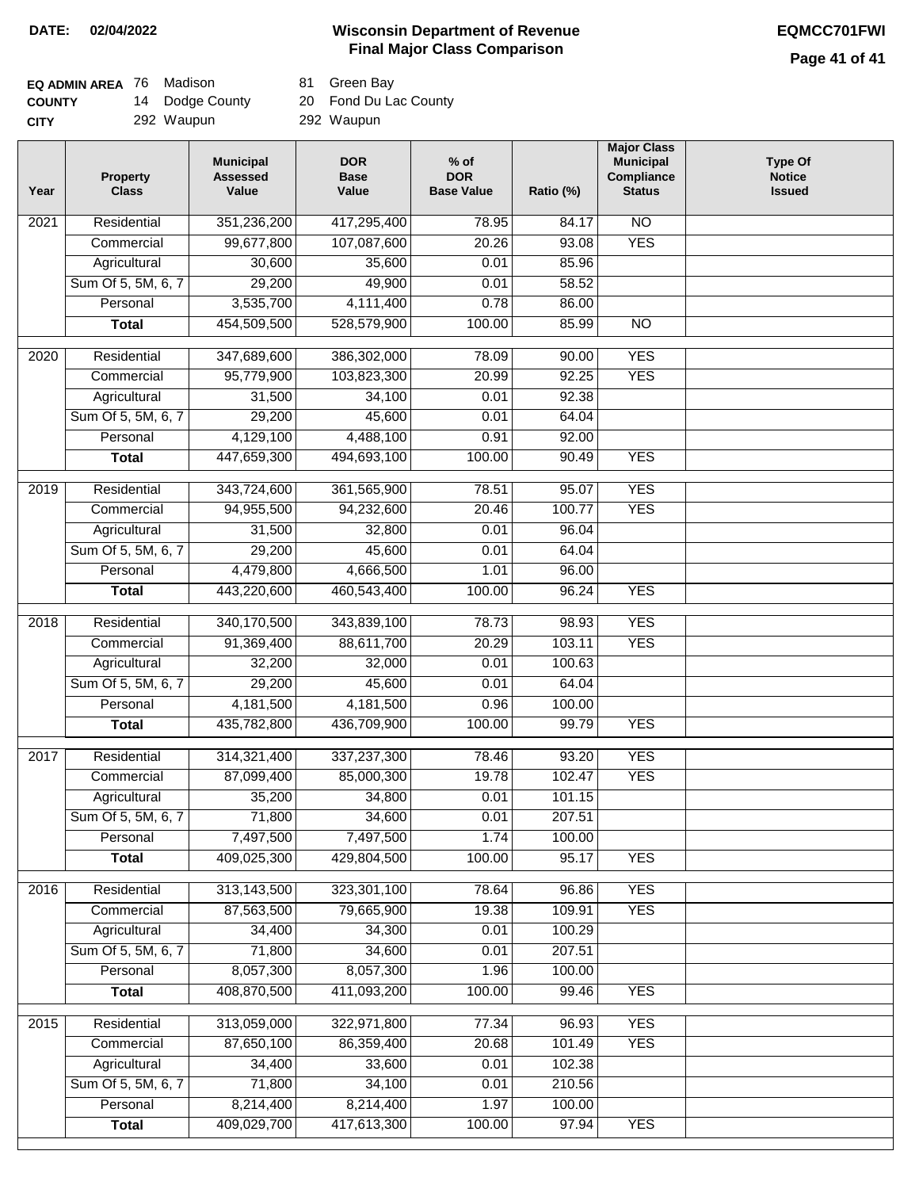**DATE: 02/04/2022**

# Wisconsin Department of Revenue
## Final Major Class Comparison

**EQMCC701FWI**

| | | | | |
|---|---|---|---|---|
| **EQ ADMIN AREA** | 76 | Madison | 81 | Green Bay |
| **COUNTY** | 14 | Dodge County | 20 | Fond Du Lac County |
| **CITY** | | 292 Waupun | | 292 Waupun |

| Year | Property Class | Municipal Assessed Value | DOR Base Value | % of DOR Base Value | Ratio (%) | Major Class Municipal Compliance Status | Type Of Notice Issued |
|---|---|---|---|---|---|---|---|
| 2021 | Residential | 351,236,200 | 417,295,400 | 78.95 | 84.17 | NO | |
| | Commercial | 99,677,800 | 107,087,600 | 20.26 | 93.08 | YES | |
| | Agricultural | 30,600 | 35,600 | 0.01 | 85.96 | | |
| | Sum Of 5, 5M, 6, 7 | 29,200 | 49,900 | 0.01 | 58.52 | | |
| | Personal | 3,535,700 | 4,111,400 | 0.78 | 86.00 | | |
| | **Total** | 454,509,500 | 528,579,900 | 100.00 | 85.99 | NO | |
| 2020 | Residential | 347,689,600 | 386,302,000 | 78.09 | 90.00 | YES | |
| | Commercial | 95,779,900 | 103,823,300 | 20.99 | 92.25 | YES | |
| | Agricultural | 31,500 | 34,100 | 0.01 | 92.38 | | |
| | Sum Of 5, 5M, 6, 7 | 29,200 | 45,600 | 0.01 | 64.04 | | |
| | Personal | 4,129,100 | 4,488,100 | 0.91 | 92.00 | | |
| | **Total** | 447,659,300 | 494,693,100 | 100.00 | 90.49 | YES | |
| 2019 | Residential | 343,724,600 | 361,565,900 | 78.51 | 95.07 | YES | |
| | Commercial | 94,955,500 | 94,232,600 | 20.46 | 100.77 | YES | |
| | Agricultural | 31,500 | 32,800 | 0.01 | 96.04 | | |
| | Sum Of 5, 5M, 6, 7 | 29,200 | 45,600 | 0.01 | 64.04 | | |
| | Personal | 4,479,800 | 4,666,500 | 1.01 | 96.00 | | |
| | **Total** | 443,220,600 | 460,543,400 | 100.00 | 96.24 | YES | |
| 2018 | Residential | 340,170,500 | 343,839,100 | 78.73 | 98.93 | YES | |
| | Commercial | 91,369,400 | 88,611,700 | 20.29 | 103.11 | YES | |
| | Agricultural | 32,200 | 32,000 | 0.01 | 100.63 | | |
| | Sum Of 5, 5M, 6, 7 | 29,200 | 45,600 | 0.01 | 64.04 | | |
| | Personal | 4,181,500 | 4,181,500 | 0.96 | 100.00 | | |
| | **Total** | 435,782,800 | 436,709,900 | 100.00 | 99.79 | YES | |
| 2017 | Residential | 314,321,400 | 337,237,300 | 78.46 | 93.20 | YES | |
| | Commercial | 87,099,400 | 85,000,300 | 19.78 | 102.47 | YES | |
| | Agricultural | 35,200 | 34,800 | 0.01 | 101.15 | | |
| | Sum Of 5, 5M, 6, 7 | 71,800 | 34,600 | 0.01 | 207.51 | | |
| | Personal | 7,497,500 | 7,497,500 | 1.74 | 100.00 | | |
| | **Total** | 409,025,300 | 429,804,500 | 100.00 | 95.17 | YES | |
| 2016 | Residential | 313,143,500 | 323,301,100 | 78.64 | 96.86 | YES | |
| | Commercial | 87,563,500 | 79,665,900 | 19.38 | 109.91 | YES | |
| | Agricultural | 34,400 | 34,300 | 0.01 | 100.29 | | |
| | Sum Of 5, 5M, 6, 7 | 71,800 | 34,600 | 0.01 | 207.51 | | |
| | Personal | 8,057,300 | 8,057,300 | 1.96 | 100.00 | | |
| | **Total** | 408,870,500 | 411,093,200 | 100.00 | 99.46 | YES | |
| 2015 | Residential | 313,059,000 | 322,971,800 | 77.34 | 96.93 | YES | |
| | Commercial | 87,650,100 | 86,359,400 | 20.68 | 101.49 | YES | |
| | Agricultural | 34,400 | 33,600 | 0.01 | 102.38 | | |
| | Sum Of 5, 5M, 6, 7 | 71,800 | 34,100 | 0.01 | 210.56 | | |
| | Personal | 8,214,400 | 8,214,400 | 1.97 | 100.00 | | |
| | **Total** | 409,029,700 | 417,613,300 | 100.00 | 97.94 | YES | |